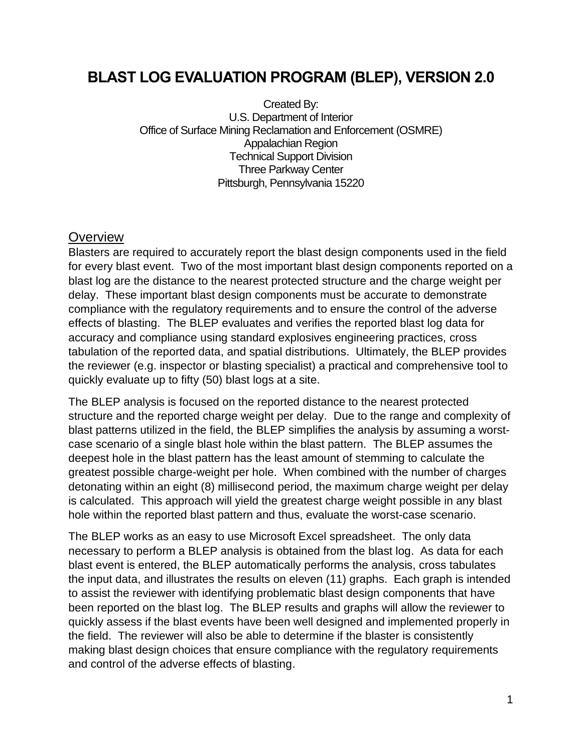# BLAST LOG EVALUATION PROGRAM (BLEP), VERSION 2.0

Created By:
U.S. Department of Interior
Office of Surface Mining Reclamation and Enforcement (OSMRE)
Appalachian Region
Technical Support Division
Three Parkway Center
Pittsburgh, Pennsylvania 15220

## Overview

Blasters are required to accurately report the blast design components used in the field for every blast event. Two of the most important blast design components reported on a blast log are the distance to the nearest protected structure and the charge weight per delay. These important blast design components must be accurate to demonstrate compliance with the regulatory requirements and to ensure the control of the adverse effects of blasting. The BLEP evaluates and verifies the reported blast log data for accuracy and compliance using standard explosives engineering practices, cross tabulation of the reported data, and spatial distributions. Ultimately, the BLEP provides the reviewer (e.g. inspector or blasting specialist) a practical and comprehensive tool to quickly evaluate up to fifty (50) blast logs at a site.

The BLEP analysis is focused on the reported distance to the nearest protected structure and the reported charge weight per delay. Due to the range and complexity of blast patterns utilized in the field, the BLEP simplifies the analysis by assuming a worst-case scenario of a single blast hole within the blast pattern. The BLEP assumes the deepest hole in the blast pattern has the least amount of stemming to calculate the greatest possible charge-weight per hole. When combined with the number of charges detonating within an eight (8) millisecond period, the maximum charge weight per delay is calculated. This approach will yield the greatest charge weight possible in any blast hole within the reported blast pattern and thus, evaluate the worst-case scenario.

The BLEP works as an easy to use Microsoft Excel spreadsheet. The only data necessary to perform a BLEP analysis is obtained from the blast log. As data for each blast event is entered, the BLEP automatically performs the analysis, cross tabulates the input data, and illustrates the results on eleven (11) graphs. Each graph is intended to assist the reviewer with identifying problematic blast design components that have been reported on the blast log. The BLEP results and graphs will allow the reviewer to quickly assess if the blast events have been well designed and implemented properly in the field. The reviewer will also be able to determine if the blaster is consistently making blast design choices that ensure compliance with the regulatory requirements and control of the adverse effects of blasting.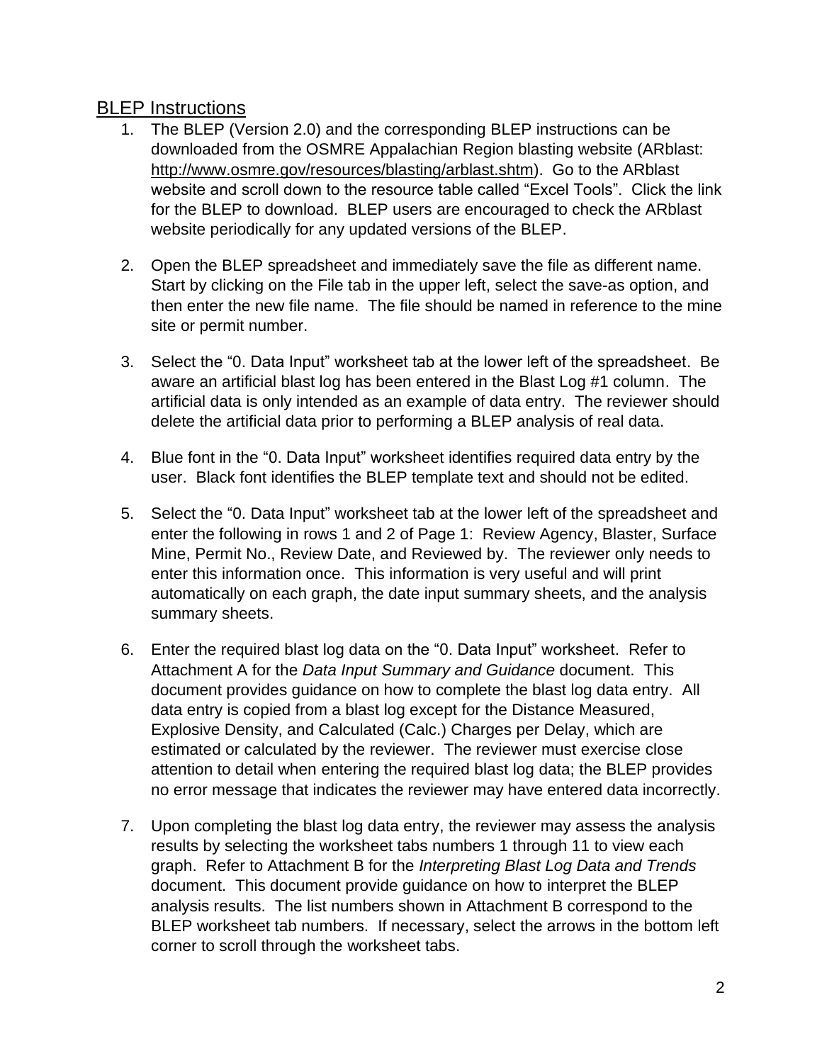## BLEP Instructions

1. The BLEP (Version 2.0) and the corresponding BLEP instructions can be downloaded from the OSMRE Appalachian Region blasting website (ARblast: http://www.osmre.gov/resources/blasting/arblast.shtm). Go to the ARblast website and scroll down to the resource table called "Excel Tools". Click the link for the BLEP to download. BLEP users are encouraged to check the ARblast website periodically for any updated versions of the BLEP.

2. Open the BLEP spreadsheet and immediately save the file as different name. Start by clicking on the File tab in the upper left, select the save-as option, and then enter the new file name. The file should be named in reference to the mine site or permit number.

3. Select the "0. Data Input" worksheet tab at the lower left of the spreadsheet. Be aware an artificial blast log has been entered in the Blast Log #1 column. The artificial data is only intended as an example of data entry. The reviewer should delete the artificial data prior to performing a BLEP analysis of real data.

4. Blue font in the "0. Data Input" worksheet identifies required data entry by the user. Black font identifies the BLEP template text and should not be edited.

5. Select the "0. Data Input" worksheet tab at the lower left of the spreadsheet and enter the following in rows 1 and 2 of Page 1: Review Agency, Blaster, Surface Mine, Permit No., Review Date, and Reviewed by. The reviewer only needs to enter this information once. This information is very useful and will print automatically on each graph, the date input summary sheets, and the analysis summary sheets.

6. Enter the required blast log data on the "0. Data Input" worksheet. Refer to Attachment A for the *Data Input Summary and Guidance* document. This document provides guidance on how to complete the blast log data entry. All data entry is copied from a blast log except for the Distance Measured, Explosive Density, and Calculated (Calc.) Charges per Delay, which are estimated or calculated by the reviewer. The reviewer must exercise close attention to detail when entering the required blast log data; the BLEP provides no error message that indicates the reviewer may have entered data incorrectly.

7. Upon completing the blast log data entry, the reviewer may assess the analysis results by selecting the worksheet tabs numbers 1 through 11 to view each graph. Refer to Attachment B for the *Interpreting Blast Log Data and Trends* document. This document provide guidance on how to interpret the BLEP analysis results. The list numbers shown in Attachment B correspond to the BLEP worksheet tab numbers. If necessary, select the arrows in the bottom left corner to scroll through the worksheet tabs.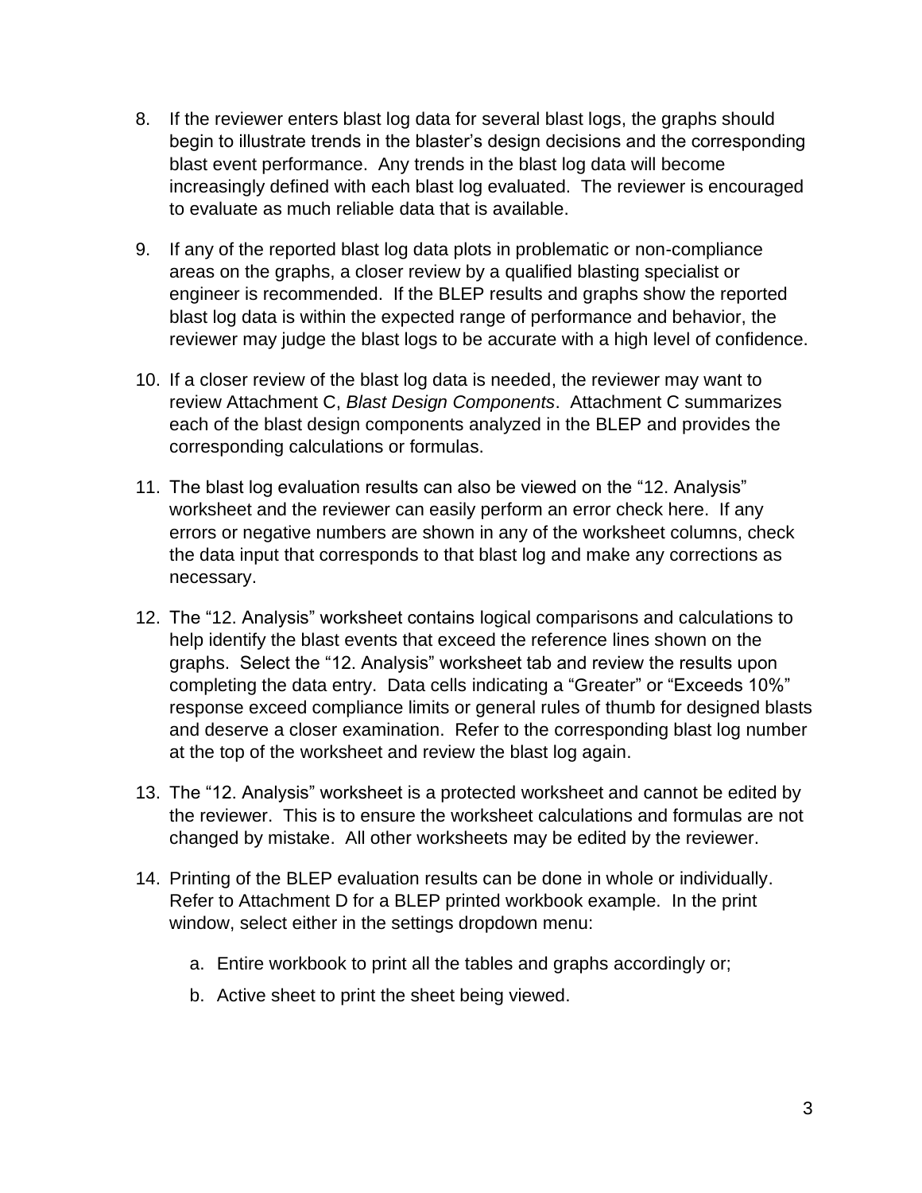8. If the reviewer enters blast log data for several blast logs, the graphs should begin to illustrate trends in the blaster's design decisions and the corresponding blast event performance. Any trends in the blast log data will become increasingly defined with each blast log evaluated. The reviewer is encouraged to evaluate as much reliable data that is available.

9. If any of the reported blast log data plots in problematic or non-compliance areas on the graphs, a closer review by a qualified blasting specialist or engineer is recommended. If the BLEP results and graphs show the reported blast log data is within the expected range of performance and behavior, the reviewer may judge the blast logs to be accurate with a high level of confidence.

10. If a closer review of the blast log data is needed, the reviewer may want to review Attachment C, *Blast Design Components*. Attachment C summarizes each of the blast design components analyzed in the BLEP and provides the corresponding calculations or formulas.

11. The blast log evaluation results can also be viewed on the "12. Analysis" worksheet and the reviewer can easily perform an error check here. If any errors or negative numbers are shown in any of the worksheet columns, check the data input that corresponds to that blast log and make any corrections as necessary.

12. The "12. Analysis" worksheet contains logical comparisons and calculations to help identify the blast events that exceed the reference lines shown on the graphs. Select the "12. Analysis" worksheet tab and review the results upon completing the data entry. Data cells indicating a "Greater" or "Exceeds 10%" response exceed compliance limits or general rules of thumb for designed blasts and deserve a closer examination. Refer to the corresponding blast log number at the top of the worksheet and review the blast log again.

13. The "12. Analysis" worksheet is a protected worksheet and cannot be edited by the reviewer. This is to ensure the worksheet calculations and formulas are not changed by mistake. All other worksheets may be edited by the reviewer.

14. Printing of the BLEP evaluation results can be done in whole or individually. Refer to Attachment D for a BLEP printed workbook example. In the print window, select either in the settings dropdown menu:

    a. Entire workbook to print all the tables and graphs accordingly or;

    b. Active sheet to print the sheet being viewed.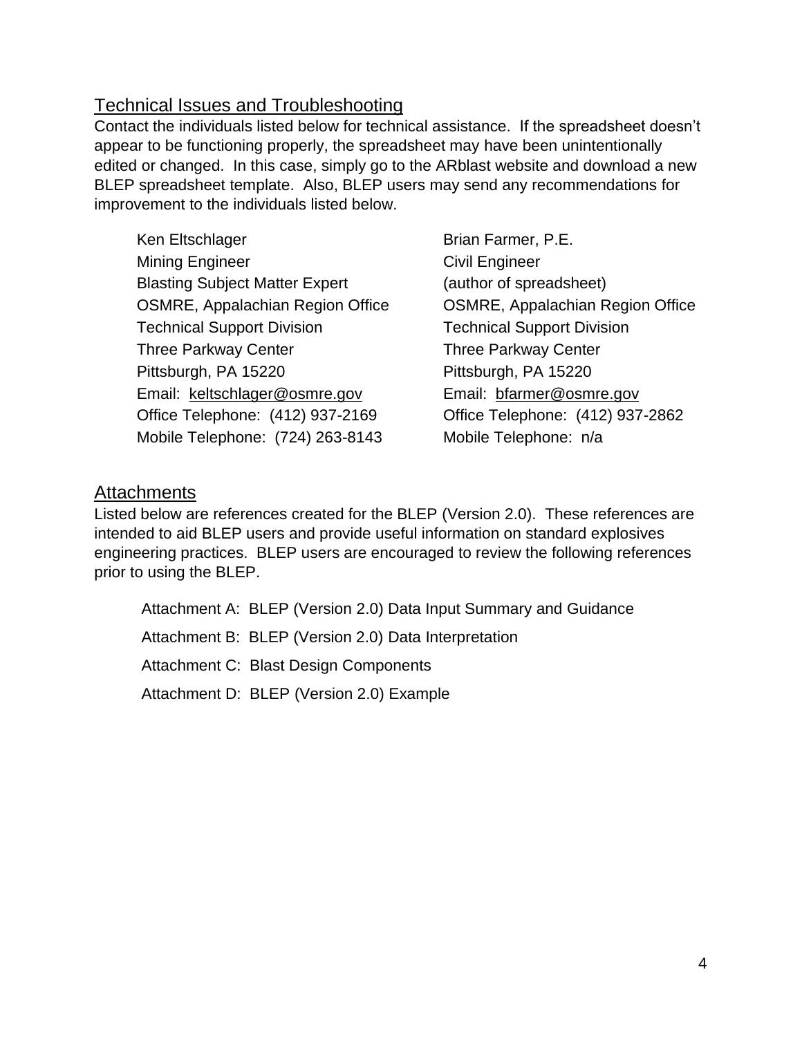## Technical Issues and Troubleshooting

Contact the individuals listed below for technical assistance. If the spreadsheet doesn't appear to be functioning properly, the spreadsheet may have been unintentionally edited or changed. In this case, simply go to the ARblast website and download a new BLEP spreadsheet template. Also, BLEP users may send any recommendations for improvement to the individuals listed below.

Ken Eltschlager
Mining Engineer
Blasting Subject Matter Expert
OSMRE, Appalachian Region Office
Technical Support Division
Three Parkway Center
Pittsburgh, PA 15220
Email: keltschlager@osmre.gov
Office Telephone: (412) 937-2169
Mobile Telephone: (724) 263-8143

Brian Farmer, P.E.
Civil Engineer
(author of spreadsheet)
OSMRE, Appalachian Region Office
Technical Support Division
Three Parkway Center
Pittsburgh, PA 15220
Email: bfarmer@osmre.gov
Office Telephone: (412) 937-2862
Mobile Telephone: n/a

## Attachments

Listed below are references created for the BLEP (Version 2.0). These references are intended to aid BLEP users and provide useful information on standard explosives engineering practices. BLEP users are encouraged to review the following references prior to using the BLEP.

Attachment A: BLEP (Version 2.0) Data Input Summary and Guidance

Attachment B: BLEP (Version 2.0) Data Interpretation

Attachment C: Blast Design Components

Attachment D: BLEP (Version 2.0) Example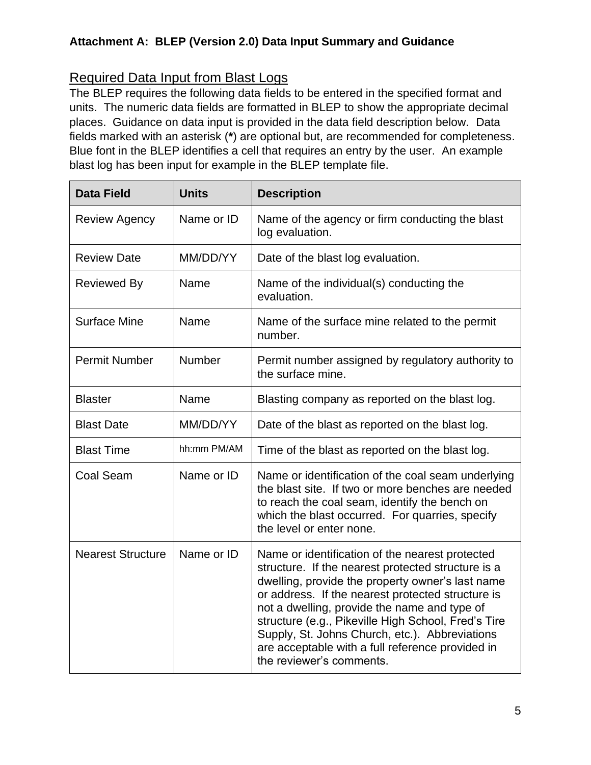**Attachment A: BLEP (Version 2.0) Data Input Summary and Guidance**

## Required Data Input from Blast Logs

The BLEP requires the following data fields to be entered in the specified format and units. The numeric data fields are formatted in BLEP to show the appropriate decimal places. Guidance on data input is provided in the data field description below. Data fields marked with an asterisk (**\***) are optional but, are recommended for completeness. Blue font in the BLEP identifies a cell that requires an entry by the user. An example blast log has been input for example in the BLEP template file.

| Data Field | Units | Description |
|---|---|---|
| Review Agency | Name or ID | Name of the agency or firm conducting the blast log evaluation. |
| Review Date | MM/DD/YY | Date of the blast log evaluation. |
| Reviewed By | Name | Name of the individual(s) conducting the evaluation. |
| Surface Mine | Name | Name of the surface mine related to the permit number. |
| Permit Number | Number | Permit number assigned by regulatory authority to the surface mine. |
| Blaster | Name | Blasting company as reported on the blast log. |
| Blast Date | MM/DD/YY | Date of the blast as reported on the blast log. |
| Blast Time | hh:mm PM/AM | Time of the blast as reported on the blast log. |
| Coal Seam | Name or ID | Name or identification of the coal seam underlying the blast site. If two or more benches are needed to reach the coal seam, identify the bench on which the blast occurred. For quarries, specify the level or enter none. |
| Nearest Structure | Name or ID | Name or identification of the nearest protected structure. If the nearest protected structure is a dwelling, provide the property owner's last name or address. If the nearest protected structure is not a dwelling, provide the name and type of structure (e.g., Pikeville High School, Fred's Tire Supply, St. Johns Church, etc.). Abbreviations are acceptable with a full reference provided in the reviewer's comments. |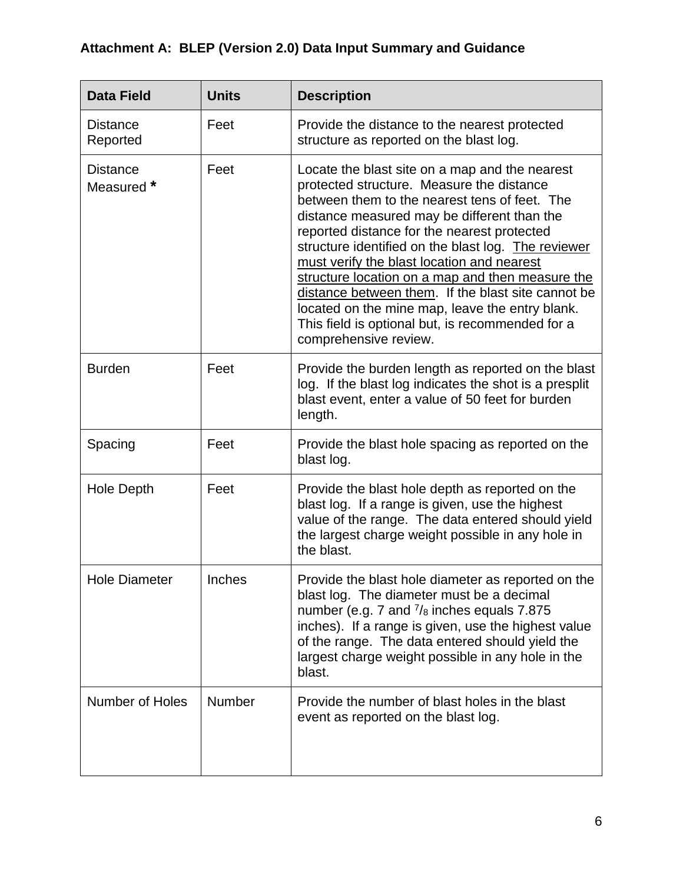### Attachment A: BLEP (Version 2.0) Data Input Summary and Guidance

| Data Field | Units | Description |
|---|---|---|
| Distance Reported | Feet | Provide the distance to the nearest protected structure as reported on the blast log. |
| Distance Measured * | Feet | Locate the blast site on a map and the nearest protected structure. Measure the distance between them to the nearest tens of feet. The distance measured may be different than the reported distance for the nearest protected structure identified on the blast log. <u>The reviewer must verify the blast location and nearest structure location on a map and then measure the distance between them</u>. If the blast site cannot be located on the mine map, leave the entry blank. This field is optional but, is recommended for a comprehensive review. |
| Burden | Feet | Provide the burden length as reported on the blast log. If the blast log indicates the shot is a presplit blast event, enter a value of 50 feet for burden length. |
| Spacing | Feet | Provide the blast hole spacing as reported on the blast log. |
| Hole Depth | Feet | Provide the blast hole depth as reported on the blast log. If a range is given, use the highest value of the range. The data entered should yield the largest charge weight possible in any hole in the blast. |
| Hole Diameter | Inches | Provide the blast hole diameter as reported on the blast log. The diameter must be a decimal number (e.g. 7 and $^{7}/_{8}$ inches equals 7.875 inches). If a range is given, use the highest value of the range. The data entered should yield the largest charge weight possible in any hole in the blast. |
| Number of Holes | Number | Provide the number of blast holes in the blast event as reported on the blast log. |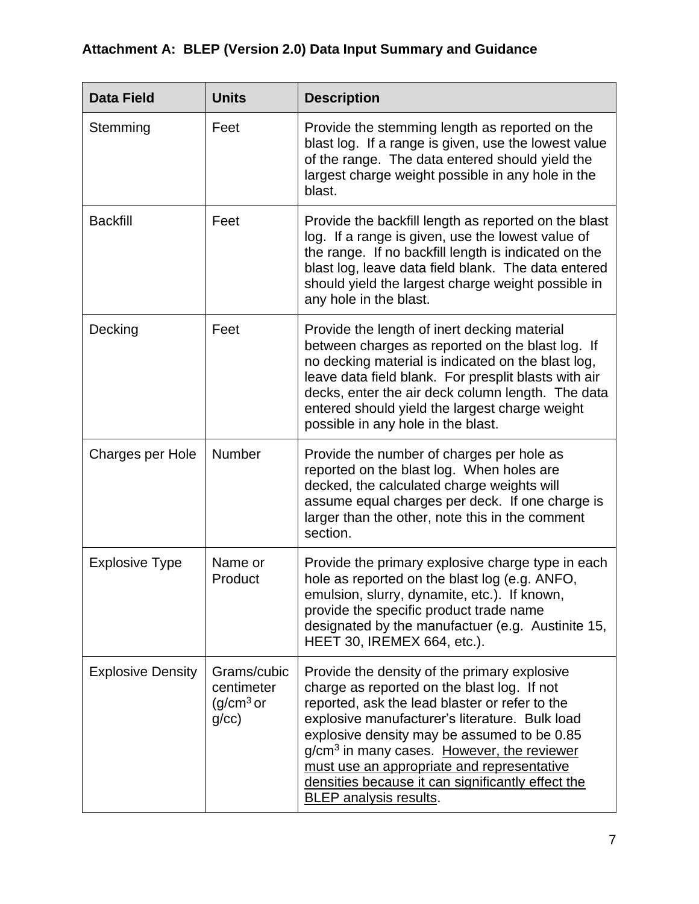### Attachment A: BLEP (Version 2.0) Data Input Summary and Guidance

| Data Field | Units | Description |
| --- | --- | --- |
| Stemming | Feet | Provide the stemming length as reported on the blast log. If a range is given, use the lowest value of the range. The data entered should yield the largest charge weight possible in any hole in the blast. |
| Backfill | Feet | Provide the backfill length as reported on the blast log. If a range is given, use the lowest value of the range. If no backfill length is indicated on the blast log, leave data field blank. The data entered should yield the largest charge weight possible in any hole in the blast. |
| Decking | Feet | Provide the length of inert decking material between charges as reported on the blast log. If no decking material is indicated on the blast log, leave data field blank. For presplit blasts with air decks, enter the air deck column length. The data entered should yield the largest charge weight possible in any hole in the blast. |
| Charges per Hole | Number | Provide the number of charges per hole as reported on the blast log. When holes are decked, the calculated charge weights will assume equal charges per deck. If one charge is larger than the other, note this in the comment section. |
| Explosive Type | Name or Product | Provide the primary explosive charge type in each hole as reported on the blast log (e.g. ANFO, emulsion, slurry, dynamite, etc.). If known, provide the specific product trade name designated by the manufactuer (e.g. Austinite 15, HEET 30, IREMEX 664, etc.). |
| Explosive Density | Grams/cubic centimeter ($g/cm^3$ or g/cc) | Provide the density of the primary explosive charge as reported on the blast log. If not reported, ask the lead blaster or refer to the explosive manufacturer's literature. Bulk load explosive density may be assumed to be 0.85 $g/cm^3$ in many cases. <u>However, the reviewer must use an appropriate and representative densities because it can significantly effect the BLEP analysis results</u>. |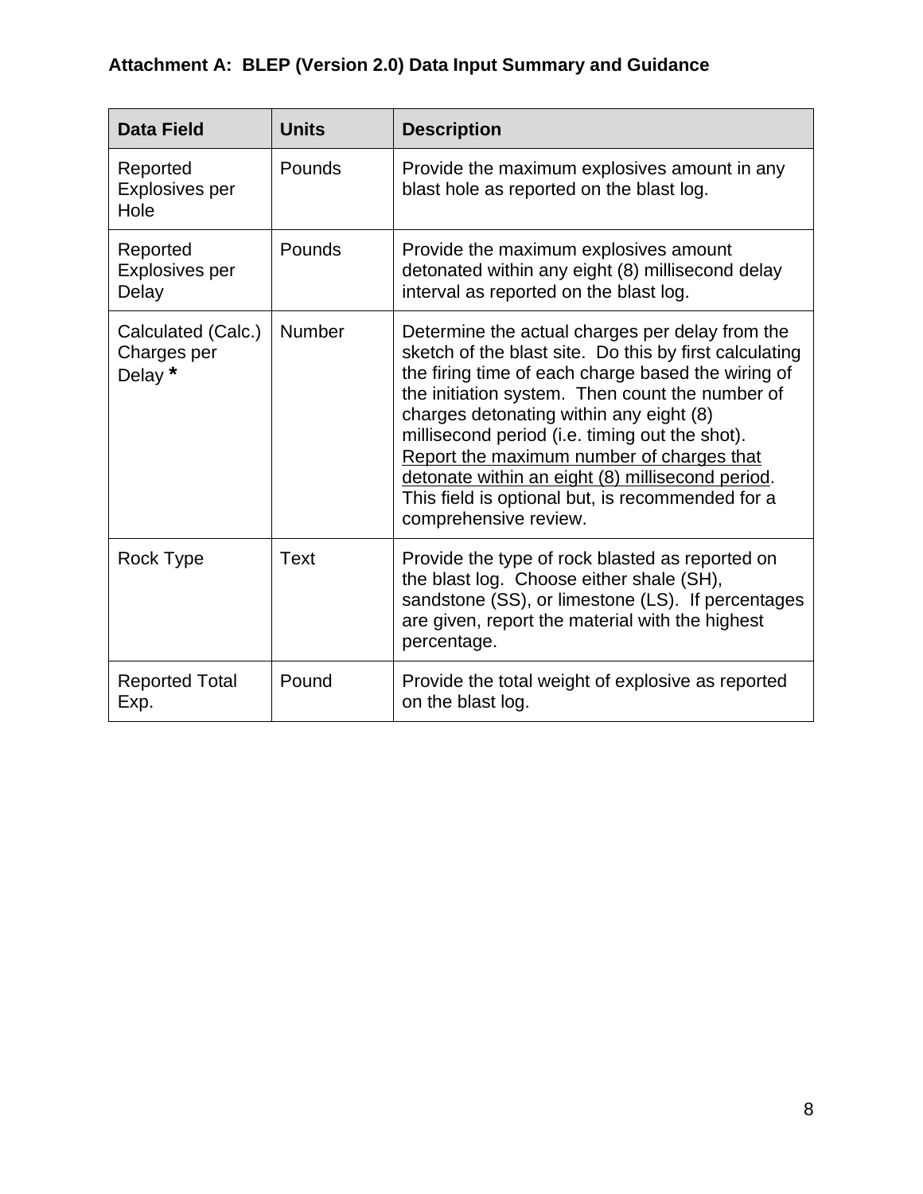**Attachment A: BLEP (Version 2.0) Data Input Summary and Guidance**

| Data Field | Units | Description |
|---|---|---|
| Reported Explosives per Hole | Pounds | Provide the maximum explosives amount in any blast hole as reported on the blast log. |
| Reported Explosives per Delay | Pounds | Provide the maximum explosives amount detonated within any eight (8) millisecond delay interval as reported on the blast log. |
| Calculated (Calc.) Charges per Delay **\*** | Number | Determine the actual charges per delay from the sketch of the blast site. Do this by first calculating the firing time of each charge based the wiring of the initiation system. Then count the number of charges detonating within any eight (8) millisecond period (i.e. timing out the shot). <u>Report the maximum number of charges that detonate within an eight (8) millisecond period</u>. This field is optional but, is recommended for a comprehensive review. |
| Rock Type | Text | Provide the type of rock blasted as reported on the blast log. Choose either shale (SH), sandstone (SS), or limestone (LS). If percentages are given, report the material with the highest percentage. |
| Reported Total Exp. | Pound | Provide the total weight of explosive as reported on the blast log. |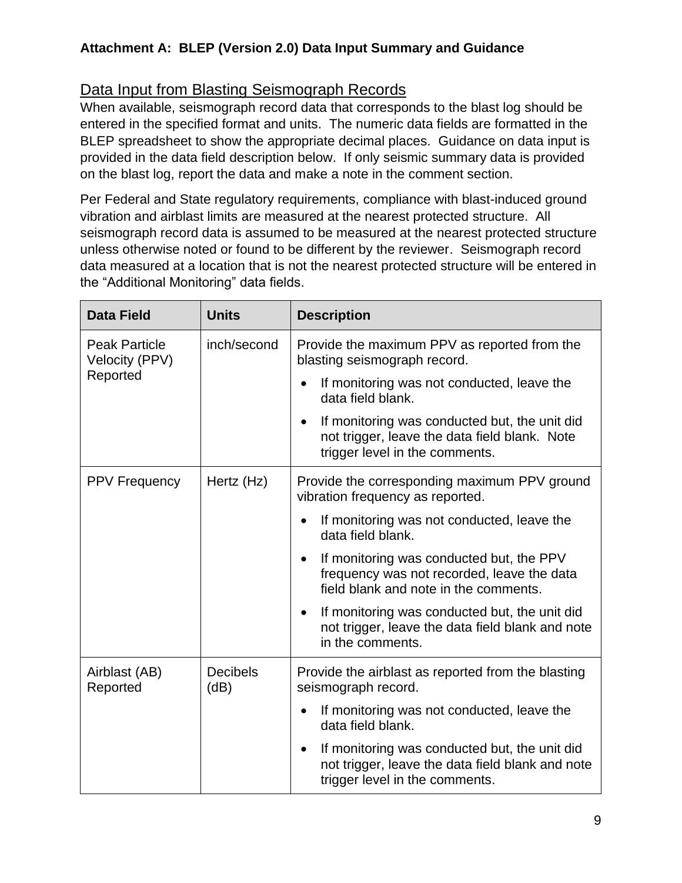**Attachment A: BLEP (Version 2.0) Data Input Summary and Guidance**

## Data Input from Blasting Seismograph Records

When available, seismograph record data that corresponds to the blast log should be entered in the specified format and units. The numeric data fields are formatted in the BLEP spreadsheet to show the appropriate decimal places. Guidance on data input is provided in the data field description below. If only seismic summary data is provided on the blast log, report the data and make a note in the comment section.

Per Federal and State regulatory requirements, compliance with blast-induced ground vibration and airblast limits are measured at the nearest protected structure. All seismograph record data is assumed to be measured at the nearest protected structure unless otherwise noted or found to be different by the reviewer. Seismograph record data measured at a location that is not the nearest protected structure will be entered in the "Additional Monitoring" data fields.

| Data Field | Units | Description |
|---|---|---|
| Peak Particle Velocity (PPV) Reported | inch/second | Provide the maximum PPV as reported from the blasting seismograph record.<br>• If monitoring was not conducted, leave the data field blank.<br>• If monitoring was conducted but, the unit did not trigger, leave the data field blank. Note trigger level in the comments. |
| PPV Frequency | Hertz (Hz) | Provide the corresponding maximum PPV ground vibration frequency as reported.<br>• If monitoring was not conducted, leave the data field blank.<br>• If monitoring was conducted but, the PPV frequency was not recorded, leave the data field blank and note in the comments.<br>• If monitoring was conducted but, the unit did not trigger, leave the data field blank and note in the comments. |
| Airblast (AB) Reported | Decibels (dB) | Provide the airblast as reported from the blasting seismograph record.<br>• If monitoring was not conducted, leave the data field blank.<br>• If monitoring was conducted but, the unit did not trigger, leave the data field blank and note trigger level in the comments. |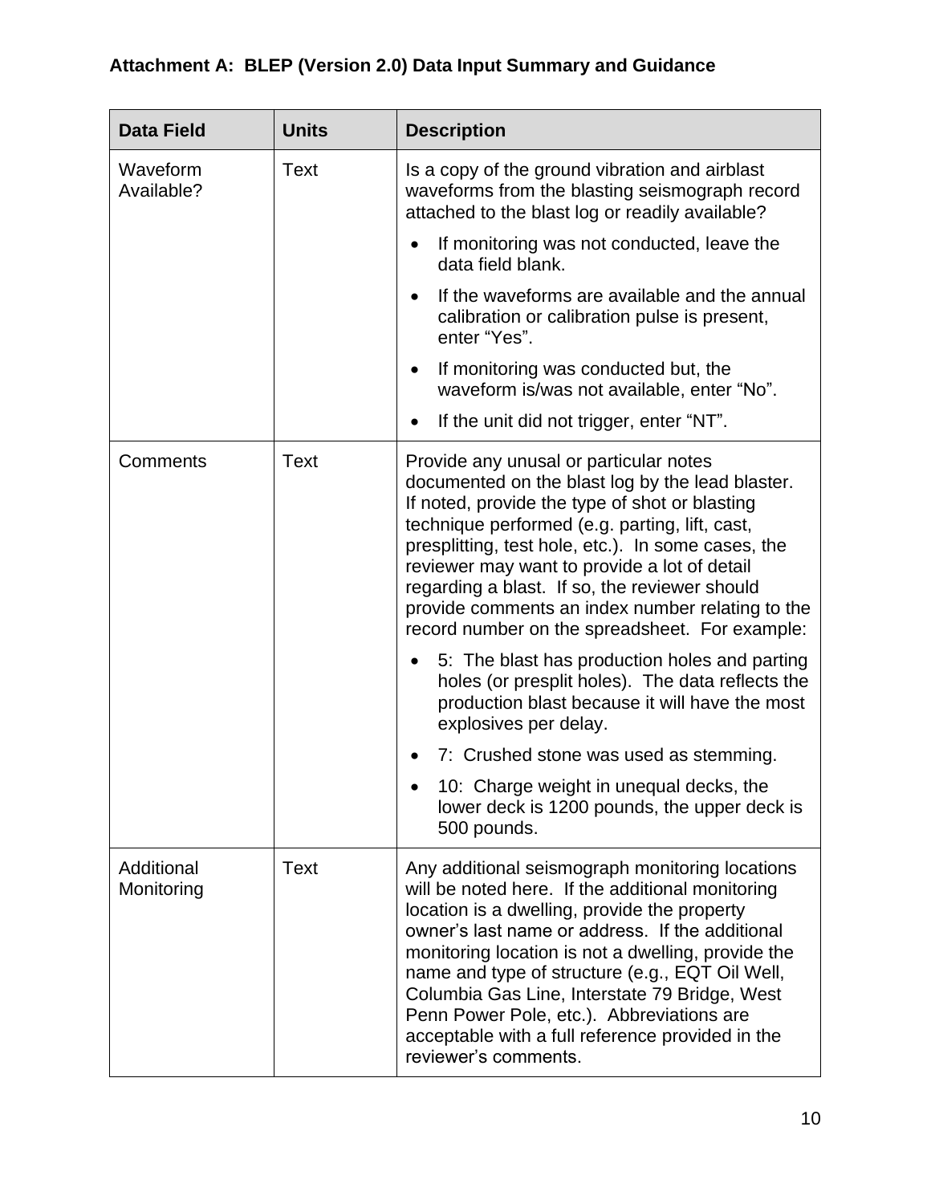## Attachment A: BLEP (Version 2.0) Data Input Summary and Guidance

| Data Field | Units | Description |
|---|---|---|
| Waveform Available? | Text | Is a copy of the ground vibration and airblast waveforms from the blasting seismograph record attached to the blast log or readily available?<br>• If monitoring was not conducted, leave the data field blank.<br>• If the waveforms are available and the annual calibration or calibration pulse is present, enter "Yes".<br>• If monitoring was conducted but, the waveform is/was not available, enter "No".<br>• If the unit did not trigger, enter "NT". |
| Comments | Text | Provide any unusal or particular notes documented on the blast log by the lead blaster. If noted, provide the type of shot or blasting technique performed (e.g. parting, lift, cast, presplitting, test hole, etc.). In some cases, the reviewer may want to provide a lot of detail regarding a blast. If so, the reviewer should provide comments an index number relating to the record number on the spreadsheet. For example:<br>• 5: The blast has production holes and parting holes (or presplit holes). The data reflects the production blast because it will have the most explosives per delay.<br>• 7: Crushed stone was used as stemming.<br>• 10: Charge weight in unequal decks, the lower deck is 1200 pounds, the upper deck is 500 pounds. |
| Additional Monitoring | Text | Any additional seismograph monitoring locations will be noted here. If the additional monitoring location is a dwelling, provide the property owner's last name or address. If the additional monitoring location is not a dwelling, provide the name and type of structure (e.g., EQT Oil Well, Columbia Gas Line, Interstate 79 Bridge, West Penn Power Pole, etc.). Abbreviations are acceptable with a full reference provided in the reviewer's comments. |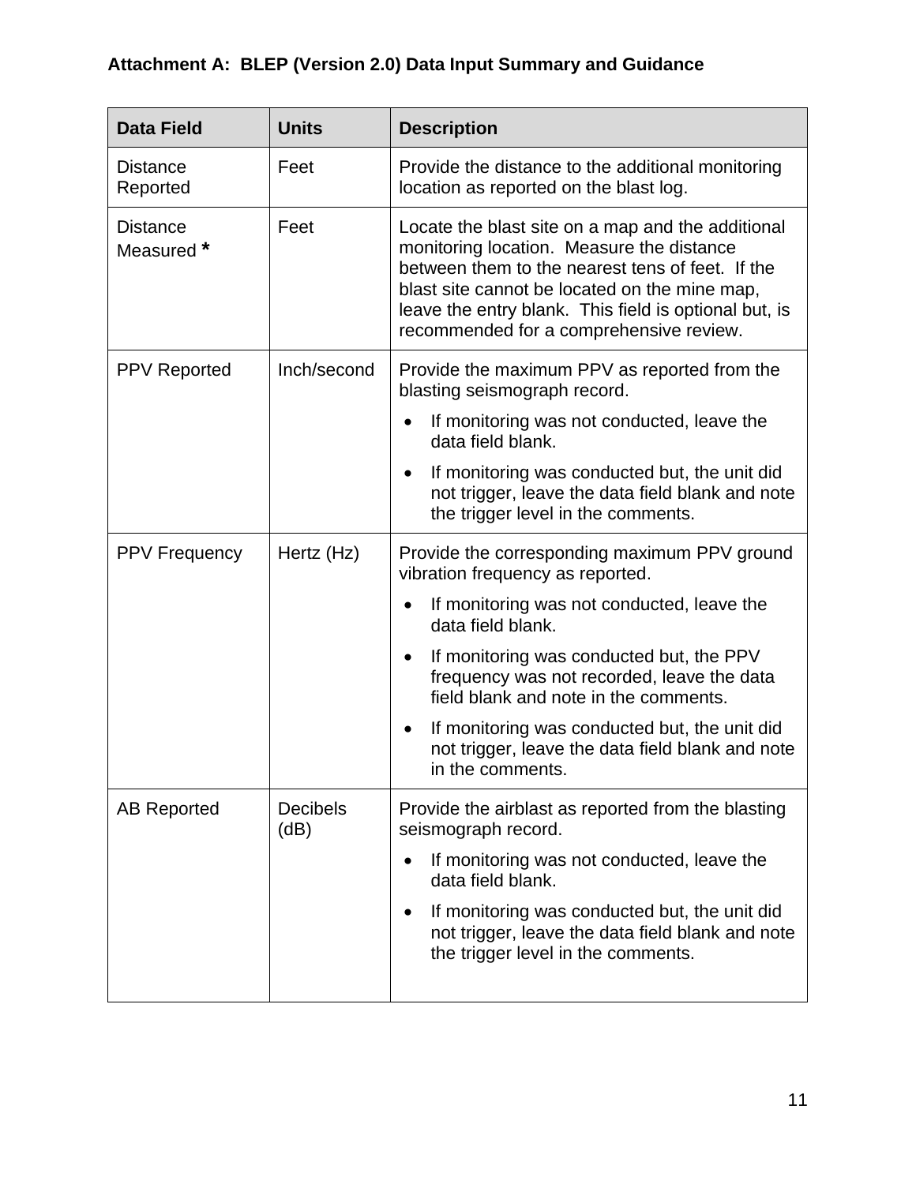**Attachment A: BLEP (Version 2.0) Data Input Summary and Guidance**

| Data Field | Units | Description |
|---|---|---|
| Distance Reported | Feet | Provide the distance to the additional monitoring location as reported on the blast log. |
| Distance Measured * | Feet | Locate the blast site on a map and the additional monitoring location. Measure the distance between them to the nearest tens of feet. If the blast site cannot be located on the mine map, leave the entry blank. This field is optional but, is recommended for a comprehensive review. |
| PPV Reported | Inch/second | Provide the maximum PPV as reported from the blasting seismograph record.<br>• If monitoring was not conducted, leave the data field blank.<br>• If monitoring was conducted but, the unit did not trigger, leave the data field blank and note the trigger level in the comments. |
| PPV Frequency | Hertz (Hz) | Provide the corresponding maximum PPV ground vibration frequency as reported.<br>• If monitoring was not conducted, leave the data field blank.<br>• If monitoring was conducted but, the PPV frequency was not recorded, leave the data field blank and note in the comments.<br>• If monitoring was conducted but, the unit did not trigger, leave the data field blank and note in the comments. |
| AB Reported | Decibels (dB) | Provide the airblast as reported from the blasting seismograph record.<br>• If monitoring was not conducted, leave the data field blank.<br>• If monitoring was conducted but, the unit did not trigger, leave the data field blank and note the trigger level in the comments. |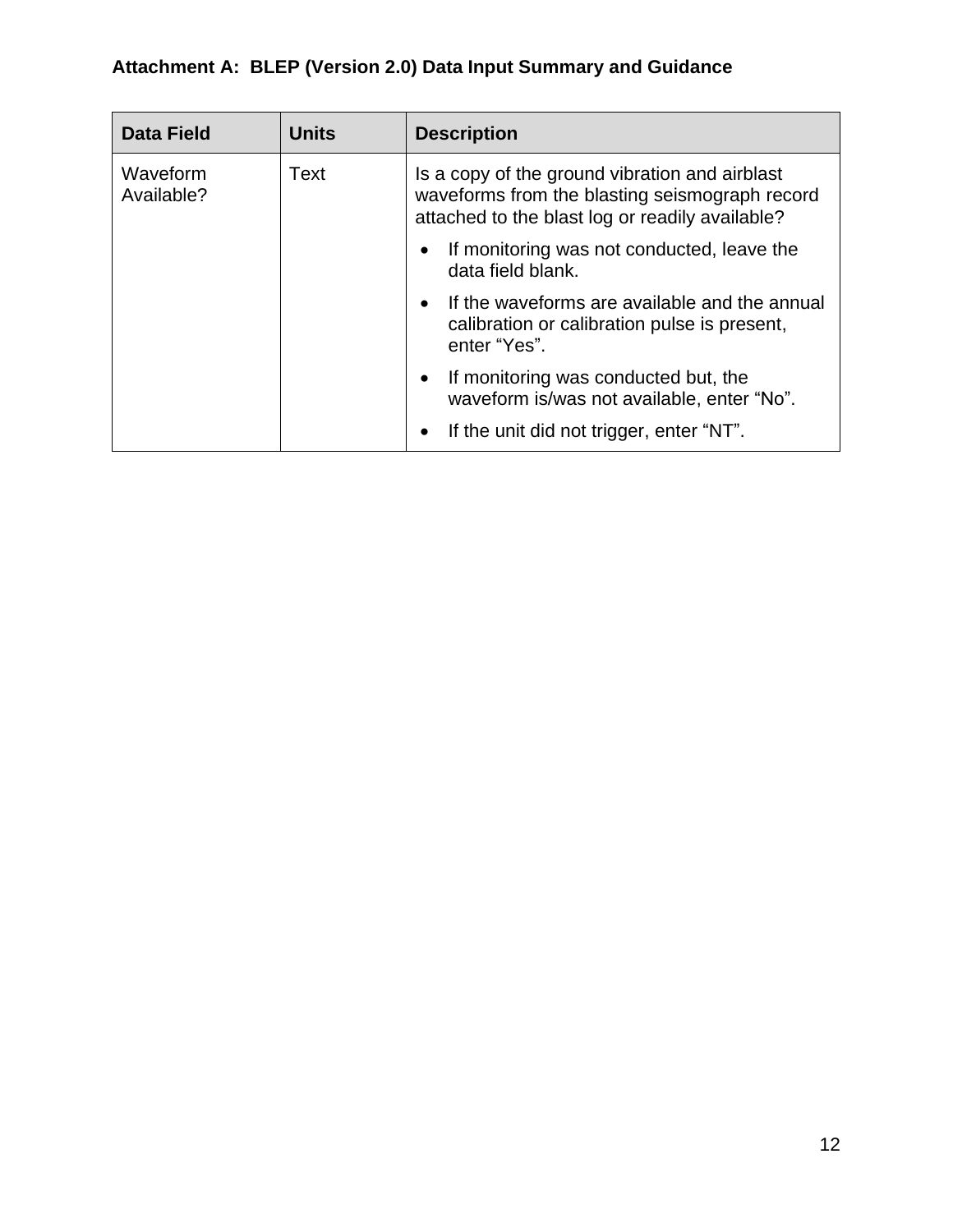**Attachment A: BLEP (Version 2.0) Data Input Summary and Guidance**

| Data Field | Units | Description |
|---|---|---|
| Waveform Available? | Text | Is a copy of the ground vibration and airblast waveforms from the blasting seismograph record attached to the blast log or readily available?<br>• If monitoring was not conducted, leave the data field blank.<br>• If the waveforms are available and the annual calibration or calibration pulse is present, enter “Yes”.<br>• If monitoring was conducted but, the waveform is/was not available, enter “No”.<br>• If the unit did not trigger, enter “NT”. |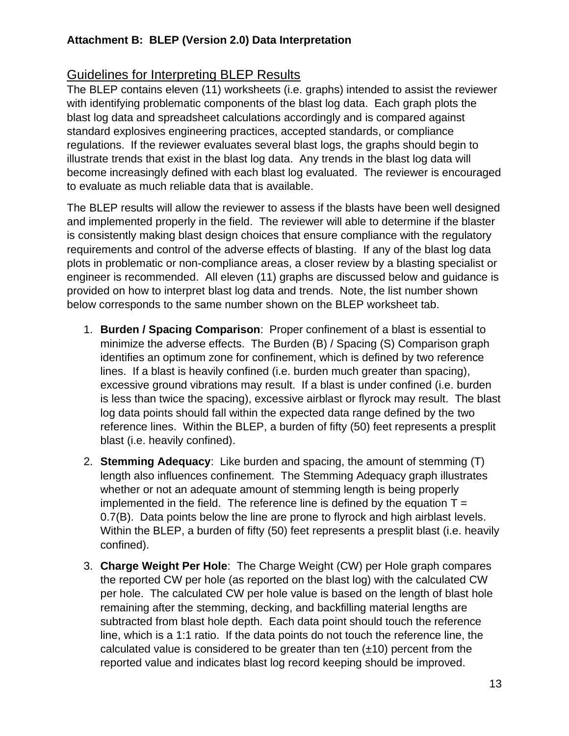**Attachment B: BLEP (Version 2.0) Data Interpretation**

## Guidelines for Interpreting BLEP Results

The BLEP contains eleven (11) worksheets (i.e. graphs) intended to assist the reviewer with identifying problematic components of the blast log data. Each graph plots the blast log data and spreadsheet calculations accordingly and is compared against standard explosives engineering practices, accepted standards, or compliance regulations. If the reviewer evaluates several blast logs, the graphs should begin to illustrate trends that exist in the blast log data. Any trends in the blast log data will become increasingly defined with each blast log evaluated. The reviewer is encouraged to evaluate as much reliable data that is available.

The BLEP results will allow the reviewer to assess if the blasts have been well designed and implemented properly in the field. The reviewer will able to determine if the blaster is consistently making blast design choices that ensure compliance with the regulatory requirements and control of the adverse effects of blasting. If any of the blast log data plots in problematic or non-compliance areas, a closer review by a blasting specialist or engineer is recommended. All eleven (11) graphs are discussed below and guidance is provided on how to interpret blast log data and trends. Note, the list number shown below corresponds to the same number shown on the BLEP worksheet tab.

1. **Burden / Spacing Comparison**: Proper confinement of a blast is essential to minimize the adverse effects. The Burden (B) / Spacing (S) Comparison graph identifies an optimum zone for confinement, which is defined by two reference lines. If a blast is heavily confined (i.e. burden much greater than spacing), excessive ground vibrations may result. If a blast is under confined (i.e. burden is less than twice the spacing), excessive airblast or flyrock may result. The blast log data points should fall within the expected data range defined by the two reference lines. Within the BLEP, a burden of fifty (50) feet represents a presplit blast (i.e. heavily confined).

2. **Stemming Adequacy**: Like burden and spacing, the amount of stemming (T) length also influences confinement. The Stemming Adequacy graph illustrates whether or not an adequate amount of stemming length is being properly implemented in the field. The reference line is defined by the equation $T = 0.7(B)$. Data points below the line are prone to flyrock and high airblast levels. Within the BLEP, a burden of fifty (50) feet represents a presplit blast (i.e. heavily confined).

3. **Charge Weight Per Hole**: The Charge Weight (CW) per Hole graph compares the reported CW per hole (as reported on the blast log) with the calculated CW per hole. The calculated CW per hole value is based on the length of blast hole remaining after the stemming, decking, and backfilling material lengths are subtracted from blast hole depth. Each data point should touch the reference line, which is a 1:1 ratio. If the data points do not touch the reference line, the calculated value is considered to be greater than ten (±10) percent from the reported value and indicates blast log record keeping should be improved.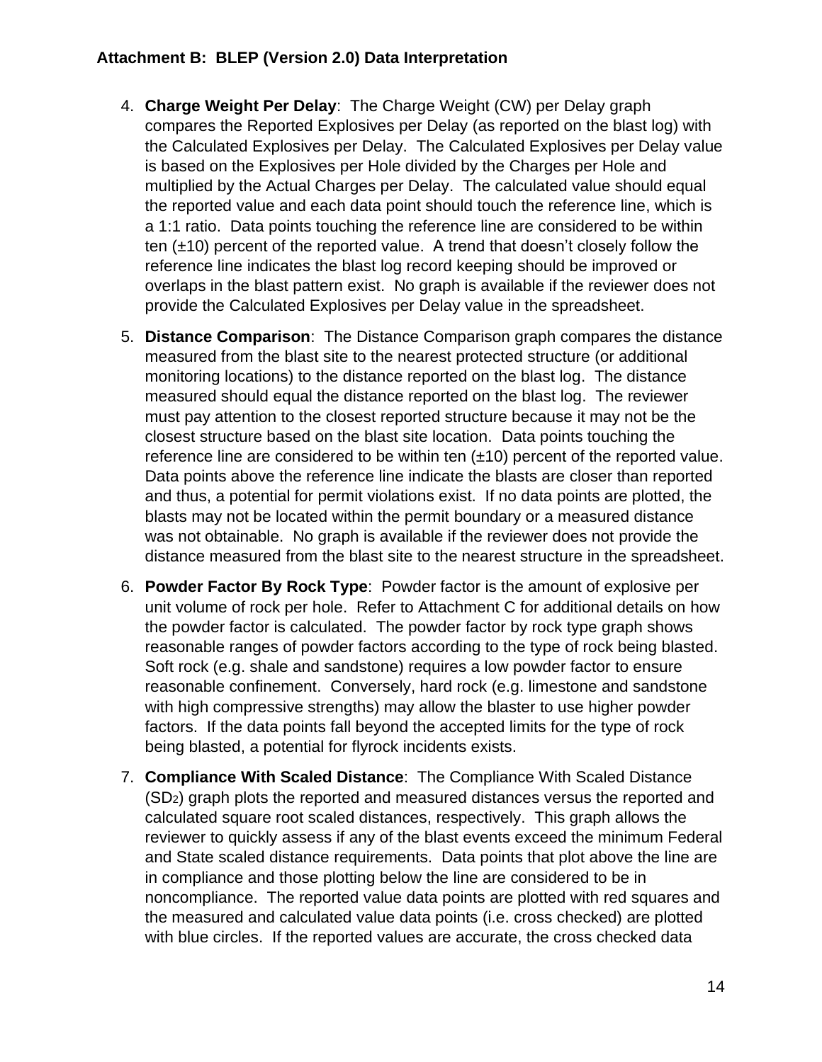**Attachment B: BLEP (Version 2.0) Data Interpretation**

4. **Charge Weight Per Delay**: The Charge Weight (CW) per Delay graph compares the Reported Explosives per Delay (as reported on the blast log) with the Calculated Explosives per Delay. The Calculated Explosives per Delay value is based on the Explosives per Hole divided by the Charges per Hole and multiplied by the Actual Charges per Delay. The calculated value should equal the reported value and each data point should touch the reference line, which is a 1:1 ratio. Data points touching the reference line are considered to be within ten (±10) percent of the reported value. A trend that doesn't closely follow the reference line indicates the blast log record keeping should be improved or overlaps in the blast pattern exist. No graph is available if the reviewer does not provide the Calculated Explosives per Delay value in the spreadsheet.

5. **Distance Comparison**: The Distance Comparison graph compares the distance measured from the blast site to the nearest protected structure (or additional monitoring locations) to the distance reported on the blast log. The distance measured should equal the distance reported on the blast log. The reviewer must pay attention to the closest reported structure because it may not be the closest structure based on the blast site location. Data points touching the reference line are considered to be within ten (±10) percent of the reported value. Data points above the reference line indicate the blasts are closer than reported and thus, a potential for permit violations exist. If no data points are plotted, the blasts may not be located within the permit boundary or a measured distance was not obtainable. No graph is available if the reviewer does not provide the distance measured from the blast site to the nearest structure in the spreadsheet.

6. **Powder Factor By Rock Type**: Powder factor is the amount of explosive per unit volume of rock per hole. Refer to Attachment C for additional details on how the powder factor is calculated. The powder factor by rock type graph shows reasonable ranges of powder factors according to the type of rock being blasted. Soft rock (e.g. shale and sandstone) requires a low powder factor to ensure reasonable confinement. Conversely, hard rock (e.g. limestone and sandstone with high compressive strengths) may allow the blaster to use higher powder factors. If the data points fall beyond the accepted limits for the type of rock being blasted, a potential for flyrock incidents exists.

7. **Compliance With Scaled Distance**: The Compliance With Scaled Distance ($SD_2$) graph plots the reported and measured distances versus the reported and calculated square root scaled distances, respectively. This graph allows the reviewer to quickly assess if any of the blast events exceed the minimum Federal and State scaled distance requirements. Data points that plot above the line are in compliance and those plotting below the line are considered to be in noncompliance. The reported value data points are plotted with red squares and the measured and calculated value data points (i.e. cross checked) are plotted with blue circles. If the reported values are accurate, the cross checked data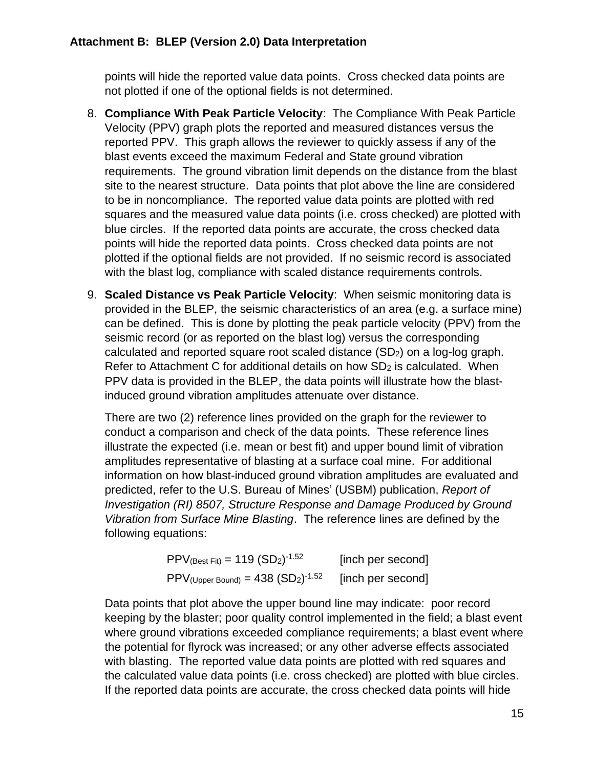points will hide the reported value data points. Cross checked data points are not plotted if one of the optional fields is not determined.

8. **Compliance With Peak Particle Velocity**: The Compliance With Peak Particle Velocity (PPV) graph plots the reported and measured distances versus the reported PPV. This graph allows the reviewer to quickly assess if any of the blast events exceed the maximum Federal and State ground vibration requirements. The ground vibration limit depends on the distance from the blast site to the nearest structure. Data points that plot above the line are considered to be in noncompliance. The reported value data points are plotted with red squares and the measured value data points (i.e. cross checked) are plotted with blue circles. If the reported data points are accurate, the cross checked data points will hide the reported data points. Cross checked data points are not plotted if the optional fields are not provided. If no seismic record is associated with the blast log, compliance with scaled distance requirements controls.

9. **Scaled Distance vs Peak Particle Velocity**: When seismic monitoring data is provided in the BLEP, the seismic characteristics of an area (e.g. a surface mine) can be defined. This is done by plotting the peak particle velocity (PPV) from the seismic record (or as reported on the blast log) versus the corresponding calculated and reported square root scaled distance ($SD_2$) on a log-log graph. Refer to Attachment C for additional details on how $SD_2$ is calculated. When PPV data is provided in the BLEP, the data points will illustrate how the blast-induced ground vibration amplitudes attenuate over distance.

   There are two (2) reference lines provided on the graph for the reviewer to conduct a comparison and check of the data points. These reference lines illustrate the expected (i.e. mean or best fit) and upper bound limit of vibration amplitudes representative of blasting at a surface coal mine. For additional information on how blast-induced ground vibration amplitudes are evaluated and predicted, refer to the U.S. Bureau of Mines' (USBM) publication, *Report of Investigation (RI) 8507, Structure Response and Damage Produced by Ground Vibration from Surface Mine Blasting*. The reference lines are defined by the following equations:

   $$PPV_{(Best\ Fit)} = 119\ (SD_2)^{-1.52} \quad \text{[inch per second]}$$

   $$PPV_{(Upper\ Bound)} = 438\ (SD_2)^{-1.52} \quad \text{[inch per second]}$$

   Data points that plot above the upper bound line may indicate: poor record keeping by the blaster; poor quality control implemented in the field; a blast event where ground vibrations exceeded compliance requirements; a blast event where the potential for flyrock was increased; or any other adverse effects associated with blasting. The reported value data points are plotted with red squares and the calculated value data points (i.e. cross checked) are plotted with blue circles. If the reported data points are accurate, the cross checked data points will hide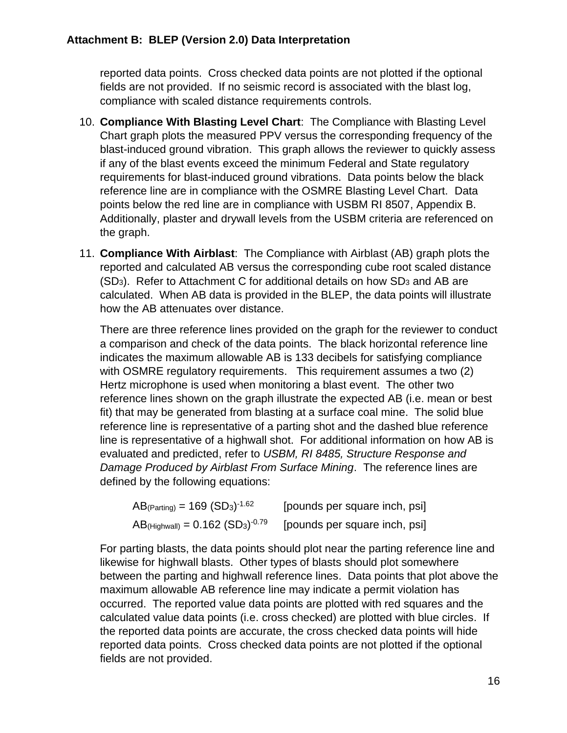reported data points. Cross checked data points are not plotted if the optional fields are not provided. If no seismic record is associated with the blast log, compliance with scaled distance requirements controls.

10. **Compliance With Blasting Level Chart**: The Compliance with Blasting Level Chart graph plots the measured PPV versus the corresponding frequency of the blast-induced ground vibration. This graph allows the reviewer to quickly assess if any of the blast events exceed the minimum Federal and State regulatory requirements for blast-induced ground vibrations. Data points below the black reference line are in compliance with the OSMRE Blasting Level Chart. Data points below the red line are in compliance with USBM RI 8507, Appendix B. Additionally, plaster and drywall levels from the USBM criteria are referenced on the graph.

11. **Compliance With Airblast**: The Compliance with Airblast (AB) graph plots the reported and calculated AB versus the corresponding cube root scaled distance ($SD_3$). Refer to Attachment C for additional details on how $SD_3$ and AB are calculated. When AB data is provided in the BLEP, the data points will illustrate how the AB attenuates over distance.

    There are three reference lines provided on the graph for the reviewer to conduct a comparison and check of the data points. The black horizontal reference line indicates the maximum allowable AB is 133 decibels for satisfying compliance with OSMRE regulatory requirements. This requirement assumes a two (2) Hertz microphone is used when monitoring a blast event. The other two reference lines shown on the graph illustrate the expected AB (i.e. mean or best fit) that may be generated from blasting at a surface coal mine. The solid blue reference line is representative of a parting shot and the dashed blue reference line is representative of a highwall shot. For additional information on how AB is evaluated and predicted, refer to *USBM, RI 8485, Structure Response and Damage Produced by Airblast From Surface Mining*. The reference lines are defined by the following equations:

    $$AB_{(Parting)} = 169\ (SD_3)^{-1.62} \quad \text{[pounds per square inch, psi]}$$

    $$AB_{(Highwall)} = 0.162\ (SD_3)^{-0.79} \quad \text{[pounds per square inch, psi]}$$

    For parting blasts, the data points should plot near the parting reference line and likewise for highwall blasts. Other types of blasts should plot somewhere between the parting and highwall reference lines. Data points that plot above the maximum allowable AB reference line may indicate a permit violation has occurred. The reported value data points are plotted with red squares and the calculated value data points (i.e. cross checked) are plotted with blue circles. If the reported data points are accurate, the cross checked data points will hide reported data points. Cross checked data points are not plotted if the optional fields are not provided.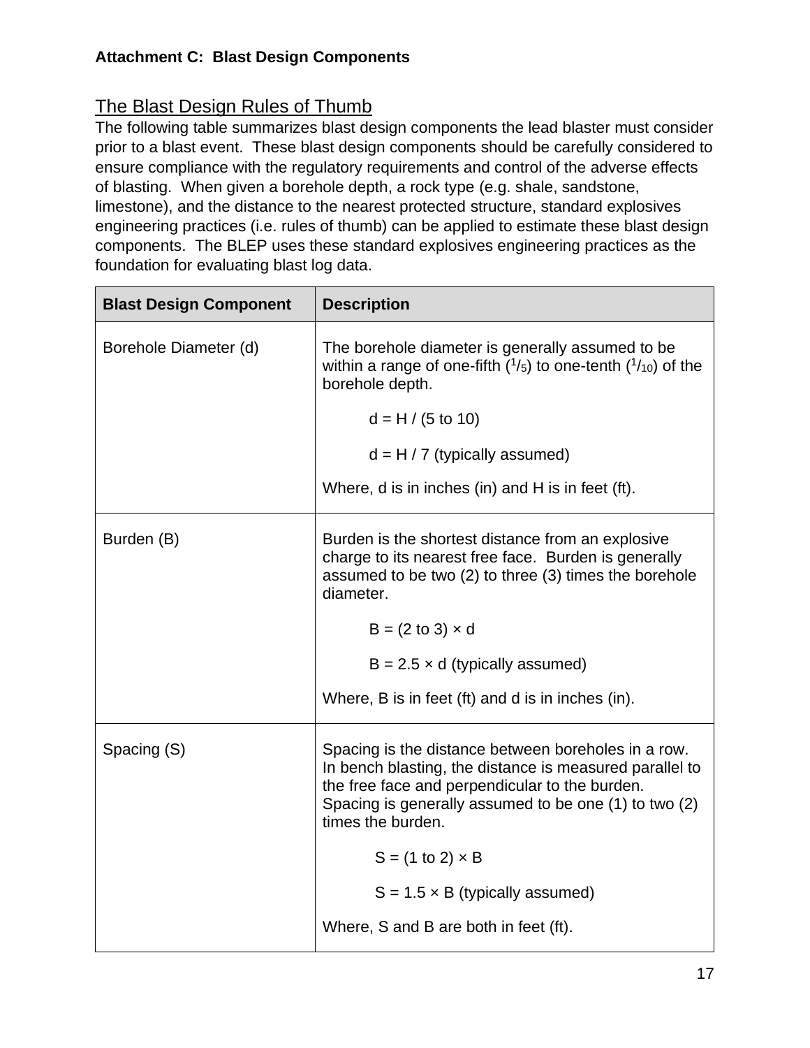**Attachment C: Blast Design Components**

## The Blast Design Rules of Thumb

The following table summarizes blast design components the lead blaster must consider prior to a blast event. These blast design components should be carefully considered to ensure compliance with the regulatory requirements and control of the adverse effects of blasting. When given a borehole depth, a rock type (e.g. shale, sandstone, limestone), and the distance to the nearest protected structure, standard explosives engineering practices (i.e. rules of thumb) can be applied to estimate these blast design components. The BLEP uses these standard explosives engineering practices as the foundation for evaluating blast log data.

| Blast Design Component | Description |
|---|---|
| Borehole Diameter (d) | The borehole diameter is generally assumed to be within a range of one-fifth ($^1/_5$) to one-tenth ($^1/_{10}$) of the borehole depth.<br><br>$d = H / (5 \text{ to } 10)$<br><br>$d = H / 7$ (typically assumed)<br><br>Where, d is in inches (in) and H is in feet (ft). |
| Burden (B) | Burden is the shortest distance from an explosive charge to its nearest free face. Burden is generally assumed to be two (2) to three (3) times the borehole diameter.<br><br>$B = (2 \text{ to } 3) \times d$<br><br>$B = 2.5 \times d$ (typically assumed)<br><br>Where, B is in feet (ft) and d is in inches (in). |
| Spacing (S) | Spacing is the distance between boreholes in a row. In bench blasting, the distance is measured parallel to the free face and perpendicular to the burden. Spacing is generally assumed to be one (1) to two (2) times the burden.<br><br>$S = (1 \text{ to } 2) \times B$<br><br>$S = 1.5 \times B$ (typically assumed)<br><br>Where, S and B are both in feet (ft). |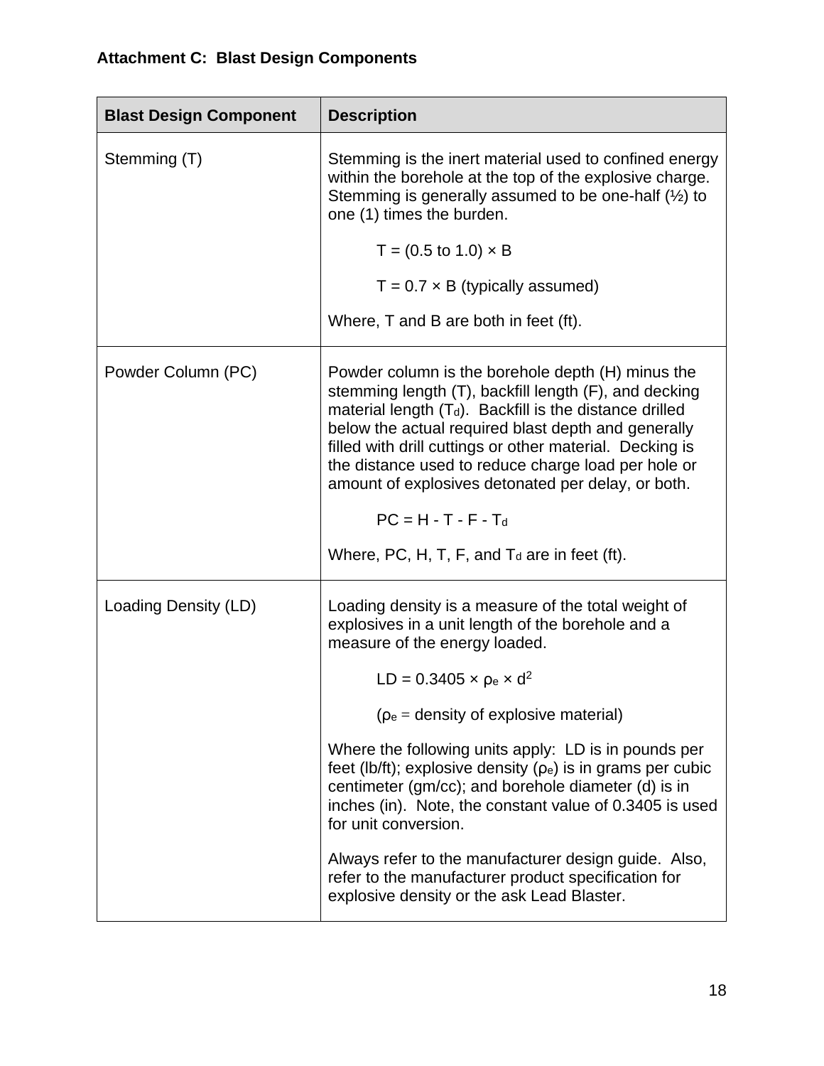**Attachment C: Blast Design Components**

| Blast Design Component | Description |
|---|---|
| Stemming (T) | Stemming is the inert material used to confined energy within the borehole at the top of the explosive charge. Stemming is generally assumed to be one-half (½) to one (1) times the burden.<br><br>$T = (0.5 \text{ to } 1.0) \times B$<br><br>$T = 0.7 \times B$ (typically assumed)<br><br>Where, T and B are both in feet (ft). |
| Powder Column (PC) | Powder column is the borehole depth (H) minus the stemming length (T), backfill length (F), and decking material length ($T_d$). Backfill is the distance drilled below the actual required blast depth and generally filled with drill cuttings or other material. Decking is the distance used to reduce charge load per hole or amount of explosives detonated per delay, or both.<br><br>$PC = H - T - F - T_d$<br><br>Where, PC, H, T, F, and $T_d$ are in feet (ft). |
| Loading Density (LD) | Loading density is a measure of the total weight of explosives in a unit length of the borehole and a measure of the energy loaded.<br><br>$LD = 0.3405 \times \rho_e \times d^2$<br><br>($\rho_e$ = density of explosive material)<br><br>Where the following units apply: LD is in pounds per feet (lb/ft); explosive density ($\rho_e$) is in grams per cubic centimeter (gm/cc); and borehole diameter (d) is in inches (in). Note, the constant value of 0.3405 is used for unit conversion.<br><br>Always refer to the manufacturer design guide. Also, refer to the manufacturer product specification for explosive density or the ask Lead Blaster. |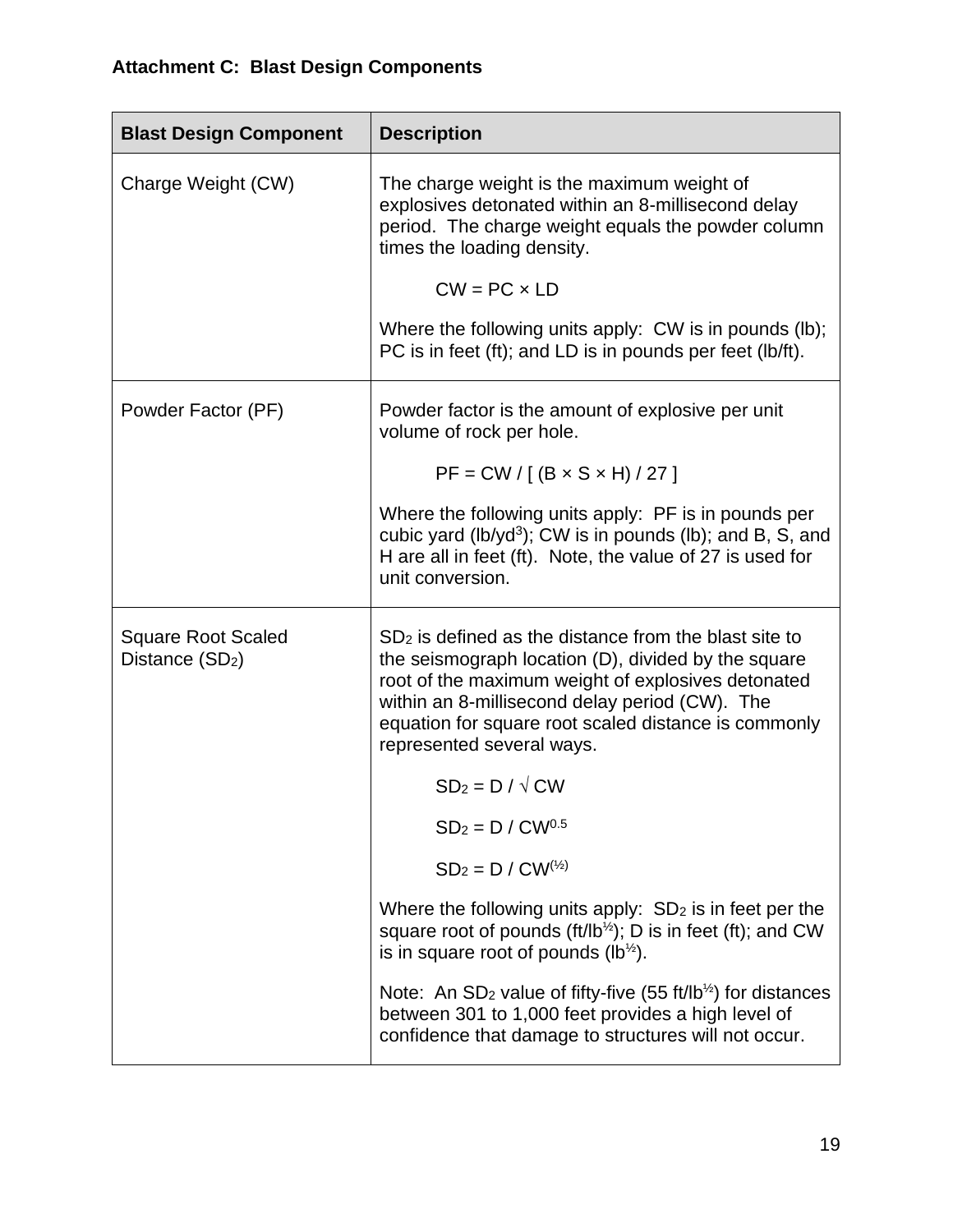### Attachment C: Blast Design Components

| Blast Design Component | Description |
|---|---|
| Charge Weight (CW) | The charge weight is the maximum weight of explosives detonated within an 8-millisecond delay period. The charge weight equals the powder column times the loading density. $CW = PC \times LD$ Where the following units apply: CW is in pounds (lb); PC is in feet (ft); and LD is in pounds per feet (lb/ft). |
| Powder Factor (PF) | Powder factor is the amount of explosive per unit volume of rock per hole. $PF = CW / [ (B \times S \times H) / 27 ]$ Where the following units apply: PF is in pounds per cubic yard (lb/yd$^3$); CW is in pounds (lb); and B, S, and H are all in feet (ft). Note, the value of 27 is used for unit conversion. |
| Square Root Scaled Distance ($SD_2$) | $SD_2$ is defined as the distance from the blast site to the seismograph location (D), divided by the square root of the maximum weight of explosives detonated within an 8-millisecond delay period (CW). The equation for square root scaled distance is commonly represented several ways. $SD_2 = D / \sqrt{CW}$ $SD_2 = D / CW^{0.5}$ $SD_2 = D / CW^{(½)}$ Where the following units apply: $SD_2$ is in feet per the square root of pounds (ft/lb$^{½}$); D is in feet (ft); and CW is in square root of pounds (lb$^{½}$). Note: An $SD_2$ value of fifty-five (55 ft/lb$^{½}$) for distances between 301 to 1,000 feet provides a high level of confidence that damage to structures will not occur. |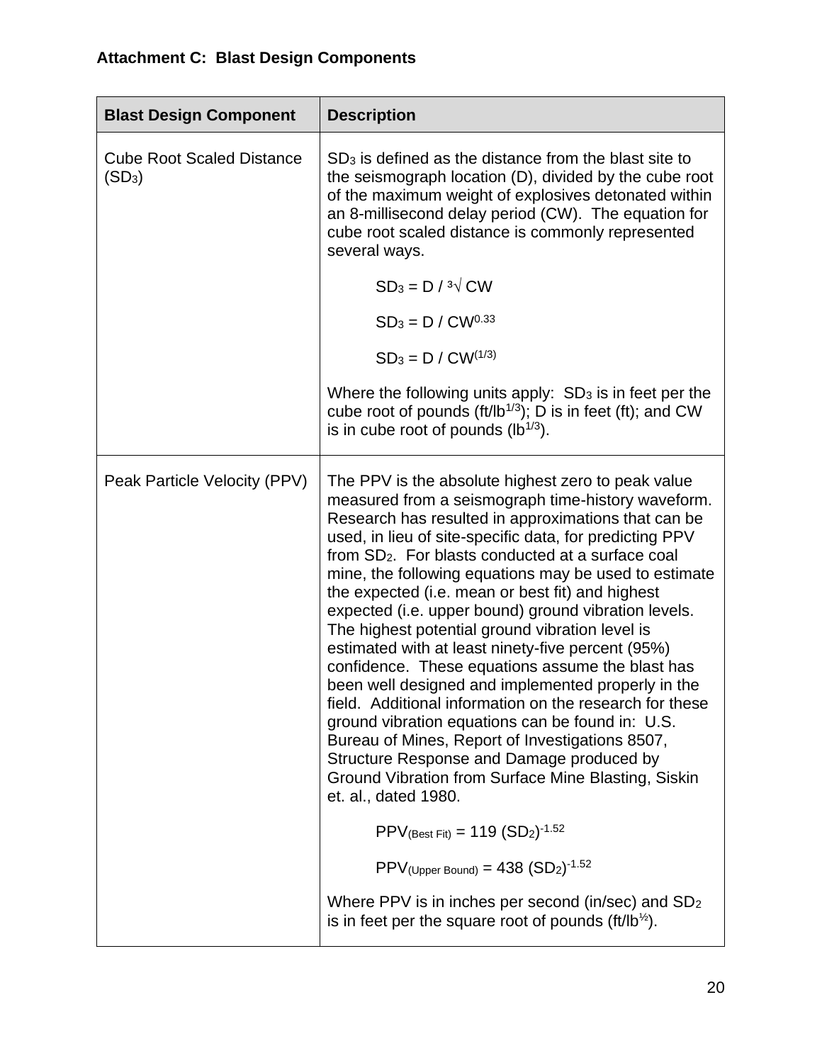**Attachment C: Blast Design Components**

| Blast Design Component | Description |
| --- | --- |
| Cube Root Scaled Distance ($SD_3$) | $SD_3$ is defined as the distance from the blast site to the seismograph location (D), divided by the cube root of the maximum weight of explosives detonated within an 8-millisecond delay period (CW). The equation for cube root scaled distance is commonly represented several ways.<br><br>$SD_3 = D / \sqrt[3]{CW}$<br><br>$SD_3 = D / CW^{0.33}$<br><br>$SD_3 = D / CW^{(1/3)}$<br><br>Where the following units apply: $SD_3$ is in feet per the cube root of pounds ($ft/lb^{1/3}$); D is in feet (ft); and CW is in cube root of pounds ($lb^{1/3}$). |
| Peak Particle Velocity (PPV) | The PPV is the absolute highest zero to peak value measured from a seismograph time-history waveform. Research has resulted in approximations that can be used, in lieu of site-specific data, for predicting PPV from $SD_2$. For blasts conducted at a surface coal mine, the following equations may be used to estimate the expected (i.e. mean or best fit) and highest expected (i.e. upper bound) ground vibration levels. The highest potential ground vibration level is estimated with at least ninety-five percent (95%) confidence. These equations assume the blast has been well designed and implemented properly in the field. Additional information on the research for these ground vibration equations can be found in: U.S. Bureau of Mines, Report of Investigations 8507, Structure Response and Damage produced by Ground Vibration from Surface Mine Blasting, Siskin et. al., dated 1980.<br><br>$PPV_{(Best\ Fit)} = 119\ (SD_2)^{-1.52}$<br><br>$PPV_{(Upper\ Bound)} = 438\ (SD_2)^{-1.52}$<br><br>Where PPV is in inches per second (in/sec) and $SD_2$ is in feet per the square root of pounds ($ft/lb^{½}$). |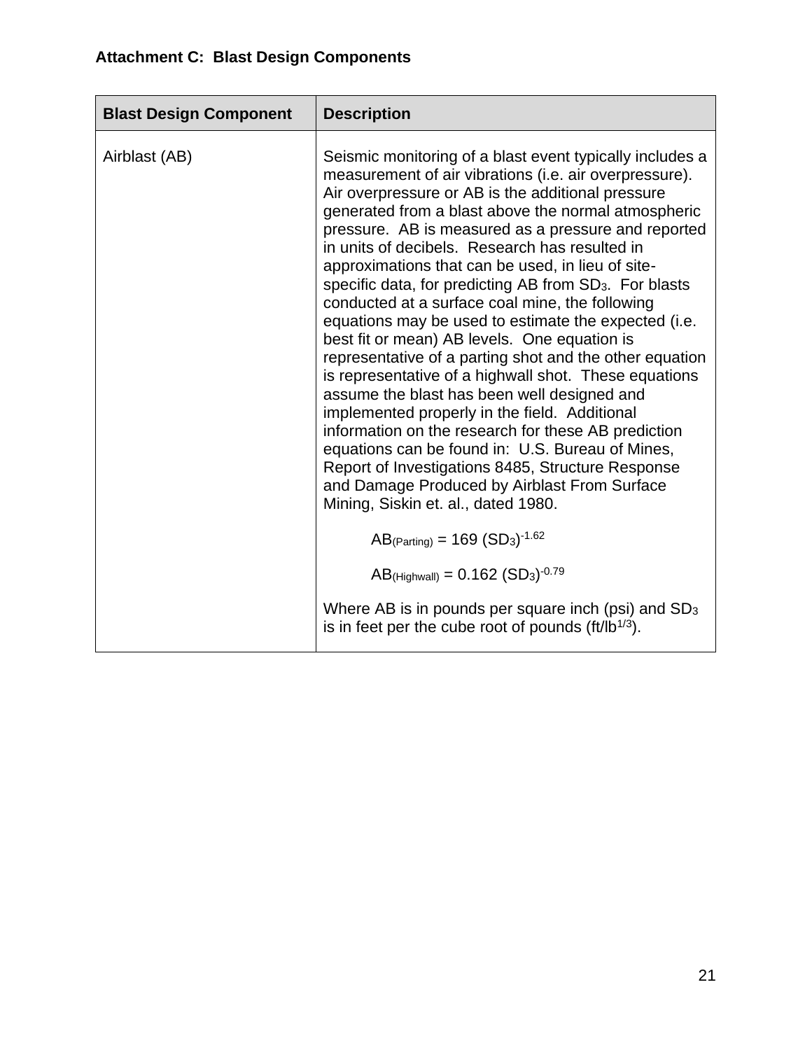**Attachment C: Blast Design Components**

| Blast Design Component | Description |
| --- | --- |
| Airblast (AB) | Seismic monitoring of a blast event typically includes a measurement of air vibrations (i.e. air overpressure). Air overpressure or AB is the additional pressure generated from a blast above the normal atmospheric pressure. AB is measured as a pressure and reported in units of decibels. Research has resulted in approximations that can be used, in lieu of site-specific data, for predicting AB from $SD_3$. For blasts conducted at a surface coal mine, the following equations may be used to estimate the expected (i.e. best fit or mean) AB levels. One equation is representative of a parting shot and the other equation is representative of a highwall shot. These equations assume the blast has been well designed and implemented properly in the field. Additional information on the research for these AB prediction equations can be found in: U.S. Bureau of Mines, Report of Investigations 8485, Structure Response and Damage Produced by Airblast From Surface Mining, Siskin et. al., dated 1980. <br><br> $AB_{(Parting)} = 169 (SD_3)^{-1.62}$ <br><br> $AB_{(Highwall)} = 0.162 (SD_3)^{-0.79}$ <br><br> Where AB is in pounds per square inch (psi) and $SD_3$ is in feet per the cube root of pounds ($ft/lb^{1/3}$). |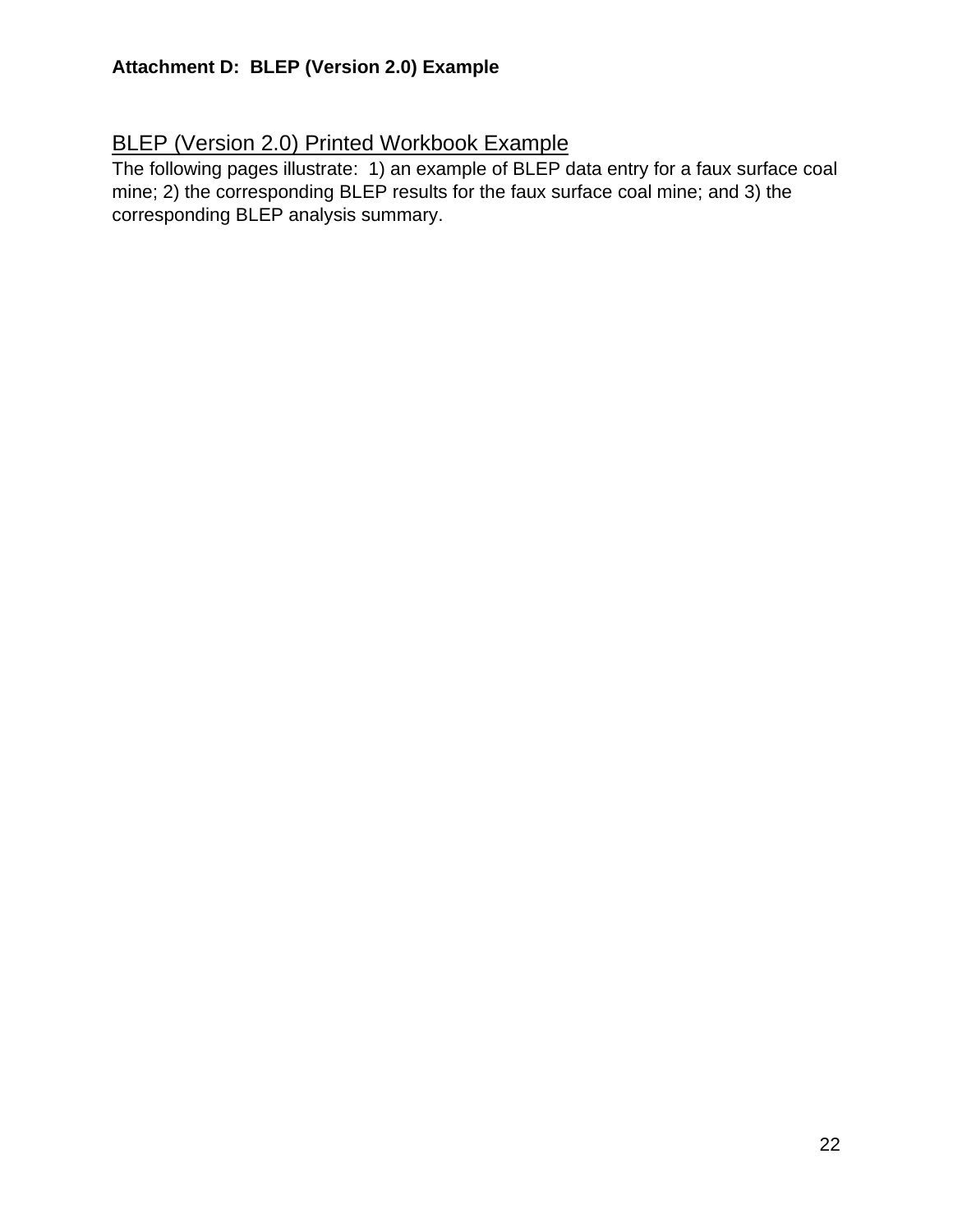**Attachment D: BLEP (Version 2.0) Example**

## BLEP (Version 2.0) Printed Workbook Example

The following pages illustrate: 1) an example of BLEP data entry for a faux surface coal mine; 2) the corresponding BLEP results for the faux surface coal mine; and 3) the corresponding BLEP analysis summary.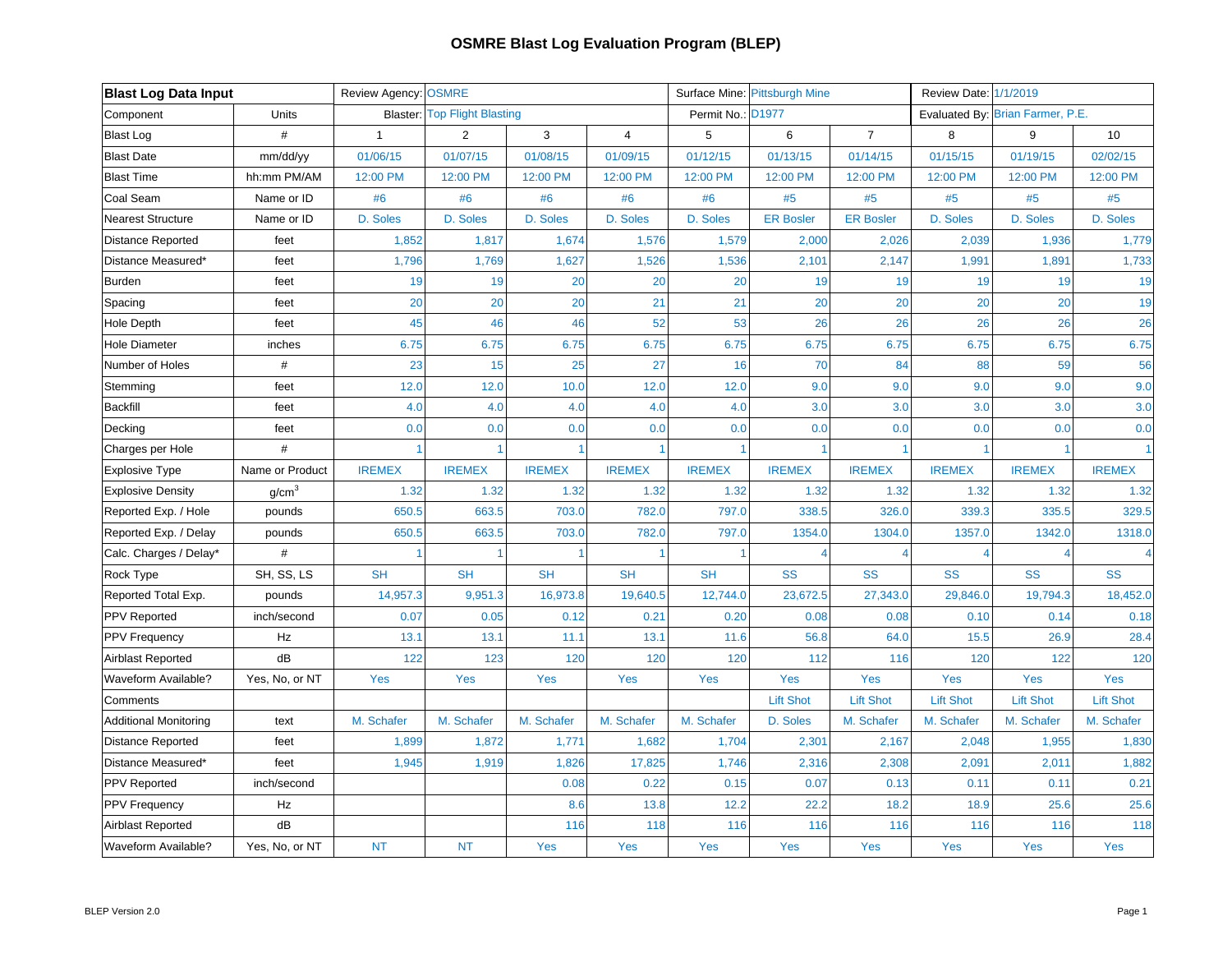# OSMRE Blast Log Evaluation Program (BLEP)

| **Blast Log Data Input** | | Review Agency: | OSMRE | | | Surface Mine: | Pittsburgh Mine | | Review Date: | 1/1/2019 | |
|---|---|---|---|---|---|---|---|---|---|---|---|
| Component | Units | Blaster: | Top Flight Blasting | | | Permit No.: | D1977 | | Evaluated By: | Brian Farmer, P.E. | |
| Blast Log | # | 1 | 2 | 3 | 4 | 5 | 6 | 7 | 8 | 9 | 10 |
| Blast Date | mm/dd/yy | 01/06/15 | 01/07/15 | 01/08/15 | 01/09/15 | 01/12/15 | 01/13/15 | 01/14/15 | 01/15/15 | 01/19/15 | 02/02/15 |
| Blast Time | hh:mm PM/AM | 12:00 PM | 12:00 PM | 12:00 PM | 12:00 PM | 12:00 PM | 12:00 PM | 12:00 PM | 12:00 PM | 12:00 PM | 12:00 PM |
| Coal Seam | Name or ID | #6 | #6 | #6 | #6 | #6 | #5 | #5 | #5 | #5 | #5 |
| Nearest Structure | Name or ID | D. Soles | D. Soles | D. Soles | D. Soles | D. Soles | ER Bosler | ER Bosler | D. Soles | D. Soles | D. Soles |
| Distance Reported | feet | 1,852 | 1,817 | 1,674 | 1,576 | 1,579 | 2,000 | 2,026 | 2,039 | 1,936 | 1,779 |
| Distance Measured* | feet | 1,796 | 1,769 | 1,627 | 1,526 | 1,536 | 2,101 | 2,147 | 1,991 | 1,891 | 1,733 |
| Burden | feet | 19 | 19 | 20 | 20 | 20 | 19 | 19 | 19 | 19 | 19 |
| Spacing | feet | 20 | 20 | 20 | 21 | 21 | 20 | 20 | 20 | 20 | 19 |
| Hole Depth | feet | 45 | 46 | 46 | 52 | 53 | 26 | 26 | 26 | 26 | 26 |
| Hole Diameter | inches | 6.75 | 6.75 | 6.75 | 6.75 | 6.75 | 6.75 | 6.75 | 6.75 | 6.75 | 6.75 |
| Number of Holes | # | 23 | 15 | 25 | 27 | 16 | 70 | 84 | 88 | 59 | 56 |
| Stemming | feet | 12.0 | 12.0 | 10.0 | 12.0 | 12.0 | 9.0 | 9.0 | 9.0 | 9.0 | 9.0 |
| Backfill | feet | 4.0 | 4.0 | 4.0 | 4.0 | 4.0 | 3.0 | 3.0 | 3.0 | 3.0 | 3.0 |
| Decking | feet | 0.0 | 0.0 | 0.0 | 0.0 | 0.0 | 0.0 | 0.0 | 0.0 | 0.0 | 0.0 |
| Charges per Hole | # | 1 | 1 | 1 | 1 | 1 | 1 | 1 | 1 | 1 | 1 |
| Explosive Type | Name or Product | IREMEX | IREMEX | IREMEX | IREMEX | IREMEX | IREMEX | IREMEX | IREMEX | IREMEX | IREMEX |
| Explosive Density | $g/cm^3$ | 1.32 | 1.32 | 1.32 | 1.32 | 1.32 | 1.32 | 1.32 | 1.32 | 1.32 | 1.32 |
| Reported Exp. / Hole | pounds | 650.5 | 663.5 | 703.0 | 782.0 | 797.0 | 338.5 | 326.0 | 339.3 | 335.5 | 329.5 |
| Reported Exp. / Delay | pounds | 650.5 | 663.5 | 703.0 | 782.0 | 797.0 | 1354.0 | 1304.0 | 1357.0 | 1342.0 | 1318.0 |
| Calc. Charges / Delay* | # | 1 | 1 | 1 | 1 | 1 | 4 | 4 | 4 | 4 | 4 |
| Rock Type | SH, SS, LS | SH | SH | SH | SH | SH | SS | SS | SS | SS | SS |
| Reported Total Exp. | pounds | 14,957.3 | 9,951.3 | 16,973.8 | 19,640.5 | 12,744.0 | 23,672.5 | 27,343.0 | 29,846.0 | 19,794.3 | 18,452.0 |
| PPV Reported | inch/second | 0.07 | 0.05 | 0.12 | 0.21 | 0.20 | 0.08 | 0.08 | 0.10 | 0.14 | 0.18 |
| PPV Frequency | Hz | 13.1 | 13.1 | 11.1 | 13.1 | 11.6 | 56.8 | 64.0 | 15.5 | 26.9 | 28.4 |
| Airblast Reported | dB | 122 | 123 | 120 | 120 | 120 | 112 | 116 | 120 | 122 | 120 |
| Waveform Available? | Yes, No, or NT | Yes | Yes | Yes | Yes | Yes | Yes | Yes | Yes | Yes | Yes |
| Comments | | | | | | | Lift Shot | Lift Shot | Lift Shot | Lift Shot | Lift Shot |
| Additional Monitoring | text | M. Schafer | M. Schafer | M. Schafer | M. Schafer | M. Schafer | D. Soles | M. Schafer | M. Schafer | M. Schafer | M. Schafer |
| Distance Reported | feet | 1,899 | 1,872 | 1,771 | 1,682 | 1,704 | 2,301 | 2,167 | 2,048 | 1,955 | 1,830 |
| Distance Measured* | feet | 1,945 | 1,919 | 1,826 | 17,825 | 1,746 | 2,316 | 2,308 | 2,091 | 2,011 | 1,882 |
| PPV Reported | inch/second | | | 0.08 | 0.22 | 0.15 | 0.07 | 0.13 | 0.11 | 0.11 | 0.21 |
| PPV Frequency | Hz | | | 8.6 | 13.8 | 12.2 | 22.2 | 18.2 | 18.9 | 25.6 | 25.6 |
| Airblast Reported | dB | | | 116 | 118 | 116 | 116 | 116 | 116 | 116 | 118 |
| Waveform Available? | Yes, No, or NT | NT | NT | Yes | Yes | Yes | Yes | Yes | Yes | Yes | Yes |

BLEP Version 2.0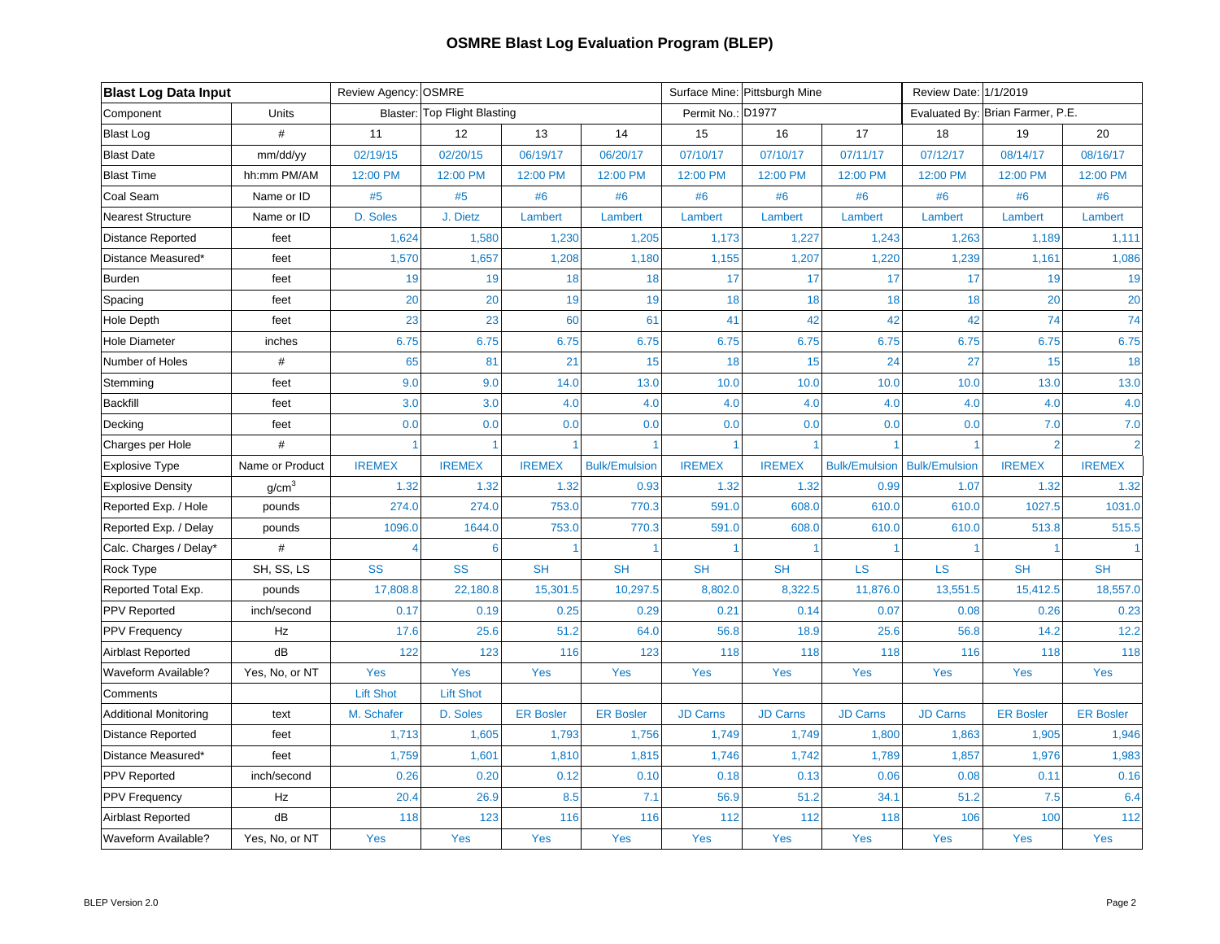# OSMRE Blast Log Evaluation Program (BLEP)

| **Blast Log Data Input** | | Review Agency: | OSMRE | | | Surface Mine: | Pittsburgh Mine | | Review Date: | 1/1/2019 | |
|---|---|---|---|---|---|---|---|---|---|---|---|
| Component | Units | | Blaster: Top Flight Blasting | | | Permit No.: | D1977 | | Evaluated By: | Brian Farmer, P.E. | |
| Blast Log | # | 11 | 12 | 13 | 14 | 15 | 16 | 17 | 18 | 19 | 20 |
| Blast Date | mm/dd/yy | 02/19/15 | 02/20/15 | 06/19/17 | 06/20/17 | 07/10/17 | 07/10/17 | 07/11/17 | 07/12/17 | 08/14/17 | 08/16/17 |
| Blast Time | hh:mm PM/AM | 12:00 PM | 12:00 PM | 12:00 PM | 12:00 PM | 12:00 PM | 12:00 PM | 12:00 PM | 12:00 PM | 12:00 PM | 12:00 PM |
| Coal Seam | Name or ID | #5 | #5 | #6 | #6 | #6 | #6 | #6 | #6 | #6 | #6 |
| Nearest Structure | Name or ID | D. Soles | J. Dietz | Lambert | Lambert | Lambert | Lambert | Lambert | Lambert | Lambert | Lambert |
| Distance Reported | feet | 1,624 | 1,580 | 1,230 | 1,205 | 1,173 | 1,227 | 1,243 | 1,263 | 1,189 | 1,111 |
| Distance Measured* | feet | 1,570 | 1,657 | 1,208 | 1,180 | 1,155 | 1,207 | 1,220 | 1,239 | 1,161 | 1,086 |
| Burden | feet | 19 | 19 | 18 | 18 | 17 | 17 | 17 | 17 | 19 | 19 |
| Spacing | feet | 20 | 20 | 19 | 19 | 18 | 18 | 18 | 18 | 20 | 20 |
| Hole Depth | feet | 23 | 23 | 60 | 61 | 41 | 42 | 42 | 42 | 74 | 74 |
| Hole Diameter | inches | 6.75 | 6.75 | 6.75 | 6.75 | 6.75 | 6.75 | 6.75 | 6.75 | 6.75 | 6.75 |
| Number of Holes | # | 65 | 81 | 21 | 15 | 18 | 15 | 24 | 27 | 15 | 18 |
| Stemming | feet | 9.0 | 9.0 | 14.0 | 13.0 | 10.0 | 10.0 | 10.0 | 10.0 | 13.0 | 13.0 |
| Backfill | feet | 3.0 | 3.0 | 4.0 | 4.0 | 4.0 | 4.0 | 4.0 | 4.0 | 4.0 | 4.0 |
| Decking | feet | 0.0 | 0.0 | 0.0 | 0.0 | 0.0 | 0.0 | 0.0 | 0.0 | 7.0 | 7.0 |
| Charges per Hole | # | 1 | 1 | 1 | 1 | 1 | 1 | 1 | 1 | 2 | 2 |
| Explosive Type | Name or Product | IREMEX | IREMEX | IREMEX | Bulk/Emulsion | IREMEX | IREMEX | Bulk/Emulsion | Bulk/Emulsion | IREMEX | IREMEX |
| Explosive Density | $g/cm^3$ | 1.32 | 1.32 | 1.32 | 0.93 | 1.32 | 1.32 | 0.99 | 1.07 | 1.32 | 1.32 |
| Reported Exp. / Hole | pounds | 274.0 | 274.0 | 753.0 | 770.3 | 591.0 | 608.0 | 610.0 | 610.0 | 1027.5 | 1031.0 |
| Reported Exp. / Delay | pounds | 1096.0 | 1644.0 | 753.0 | 770.3 | 591.0 | 608.0 | 610.0 | 610.0 | 513.8 | 515.5 |
| Calc. Charges / Delay* | # | 4 | 6 | 1 | 1 | 1 | 1 | 1 | 1 | 1 | 1 |
| Rock Type | SH, SS, LS | SS | SS | SH | SH | SH | SH | LS | LS | SH | SH |
| Reported Total Exp. | pounds | 17,808.8 | 22,180.8 | 15,301.5 | 10,297.5 | 8,802.0 | 8,322.5 | 11,876.0 | 13,551.5 | 15,412.5 | 18,557.0 |
| PPV Reported | inch/second | 0.17 | 0.19 | 0.25 | 0.29 | 0.21 | 0.14 | 0.07 | 0.08 | 0.26 | 0.23 |
| PPV Frequency | Hz | 17.6 | 25.6 | 51.2 | 64.0 | 56.8 | 18.9 | 25.6 | 56.8 | 14.2 | 12.2 |
| Airblast Reported | dB | 122 | 123 | 116 | 123 | 118 | 118 | 118 | 116 | 118 | 118 |
| Waveform Available? | Yes, No, or NT | Yes | Yes | Yes | Yes | Yes | Yes | Yes | Yes | Yes | Yes |
| Comments | | Lift Shot | Lift Shot | | | | | | | | |
| Additional Monitoring | text | M. Schafer | D. Soles | ER Bosler | ER Bosler | JD Carns | JD Carns | JD Carns | JD Carns | ER Bosler | ER Bosler |
| Distance Reported | feet | 1,713 | 1,605 | 1,793 | 1,756 | 1,749 | 1,749 | 1,800 | 1,863 | 1,905 | 1,946 |
| Distance Measured* | feet | 1,759 | 1,601 | 1,810 | 1,815 | 1,746 | 1,742 | 1,789 | 1,857 | 1,976 | 1,983 |
| PPV Reported | inch/second | 0.26 | 0.20 | 0.12 | 0.10 | 0.18 | 0.13 | 0.06 | 0.08 | 0.11 | 0.16 |
| PPV Frequency | Hz | 20.4 | 26.9 | 8.5 | 7.1 | 56.9 | 51.2 | 34.1 | 51.2 | 7.5 | 6.4 |
| Airblast Reported | dB | 118 | 123 | 116 | 116 | 112 | 112 | 118 | 106 | 100 | 112 |
| Waveform Available? | Yes, No, or NT | Yes | Yes | Yes | Yes | Yes | Yes | Yes | Yes | Yes | Yes |

BLEP Version 2.0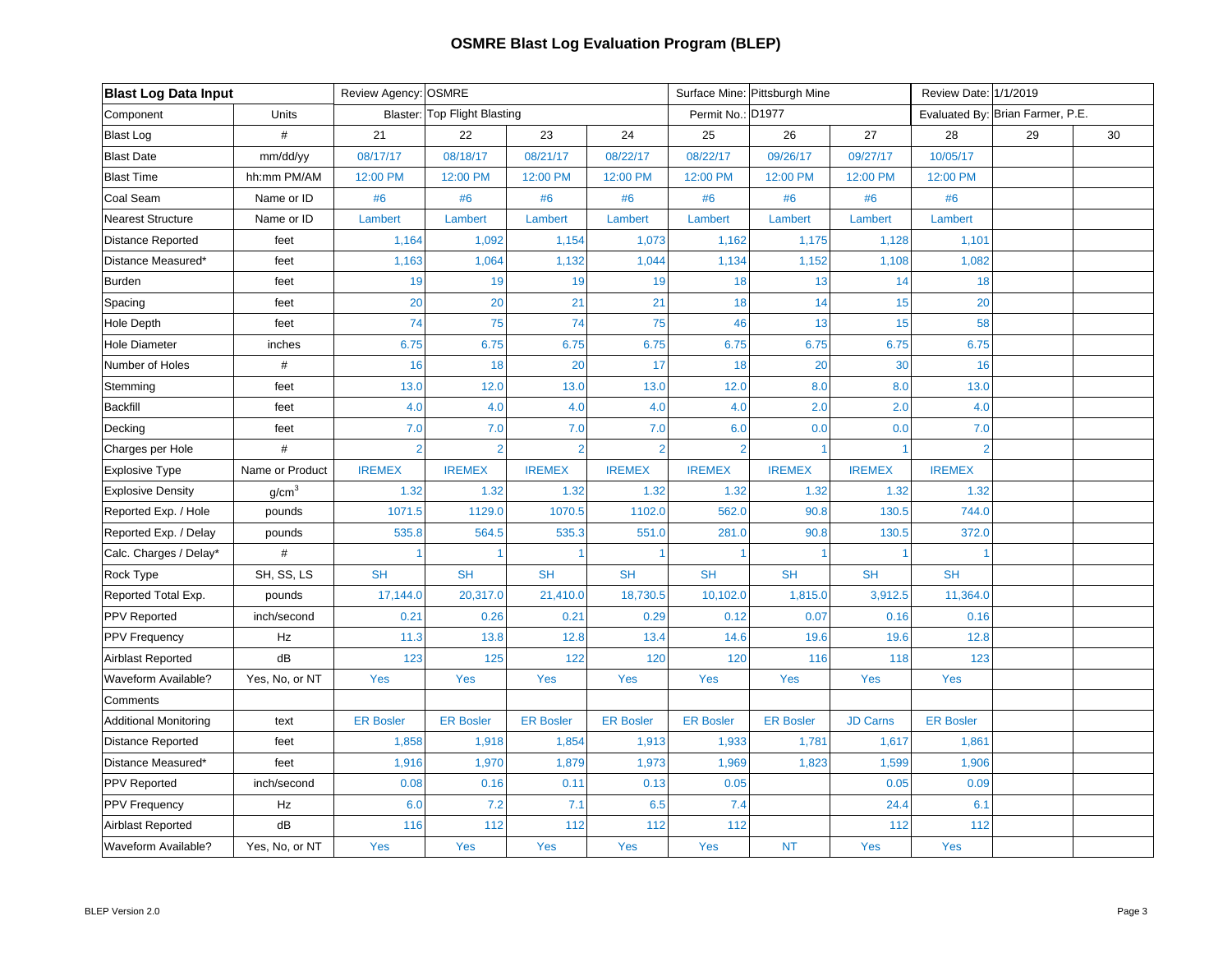# OSMRE Blast Log Evaluation Program (BLEP)

| **Blast Log Data Input** | | Review Agency: | OSMRE | | | Surface Mine: | Pittsburgh Mine | | Review Date: | 1/1/2019 | |
|---|---|---|---|---|---|---|---|---|---|---|---|
| Component | Units | Blaster: | Top Flight Blasting | | | Permit No.: | D1977 | | Evaluated By: | Brian Farmer, P.E. | |
| Blast Log | # | 21 | 22 | 23 | 24 | 25 | 26 | 27 | 28 | 29 | 30 |
| Blast Date | mm/dd/yy | 08/17/17 | 08/18/17 | 08/21/17 | 08/22/17 | 08/22/17 | 09/26/17 | 09/27/17 | 10/05/17 | | |
| Blast Time | hh:mm PM/AM | 12:00 PM | 12:00 PM | 12:00 PM | 12:00 PM | 12:00 PM | 12:00 PM | 12:00 PM | 12:00 PM | | |
| Coal Seam | Name or ID | #6 | #6 | #6 | #6 | #6 | #6 | #6 | #6 | | |
| Nearest Structure | Name or ID | Lambert | Lambert | Lambert | Lambert | Lambert | Lambert | Lambert | Lambert | | |
| Distance Reported | feet | 1,164 | 1,092 | 1,154 | 1,073 | 1,162 | 1,175 | 1,128 | 1,101 | | |
| Distance Measured* | feet | 1,163 | 1,064 | 1,132 | 1,044 | 1,134 | 1,152 | 1,108 | 1,082 | | |
| Burden | feet | 19 | 19 | 19 | 19 | 18 | 13 | 14 | 18 | | |
| Spacing | feet | 20 | 20 | 21 | 21 | 18 | 14 | 15 | 20 | | |
| Hole Depth | feet | 74 | 75 | 74 | 75 | 46 | 13 | 15 | 58 | | |
| Hole Diameter | inches | 6.75 | 6.75 | 6.75 | 6.75 | 6.75 | 6.75 | 6.75 | 6.75 | | |
| Number of Holes | # | 16 | 18 | 20 | 17 | 18 | 20 | 30 | 16 | | |
| Stemming | feet | 13.0 | 12.0 | 13.0 | 13.0 | 12.0 | 8.0 | 8.0 | 13.0 | | |
| Backfill | feet | 4.0 | 4.0 | 4.0 | 4.0 | 4.0 | 2.0 | 2.0 | 4.0 | | |
| Decking | feet | 7.0 | 7.0 | 7.0 | 7.0 | 6.0 | 0.0 | 0.0 | 7.0 | | |
| Charges per Hole | # | 2 | 2 | 2 | 2 | 2 | 1 | 1 | 2 | | |
| Explosive Type | Name or Product | IREMEX | IREMEX | IREMEX | IREMEX | IREMEX | IREMEX | IREMEX | IREMEX | | |
| Explosive Density | $g/cm^3$ | 1.32 | 1.32 | 1.32 | 1.32 | 1.32 | 1.32 | 1.32 | 1.32 | | |
| Reported Exp. / Hole | pounds | 1071.5 | 1129.0 | 1070.5 | 1102.0 | 562.0 | 90.8 | 130.5 | 744.0 | | |
| Reported Exp. / Delay | pounds | 535.8 | 564.5 | 535.3 | 551.0 | 281.0 | 90.8 | 130.5 | 372.0 | | |
| Calc. Charges / Delay* | # | 1 | 1 | 1 | 1 | 1 | 1 | 1 | 1 | | |
| Rock Type | SH, SS, LS | SH | SH | SH | SH | SH | SH | SH | SH | | |
| Reported Total Exp. | pounds | 17,144.0 | 20,317.0 | 21,410.0 | 18,730.5 | 10,102.0 | 1,815.0 | 3,912.5 | 11,364.0 | | |
| PPV Reported | inch/second | 0.21 | 0.26 | 0.21 | 0.29 | 0.12 | 0.07 | 0.16 | 0.16 | | |
| PPV Frequency | Hz | 11.3 | 13.8 | 12.8 | 13.4 | 14.6 | 19.6 | 19.6 | 12.8 | | |
| Airblast Reported | dB | 123 | 125 | 122 | 120 | 120 | 116 | 118 | 123 | | |
| Waveform Available? | Yes, No, or NT | Yes | Yes | Yes | Yes | Yes | Yes | Yes | Yes | | |
| Comments | | | | | | | | | | | |
| Additional Monitoring | text | ER Bosler | ER Bosler | ER Bosler | ER Bosler | ER Bosler | ER Bosler | JD Carns | ER Bosler | | |
| Distance Reported | feet | 1,858 | 1,918 | 1,854 | 1,913 | 1,933 | 1,781 | 1,617 | 1,861 | | |
| Distance Measured* | feet | 1,916 | 1,970 | 1,879 | 1,973 | 1,969 | 1,823 | 1,599 | 1,906 | | |
| PPV Reported | inch/second | 0.08 | 0.16 | 0.11 | 0.13 | 0.05 | | 0.05 | 0.09 | | |
| PPV Frequency | Hz | 6.0 | 7.2 | 7.1 | 6.5 | 7.4 | | 24.4 | 6.1 | | |
| Airblast Reported | dB | 116 | 112 | 112 | 112 | 112 | | 112 | 112 | | |
| Waveform Available? | Yes, No, or NT | Yes | Yes | Yes | Yes | Yes | NT | Yes | Yes | | |

BLEP Version 2.0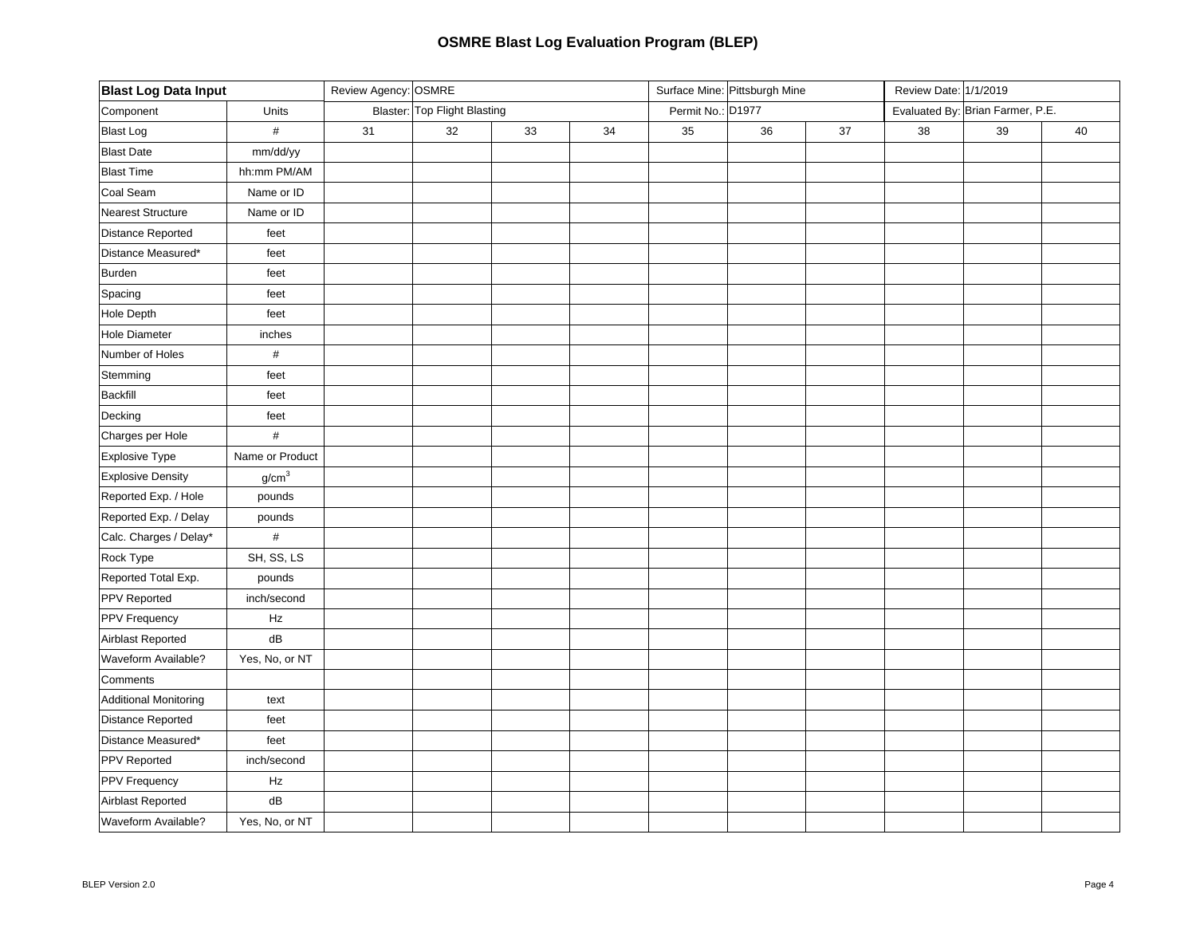# OSMRE Blast Log Evaluation Program (BLEP)

| **Blast Log Data Input** | | Review Agency: | OSMRE | | | Surface Mine: | Pittsburgh Mine | | Review Date: | 1/1/2019 | |
|---|---|---|---|---|---|---|---|---|---|---|---|
| Component | Units | Blaster: | Top Flight Blasting | | | Permit No.: | D1977 | | Evaluated By: | Brian Farmer, P.E. | |
| Blast Log | # | 31 | 32 | 33 | 34 | 35 | 36 | 37 | 38 | 39 | 40 |
| Blast Date | mm/dd/yy | | | | | | | | | | |
| Blast Time | hh:mm PM/AM | | | | | | | | | | |
| Coal Seam | Name or ID | | | | | | | | | | |
| Nearest Structure | Name or ID | | | | | | | | | | |
| Distance Reported | feet | | | | | | | | | | |
| Distance Measured* | feet | | | | | | | | | | |
| Burden | feet | | | | | | | | | | |
| Spacing | feet | | | | | | | | | | |
| Hole Depth | feet | | | | | | | | | | |
| Hole Diameter | inches | | | | | | | | | | |
| Number of Holes | # | | | | | | | | | | |
| Stemming | feet | | | | | | | | | | |
| Backfill | feet | | | | | | | | | | |
| Decking | feet | | | | | | | | | | |
| Charges per Hole | # | | | | | | | | | | |
| Explosive Type | Name or Product | | | | | | | | | | |
| Explosive Density | $g/cm^3$ | | | | | | | | | | |
| Reported Exp. / Hole | pounds | | | | | | | | | | |
| Reported Exp. / Delay | pounds | | | | | | | | | | |
| Calc. Charges / Delay* | # | | | | | | | | | | |
| Rock Type | SH, SS, LS | | | | | | | | | | |
| Reported Total Exp. | pounds | | | | | | | | | | |
| PPV Reported | inch/second | | | | | | | | | | |
| PPV Frequency | Hz | | | | | | | | | | |
| Airblast Reported | dB | | | | | | | | | | |
| Waveform Available? | Yes, No, or NT | | | | | | | | | | |
| Comments | | | | | | | | | | | |
| Additional Monitoring | text | | | | | | | | | | |
| Distance Reported | feet | | | | | | | | | | |
| Distance Measured* | feet | | | | | | | | | | |
| PPV Reported | inch/second | | | | | | | | | | |
| PPV Frequency | Hz | | | | | | | | | | |
| Airblast Reported | dB | | | | | | | | | | |
| Waveform Available? | Yes, No, or NT | | | | | | | | | | |

BLEP Version 2.0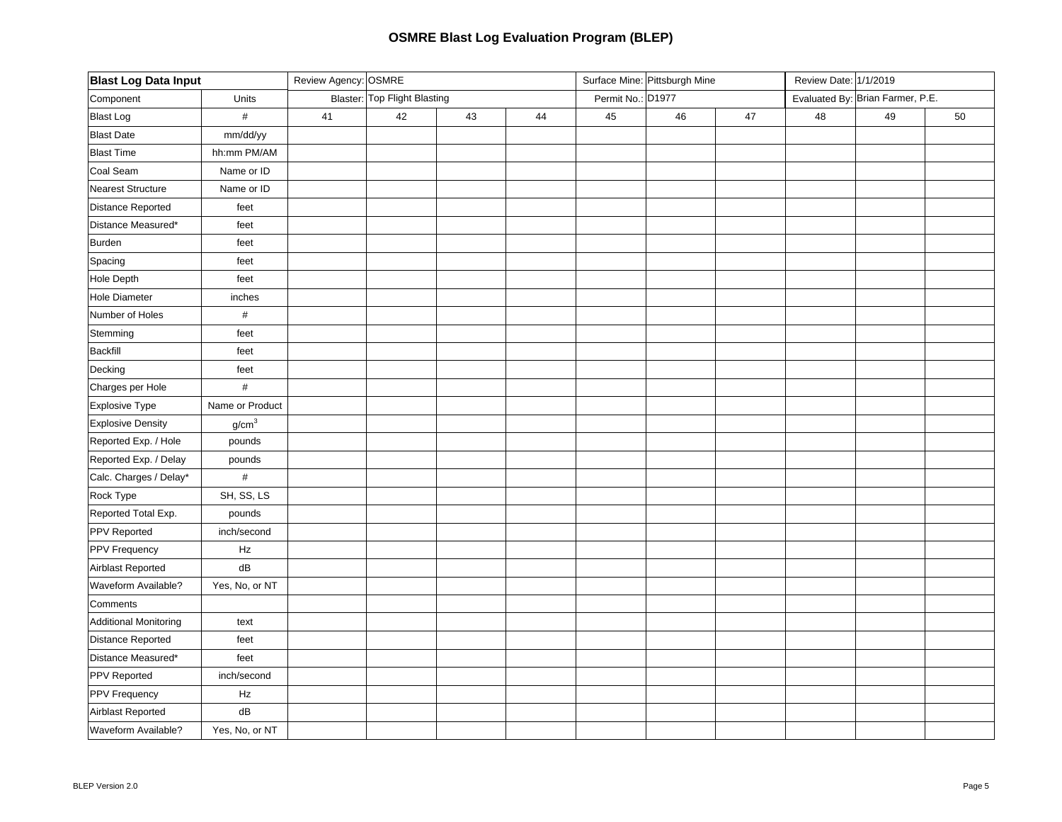# OSMRE Blast Log Evaluation Program (BLEP)

| **Blast Log Data Input** | | Review Agency: | OSMRE | | | Surface Mine: | Pittsburgh Mine | | Review Date: | 1/1/2019 | |
|---|---|---|---|---|---|---|---|---|---|---|---|
| Component | Units | Blaster: | Top Flight Blasting | | | Permit No.: | D1977 | | Evaluated By: | Brian Farmer, P.E. | |
| Blast Log | # | 41 | 42 | 43 | 44 | 45 | 46 | 47 | 48 | 49 | 50 |
| Blast Date | mm/dd/yy | | | | | | | | | | |
| Blast Time | hh:mm PM/AM | | | | | | | | | | |
| Coal Seam | Name or ID | | | | | | | | | | |
| Nearest Structure | Name or ID | | | | | | | | | | |
| Distance Reported | feet | | | | | | | | | | |
| Distance Measured* | feet | | | | | | | | | | |
| Burden | feet | | | | | | | | | | |
| Spacing | feet | | | | | | | | | | |
| Hole Depth | feet | | | | | | | | | | |
| Hole Diameter | inches | | | | | | | | | | |
| Number of Holes | # | | | | | | | | | | |
| Stemming | feet | | | | | | | | | | |
| Backfill | feet | | | | | | | | | | |
| Decking | feet | | | | | | | | | | |
| Charges per Hole | # | | | | | | | | | | |
| Explosive Type | Name or Product | | | | | | | | | | |
| Explosive Density | $g/cm^3$ | | | | | | | | | | |
| Reported Exp. / Hole | pounds | | | | | | | | | | |
| Reported Exp. / Delay | pounds | | | | | | | | | | |
| Calc. Charges / Delay* | # | | | | | | | | | | |
| Rock Type | SH, SS, LS | | | | | | | | | | |
| Reported Total Exp. | pounds | | | | | | | | | | |
| PPV Reported | inch/second | | | | | | | | | | |
| PPV Frequency | Hz | | | | | | | | | | |
| Airblast Reported | dB | | | | | | | | | | |
| Waveform Available? | Yes, No, or NT | | | | | | | | | | |
| Comments | | | | | | | | | | | |
| Additional Monitoring | text | | | | | | | | | | |
| Distance Reported | feet | | | | | | | | | | |
| Distance Measured* | feet | | | | | | | | | | |
| PPV Reported | inch/second | | | | | | | | | | |
| PPV Frequency | Hz | | | | | | | | | | |
| Airblast Reported | dB | | | | | | | | | | |
| Waveform Available? | Yes, No, or NT | | | | | | | | | | |

BLEP Version 2.0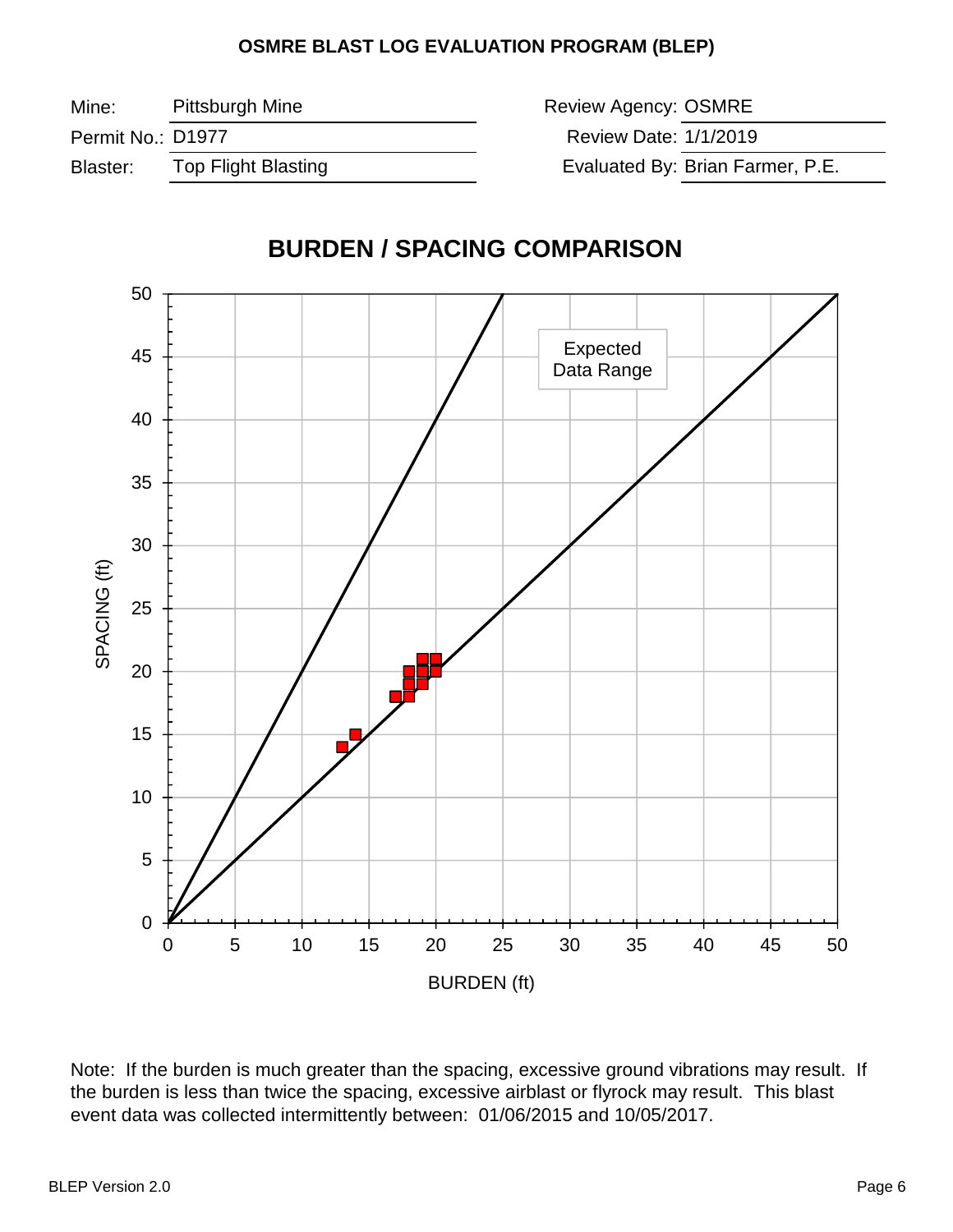**OSMRE BLAST LOG EVALUATION PROGRAM (BLEP)**

| | | | |
|---|---|---|---|
| Mine: | Pittsburgh Mine | Review Agency: | OSMRE |
| Permit No.: | D1977 | Review Date: | 1/1/2019 |
| Blaster: | Top Flight Blasting | Evaluated By: | Brian Farmer, P.E. |

## BURDEN / SPACING COMPARISON

Expected Data Range

SPACING (ft)

BURDEN (ft)

Note: If the burden is much greater than the spacing, excessive ground vibrations may result. If the burden is less than twice the spacing, excessive airblast or flyrock may result. This blast event data was collected intermittently between: 01/06/2015 and 10/05/2017.

BLEP Version 2.0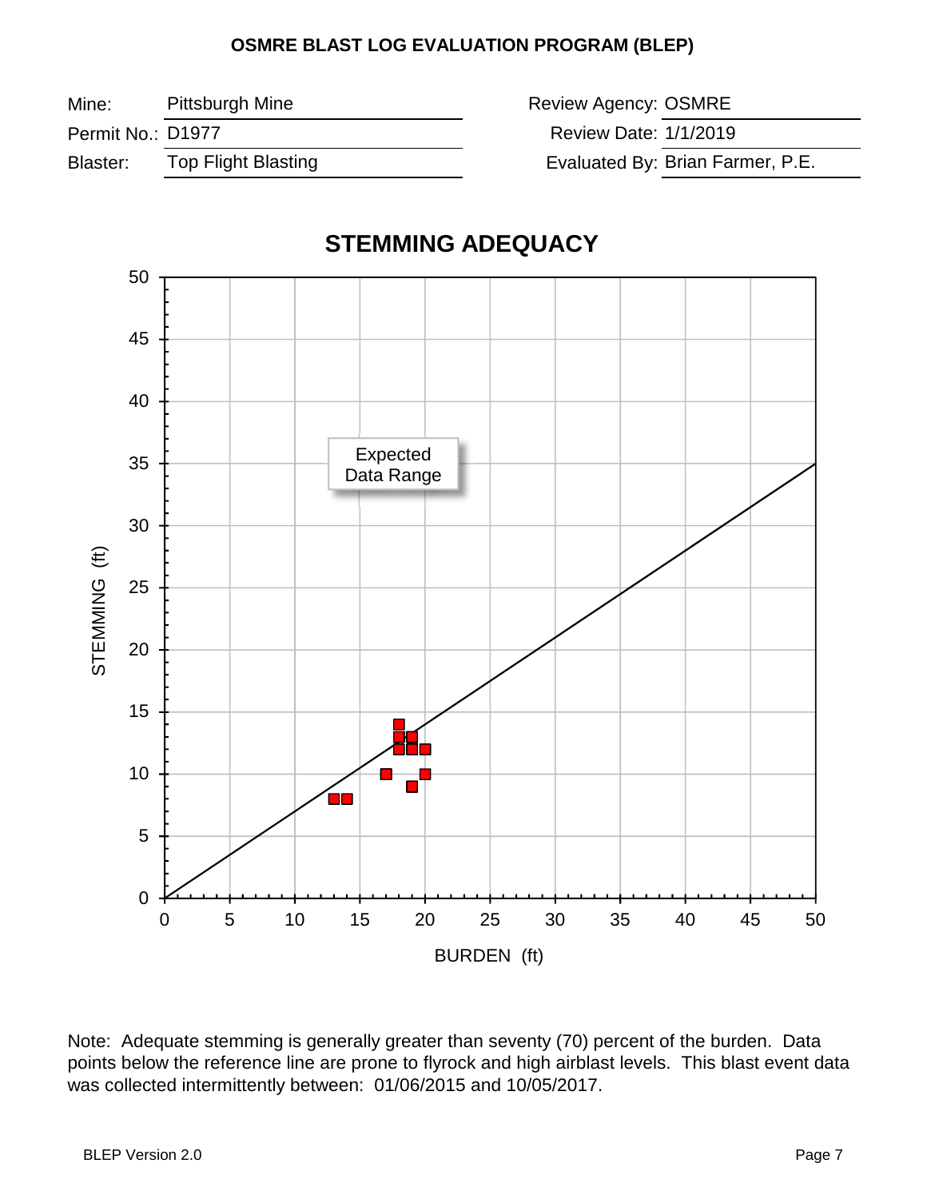**OSMRE BLAST LOG EVALUATION PROGRAM (BLEP)**

| | | | |
|---|---|---|---|
| Mine: | Pittsburgh Mine | Review Agency: | OSMRE |
| Permit No.: | D1977 | Review Date: | 1/1/2019 |
| Blaster: | Top Flight Blasting | Evaluated By: | Brian Farmer, P.E. |

## STEMMING ADEQUACY

Expected Data Range

STEMMING (ft)

BURDEN (ft)

Note: Adequate stemming is generally greater than seventy (70) percent of the burden. Data points below the reference line are prone to flyrock and high airblast levels. This blast event data was collected intermittently between: 01/06/2015 and 10/05/2017.

BLEP Version 2.0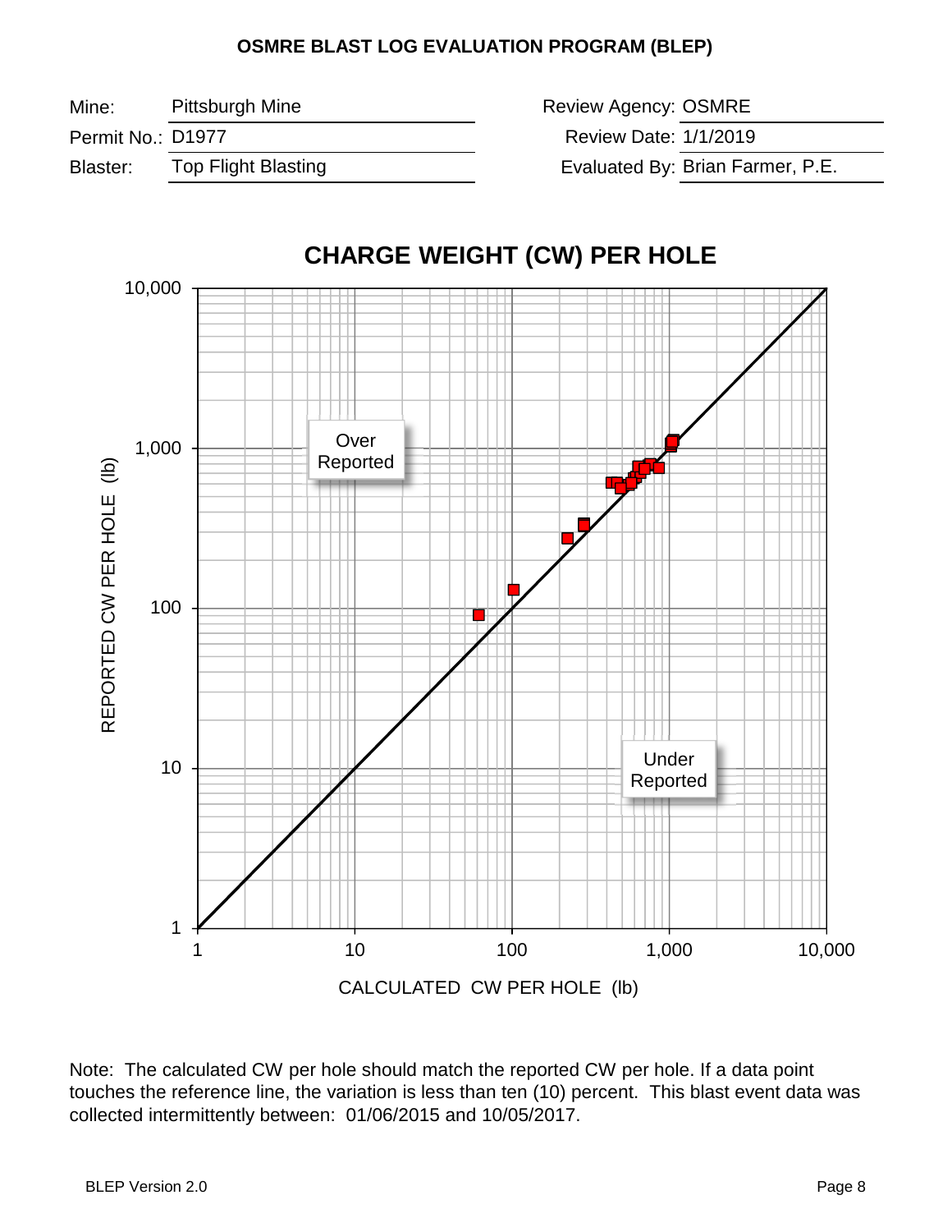# OSMRE BLAST LOG EVALUATION PROGRAM (BLEP)

| | | | |
|---|---|---|---|
| Mine: | Pittsburgh Mine | Review Agency: | OSMRE |
| Permit No.: | D1977 | Review Date: | 1/1/2019 |
| Blaster: | Top Flight Blasting | Evaluated By: | Brian Farmer, P.E. |

## CHARGE WEIGHT (CW) PER HOLE

Note: The calculated CW per hole should match the reported CW per hole. If a data point touches the reference line, the variation is less than ten (10) percent. This blast event data was collected intermittently between: 01/06/2015 and 10/05/2017.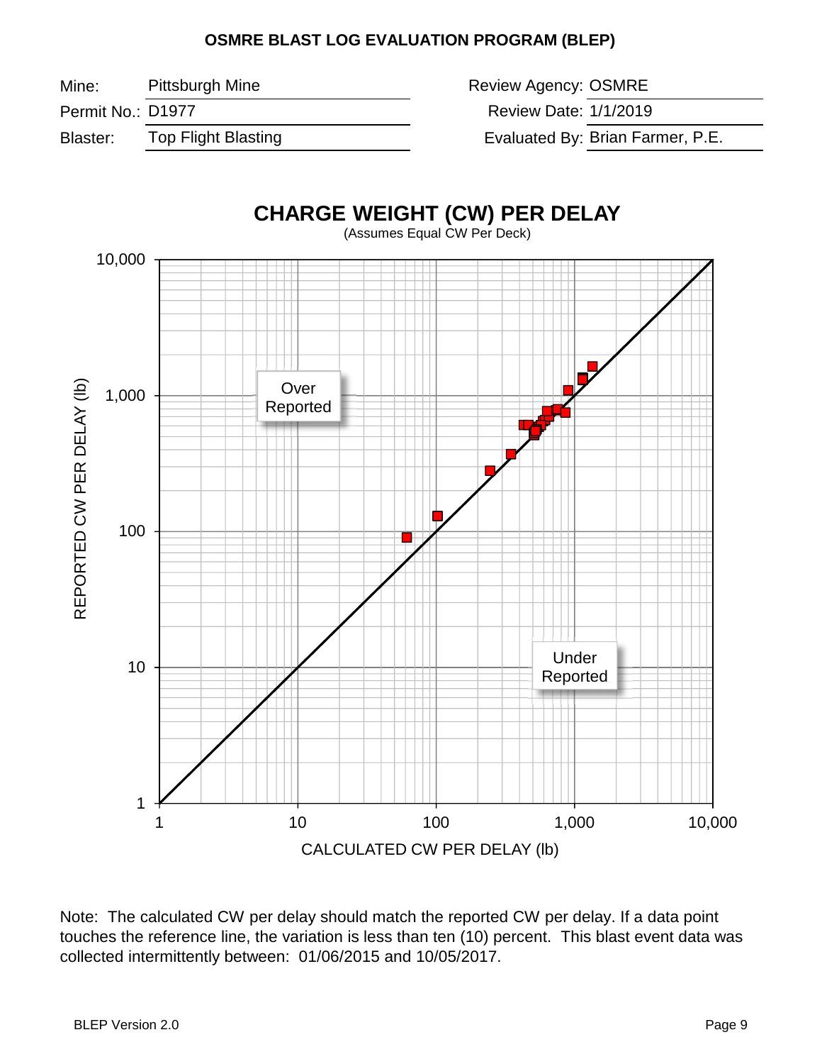# OSMRE BLAST LOG EVALUATION PROGRAM (BLEP)

| | | | |
|---|---|---|---|
| Mine: | Pittsburgh Mine | Review Agency: | OSMRE |
| Permit No.: | D1977 | Review Date: | 1/1/2019 |
| Blaster: | Top Flight Blasting | Evaluated By: | Brian Farmer, P.E. |

## CHARGE WEIGHT (CW) PER DELAY

(Assumes Equal CW Per Deck)

Over Reported

Under Reported

REPORTED CW PER DELAY (lb)

CALCULATED CW PER DELAY (lb)

Note: The calculated CW per delay should match the reported CW per delay. If a data point touches the reference line, the variation is less than ten (10) percent. This blast event data was collected intermittently between: 01/06/2015 and 10/05/2017.

BLEP Version 2.0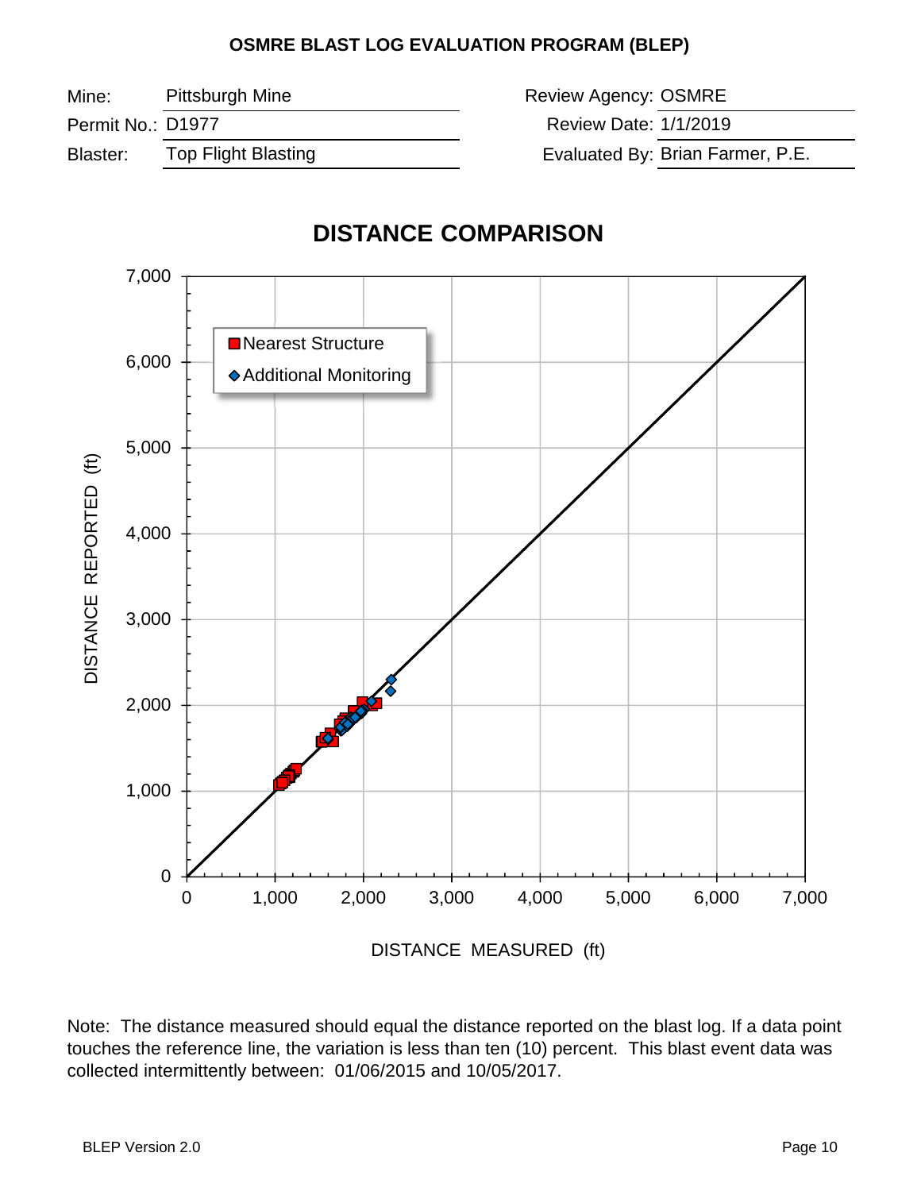**OSMRE BLAST LOG EVALUATION PROGRAM (BLEP)**

| | | | |
|---|---|---|---|
| Mine: | Pittsburgh Mine | Review Agency: | OSMRE |
| Permit No.: | D1977 | Review Date: | 1/1/2019 |
| Blaster: | Top Flight Blasting | Evaluated By: | Brian Farmer, P.E. |

## DISTANCE COMPARISON

Nearest Structure

Additional Monitoring

DISTANCE REPORTED (ft)

DISTANCE MEASURED (ft)

Note: The distance measured should equal the distance reported on the blast log. If a data point touches the reference line, the variation is less than ten (10) percent. This blast event data was collected intermittently between: 01/06/2015 and 10/05/2017.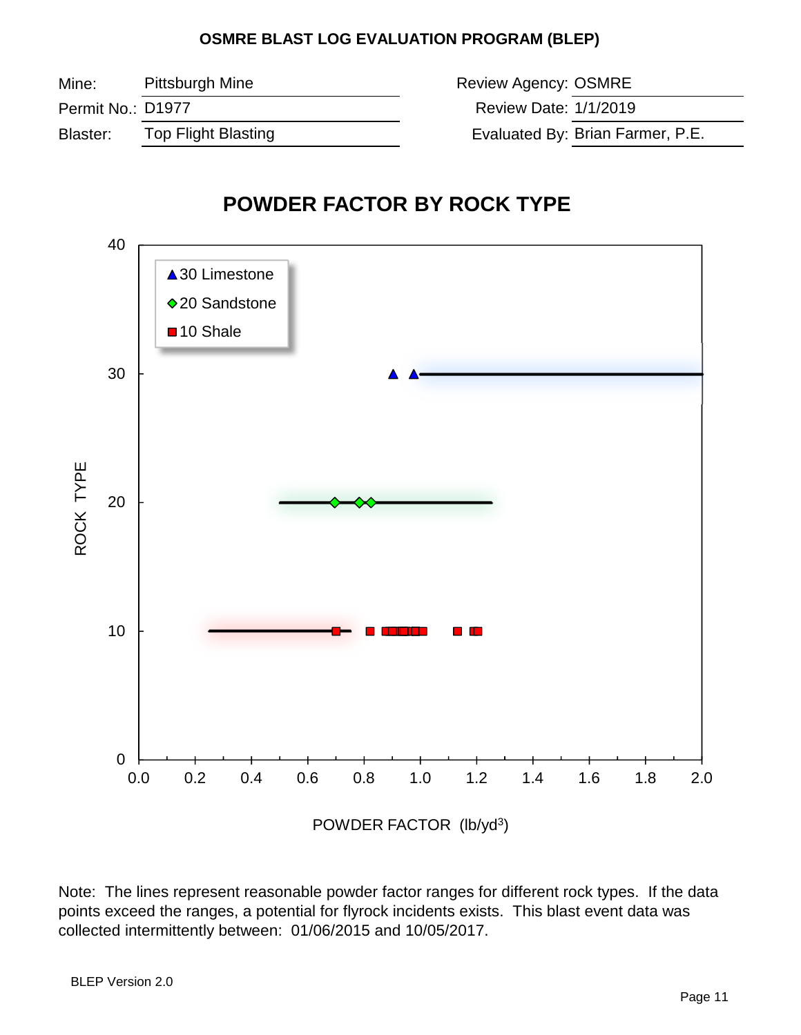**OSMRE BLAST LOG EVALUATION PROGRAM (BLEP)**

| | | | |
|---|---|---|---|
| Mine: | Pittsburgh Mine | Review Agency: | OSMRE |
| Permit No.: | D1977 | Review Date: | 1/1/2019 |
| Blaster: | Top Flight Blasting | Evaluated By: | Brian Farmer, P.E. |

# POWDER FACTOR BY ROCK TYPE

ROCK TYPE

- 30 Limestone
- 20 Sandstone
- 10 Shale

POWDER FACTOR (lb/yd$^3$)

Note: The lines represent reasonable powder factor ranges for different rock types. If the data points exceed the ranges, a potential for flyrock incidents exists. This blast event data was collected intermittently between: 01/06/2015 and 10/05/2017.

BLEP Version 2.0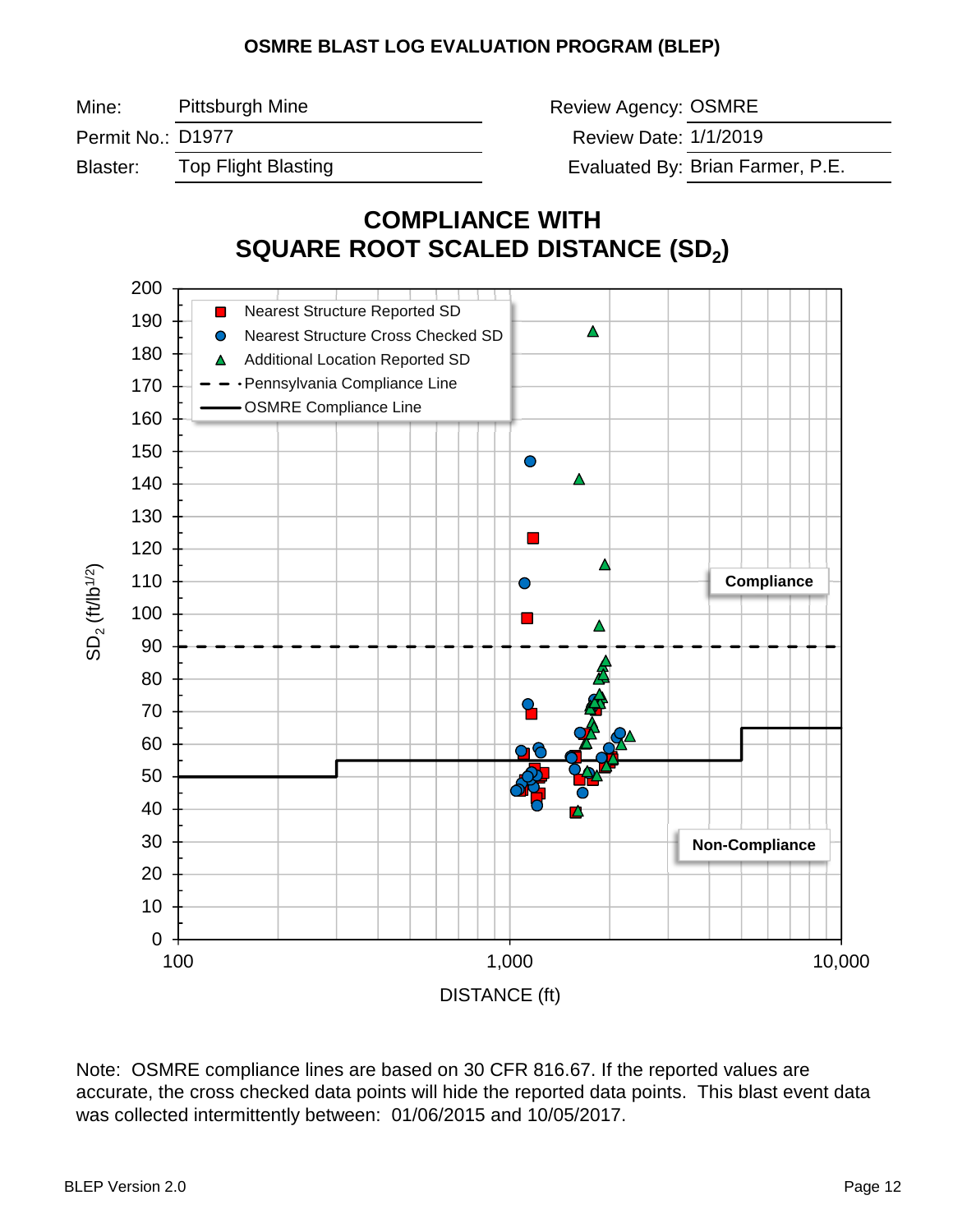# OSMRE BLAST LOG EVALUATION PROGRAM (BLEP)

| | | | |
|---|---|---|---|
| Mine: | Pittsburgh Mine | Review Agency: | OSMRE |
| Permit No.: | D1977 | Review Date: | 1/1/2019 |
| Blaster: | Top Flight Blasting | Evaluated By: | Brian Farmer, P.E. |

## COMPLIANCE WITH SQUARE ROOT SCALED DISTANCE ($SD_2$)

Note: OSMRE compliance lines are based on 30 CFR 816.67. If the reported values are accurate, the cross checked data points will hide the reported data points. This blast event data was collected intermittently between: 01/06/2015 and 10/05/2017.

BLEP Version 2.0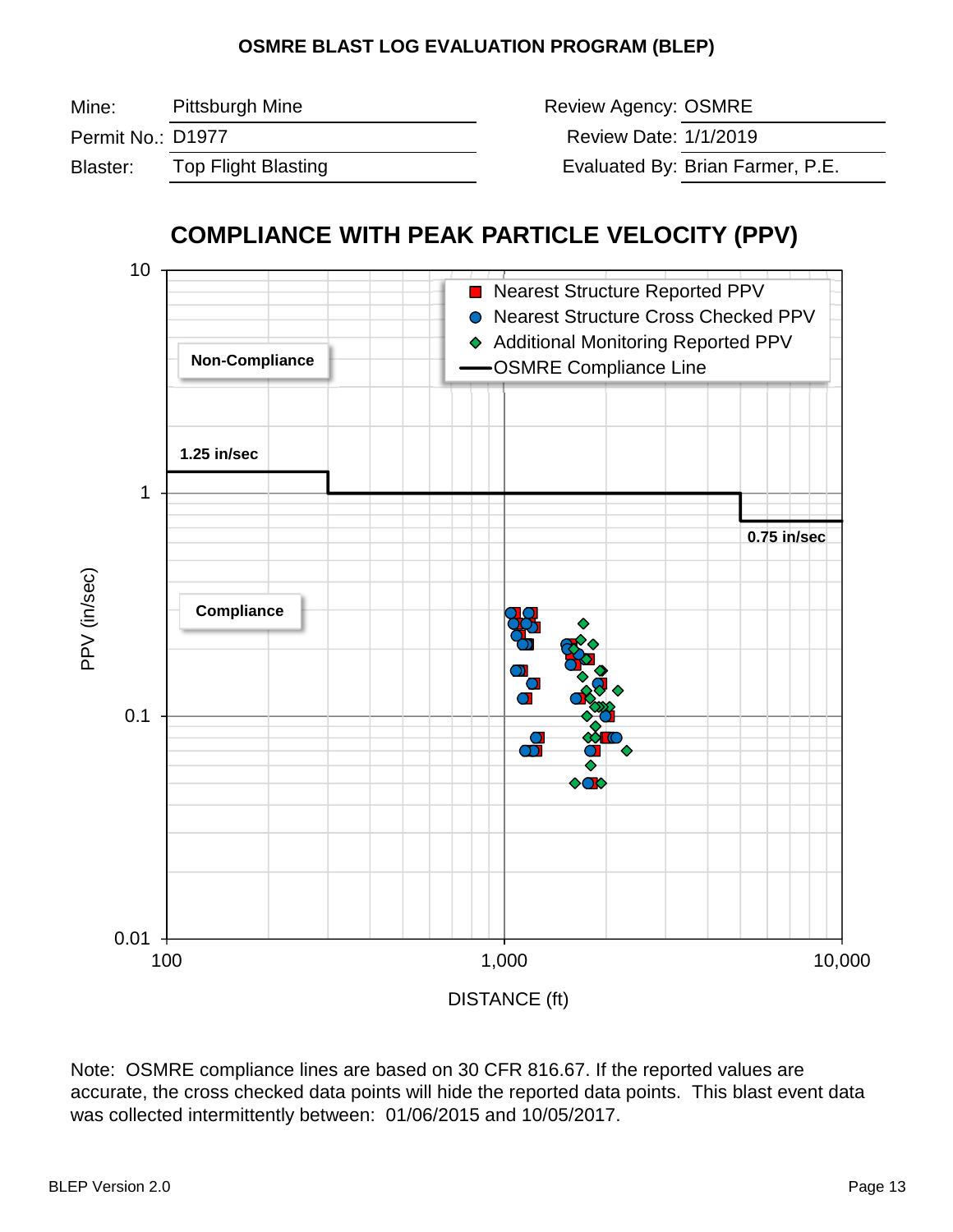## OSMRE BLAST LOG EVALUATION PROGRAM (BLEP)

| | | | |
|---|---|---|---|
| Mine: | Pittsburgh Mine | Review Agency: | OSMRE |
| Permit No.: | D1977 | Review Date: | 1/1/2019 |
| Blaster: | Top Flight Blasting | Evaluated By: | Brian Farmer, P.E. |

## COMPLIANCE WITH PEAK PARTICLE VELOCITY (PPV)

Note: OSMRE compliance lines are based on 30 CFR 816.67. If the reported values are accurate, the cross checked data points will hide the reported data points. This blast event data was collected intermittently between: 01/06/2015 and 10/05/2017.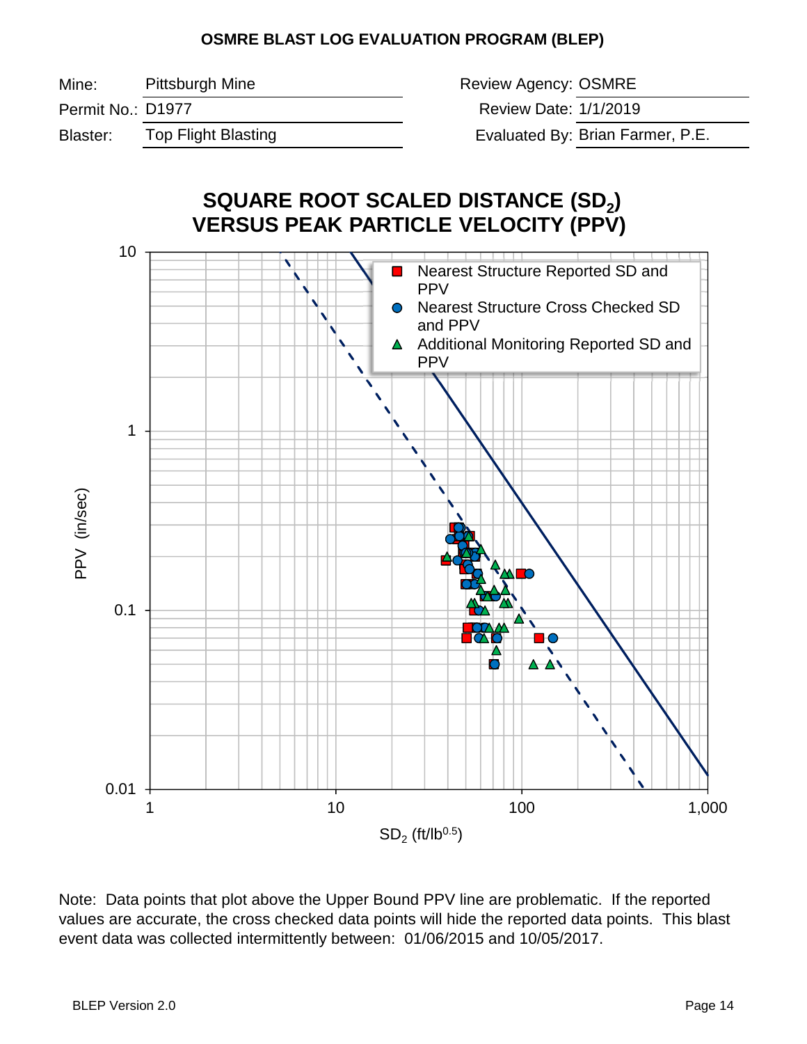**OSMRE BLAST LOG EVALUATION PROGRAM (BLEP)**

| | | | |
|---|---|---|---|
| Mine: | Pittsburgh Mine | Review Agency: | OSMRE |
| Permit No.: | D1977 | Review Date: | 1/1/2019 |
| Blaster: | Top Flight Blasting | Evaluated By: | Brian Farmer, P.E. |

## SQUARE ROOT SCALED DISTANCE ($SD_2$) VERSUS PEAK PARTICLE VELOCITY (PPV)

Legend:
- Nearest Structure Reported SD and PPV
- Nearest Structure Cross Checked SD and PPV
- Additional Monitoring Reported SD and PPV

PPV (in/sec)

$SD_2$ ($ft/lb^{0.5}$)

Note: Data points that plot above the Upper Bound PPV line are problematic. If the reported values are accurate, the cross checked data points will hide the reported data points. This blast event data was collected intermittently between: 01/06/2015 and 10/05/2017.

BLEP Version 2.0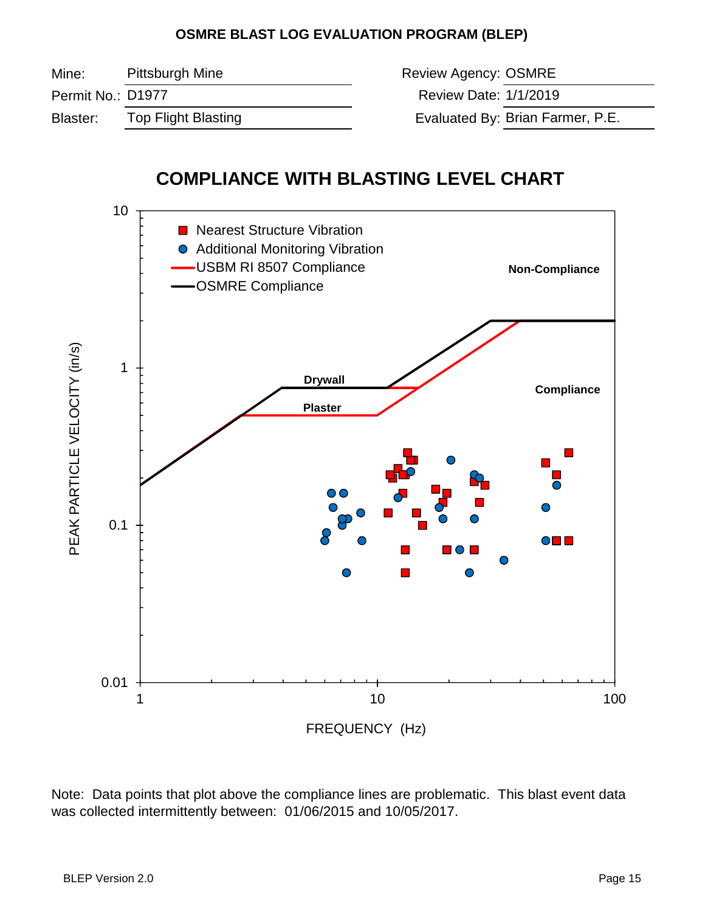# OSMRE BLAST LOG EVALUATION PROGRAM (BLEP)

| | | | |
|---|---|---|---|
| Mine: | Pittsburgh Mine | Review Agency: | OSMRE |
| Permit No.: | D1977 | Review Date: | 1/1/2019 |
| Blaster: | Top Flight Blasting | Evaluated By: | Brian Farmer, P.E. |

## COMPLIANCE WITH BLASTING LEVEL CHART

Note: Data points that plot above the compliance lines are problematic. This blast event data was collected intermittently between: 01/06/2015 and 10/05/2017.

BLEP Version 2.0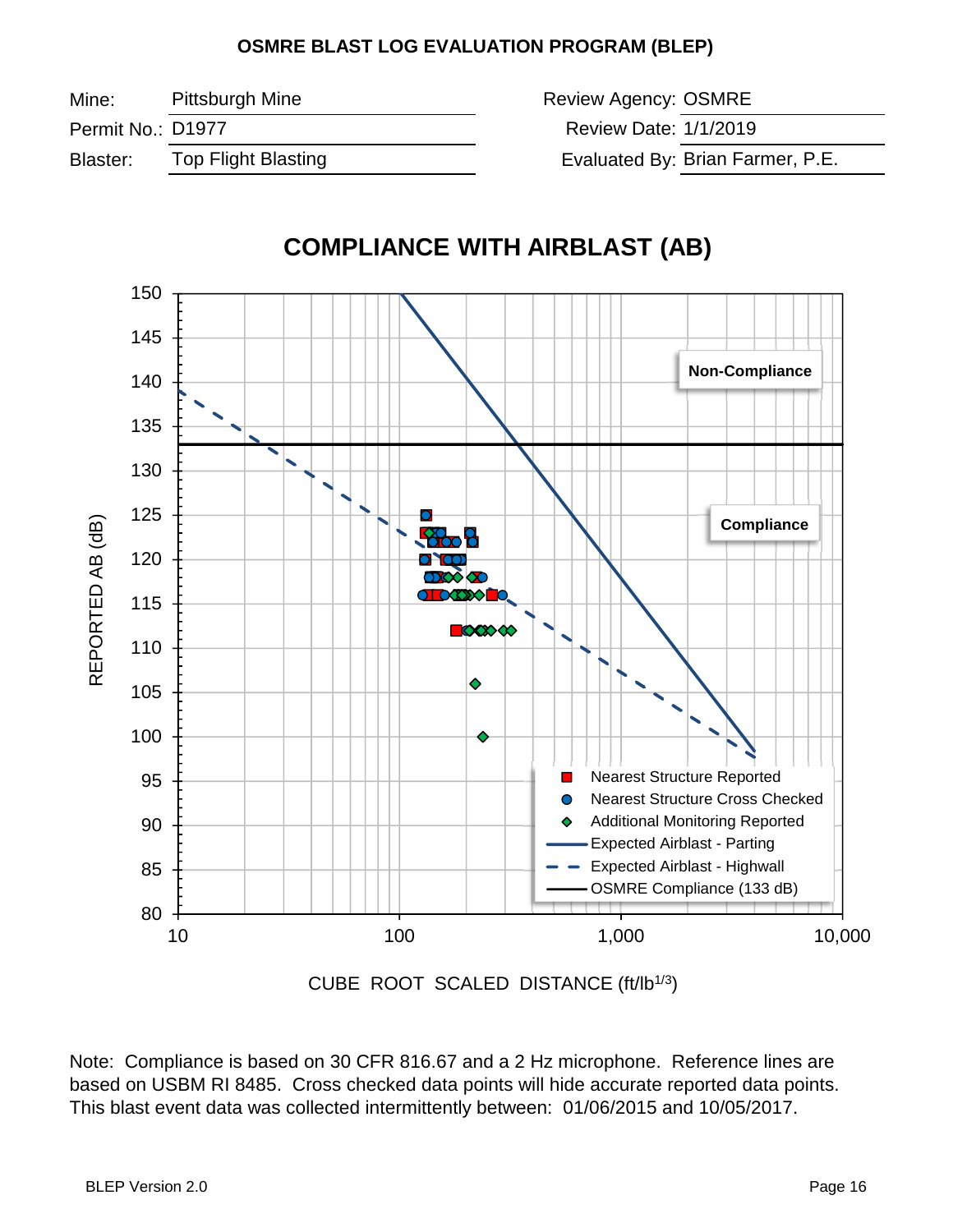# OSMRE BLAST LOG EVALUATION PROGRAM (BLEP)

| | | | |
|---|---|---|---|
| Mine: | Pittsburgh Mine | Review Agency: | OSMRE |
| Permit No.: | D1977 | Review Date: | 1/1/2019 |
| Blaster: | Top Flight Blasting | Evaluated By: | Brian Farmer, P.E. |

## COMPLIANCE WITH AIRBLAST (AB)

REPORTED AB (dB)

CUBE ROOT SCALED DISTANCE (ft/lb$^{1/3}$)

Non-Compliance

Compliance

- Nearest Structure Reported
- Nearest Structure Cross Checked
- Additional Monitoring Reported
- Expected Airblast - Parting
- Expected Airblast - Highwall
- OSMRE Compliance (133 dB)

Note: Compliance is based on 30 CFR 816.67 and a 2 Hz microphone. Reference lines are based on USBM RI 8485. Cross checked data points will hide accurate reported data points. This blast event data was collected intermittently between: 01/06/2015 and 10/05/2017.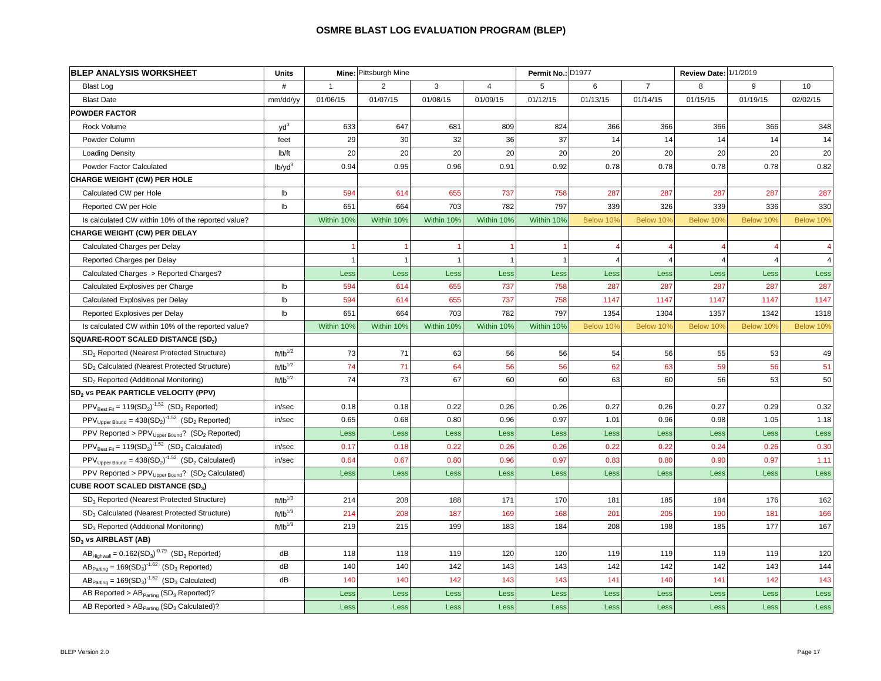# OSMRE BLAST LOG EVALUATION PROGRAM (BLEP)

| BLEP ANALYSIS WORKSHEET | Units | | Mine: Pittsburgh Mine | | | Permit No.: D1977 | | | Review Date: 1/1/2019 | | |
|---|---|---|---|---|---|---|---|---|---|---|---|
| Blast Log | # | 1 | 2 | 3 | 4 | 5 | 6 | 7 | 8 | 9 | 10 |
| Blast Date | mm/dd/yy | 01/06/15 | 01/07/15 | 01/08/15 | 01/09/15 | 01/12/15 | 01/13/15 | 01/14/15 | 01/15/15 | 01/19/15 | 02/02/15 |
| **POWDER FACTOR** | | | | | | | | | | | |
| Rock Volume | $yd^3$ | 633 | 647 | 681 | 809 | 824 | 366 | 366 | 366 | 366 | 348 |
| Powder Column | feet | 29 | 30 | 32 | 36 | 37 | 14 | 14 | 14 | 14 | 14 |
| Loading Density | lb/ft | 20 | 20 | 20 | 20 | 20 | 20 | 20 | 20 | 20 | 20 |
| Powder Factor Calculated | $lb/yd^3$ | 0.94 | 0.95 | 0.96 | 0.91 | 0.92 | 0.78 | 0.78 | 0.78 | 0.78 | 0.82 |
| **CHARGE WEIGHT (CW) PER HOLE** | | | | | | | | | | | |
| Calculated CW per Hole | lb | 594 | 614 | 655 | 737 | 758 | 287 | 287 | 287 | 287 | 287 |
| Reported CW per Hole | lb | 651 | 664 | 703 | 782 | 797 | 339 | 326 | 339 | 336 | 330 |
| Is calculated CW within 10% of the reported value? | | Within 10% | Within 10% | Within 10% | Within 10% | Within 10% | Below 10% | Below 10% | Below 10% | Below 10% | Below 10% |
| **CHARGE WEIGHT (CW) PER DELAY** | | | | | | | | | | | |
| Calculated Charges per Delay | | 1 | 1 | 1 | 1 | 1 | 4 | 4 | 4 | 4 | 4 |
| Reported Charges per Delay | | 1 | 1 | 1 | 1 | 1 | 4 | 4 | 4 | 4 | 4 |
| Calculated Charges > Reported Charges? | | Less | Less | Less | Less | Less | Less | Less | Less | Less | Less |
| Calculated Explosives per Charge | lb | 594 | 614 | 655 | 737 | 758 | 287 | 287 | 287 | 287 | 287 |
| Calculated Explosives per Delay | lb | 594 | 614 | 655 | 737 | 758 | 1147 | 1147 | 1147 | 1147 | 1147 |
| Reported Explosives per Delay | lb | 651 | 664 | 703 | 782 | 797 | 1354 | 1304 | 1357 | 1342 | 1318 |
| Is calculated CW within 10% of the reported value? | | Within 10% | Within 10% | Within 10% | Within 10% | Within 10% | Below 10% | Below 10% | Below 10% | Below 10% | Below 10% |
| **SQUARE-ROOT SCALED DISTANCE ($SD_2$)** | | | | | | | | | | | |
| $SD_2$ Reported (Nearest Protected Structure) | $ft/lb^{1/2}$ | 73 | 71 | 63 | 56 | 56 | 54 | 56 | 55 | 53 | 49 |
| $SD_2$ Calculated (Nearest Protected Structure) | $ft/lb^{1/2}$ | 74 | 71 | 64 | 56 | 56 | 62 | 63 | 59 | 56 | 51 |
| $SD_2$ Reported (Additional Monitoring) | $ft/lb^{1/2}$ | 74 | 73 | 67 | 60 | 60 | 63 | 60 | 56 | 53 | 50 |
| **$SD_2$ vs PEAK PARTICLE VELOCITY (PPV)** | | | | | | | | | | | |
| $PPV_{Best\ Fit} = 119(SD_2)^{-1.52}$ ($SD_2$ Reported) | in/sec | 0.18 | 0.18 | 0.22 | 0.26 | 0.26 | 0.27 | 0.26 | 0.27 | 0.29 | 0.32 |
| $PPV_{Upper\ Bound} = 438(SD_2)^{-1.52}$ ($SD_2$ Reported) | in/sec | 0.65 | 0.68 | 0.80 | 0.96 | 0.97 | 1.01 | 0.96 | 0.98 | 1.05 | 1.18 |
| PPV Reported > $PPV_{Upper\ Bound}$? ($SD_2$ Reported) | | Less | Less | Less | Less | Less | Less | Less | Less | Less | Less |
| $PPV_{Best\ Fit} = 119(SD_2)^{-1.52}$ ($SD_2$ Calculated) | in/sec | 0.17 | 0.18 | 0.22 | 0.26 | 0.26 | 0.22 | 0.22 | 0.24 | 0.26 | 0.30 |
| $PPV_{Upper\ Bound} = 438(SD_2)^{-1.52}$ ($SD_2$ Calculated) | in/sec | 0.64 | 0.67 | 0.80 | 0.96 | 0.97 | 0.83 | 0.80 | 0.90 | 0.97 | 1.11 |
| PPV Reported > $PPV_{Upper\ Bound}$? ($SD_2$ Calculated) | | Less | Less | Less | Less | Less | Less | Less | Less | Less | Less |
| **CUBE ROOT SCALED DISTANCE ($SD_3$)** | | | | | | | | | | | |
| $SD_3$ Reported (Nearest Protected Structure) | $ft/lb^{1/3}$ | 214 | 208 | 188 | 171 | 170 | 181 | 185 | 184 | 176 | 162 |
| $SD_3$ Calculated (Nearest Protected Structure) | $ft/lb^{1/3}$ | 214 | 208 | 187 | 169 | 168 | 201 | 205 | 190 | 181 | 166 |
| $SD_3$ Reported (Additional Monitoring) | $ft/lb^{1/3}$ | 219 | 215 | 199 | 183 | 184 | 208 | 198 | 185 | 177 | 167 |
| **$SD_3$ vs AIRBLAST (AB)** | | | | | | | | | | | |
| $AB_{Highwall} = 0.162(SD_3)^{-0.79}$ ($SD_3$ Reported) | dB | 118 | 118 | 119 | 120 | 120 | 119 | 119 | 119 | 119 | 120 |
| $AB_{Parting} = 169(SD_3)^{-1.62}$ ($SD_3$ Reported) | dB | 140 | 140 | 142 | 143 | 143 | 142 | 142 | 142 | 143 | 144 |
| $AB_{Parting} = 169(SD_3)^{-1.62}$ ($SD_3$ Calculated) | dB | 140 | 140 | 142 | 143 | 143 | 141 | 140 | 141 | 142 | 143 |
| AB Reported > $AB_{Parting}$ ($SD_3$ Reported)? | | Less | Less | Less | Less | Less | Less | Less | Less | Less | Less |
| AB Reported > $AB_{Parting}$ ($SD_3$ Calculated)? | | Less | Less | Less | Less | Less | Less | Less | Less | Less | Less |

BLEP Version 2.0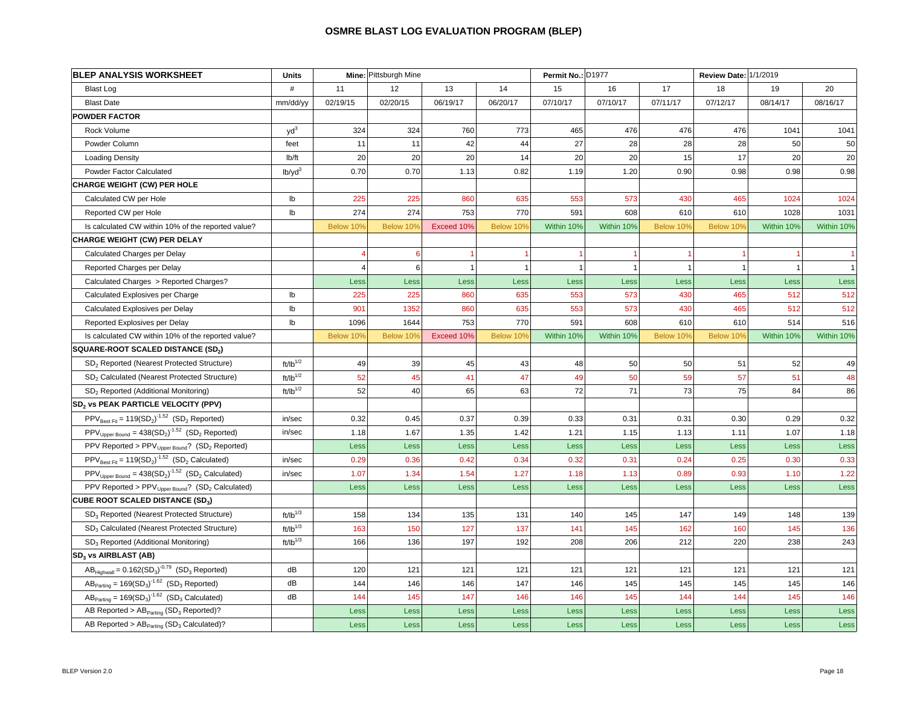# OSMRE BLAST LOG EVALUATION PROGRAM (BLEP)

| BLEP ANALYSIS WORKSHEET | Units | | Mine: Pittsburgh Mine | | | Permit No.: D1977 | | | Review Date: 1/1/2019 | | |
|---|---|---|---|---|---|---|---|---|---|---|---|
| Blast Log | # | 11 | 12 | 13 | 14 | 15 | 16 | 17 | 18 | 19 | 20 |
| Blast Date | mm/dd/yy | 02/19/15 | 02/20/15 | 06/19/17 | 06/20/17 | 07/10/17 | 07/10/17 | 07/11/17 | 07/12/17 | 08/14/17 | 08/16/17 |
| **POWDER FACTOR** | | | | | | | | | | | |
| Rock Volume | $yd^3$ | 324 | 324 | 760 | 773 | 465 | 476 | 476 | 476 | 1041 | 1041 |
| Powder Column | feet | 11 | 11 | 42 | 44 | 27 | 28 | 28 | 28 | 50 | 50 |
| Loading Density | lb/ft | 20 | 20 | 20 | 14 | 20 | 20 | 15 | 17 | 20 | 20 |
| Powder Factor Calculated | $lb/yd^3$ | 0.70 | 0.70 | 1.13 | 0.82 | 1.19 | 1.20 | 0.90 | 0.98 | 0.98 | 0.98 |
| **CHARGE WEIGHT (CW) PER HOLE** | | | | | | | | | | | |
| Calculated CW per Hole | lb | 225 | 225 | 860 | 635 | 553 | 573 | 430 | 465 | 1024 | 1024 |
| Reported CW per Hole | lb | 274 | 274 | 753 | 770 | 591 | 608 | 610 | 610 | 1028 | 1031 |
| Is calculated CW within 10% of the reported value? | | Below 10% | Below 10% | Exceed 10% | Below 10% | Within 10% | Within 10% | Below 10% | Below 10% | Within 10% | Within 10% |
| **CHARGE WEIGHT (CW) PER DELAY** | | | | | | | | | | | |
| Calculated Charges per Delay | | 4 | 6 | 1 | 1 | 1 | 1 | 1 | 1 | 1 | 1 |
| Reported Charges per Delay | | 4 | 6 | 1 | 1 | 1 | 1 | 1 | 1 | 1 | 1 |
| Calculated Charges > Reported Charges? | | Less | Less | Less | Less | Less | Less | Less | Less | Less | Less |
| Calculated Explosives per Charge | lb | 225 | 225 | 860 | 635 | 553 | 573 | 430 | 465 | 512 | 512 |
| Calculated Explosives per Delay | lb | 901 | 1352 | 860 | 635 | 553 | 573 | 430 | 465 | 512 | 512 |
| Reported Explosives per Delay | lb | 1096 | 1644 | 753 | 770 | 591 | 608 | 610 | 610 | 514 | 516 |
| Is calculated CW within 10% of the reported value? | | Below 10% | Below 10% | Exceed 10% | Below 10% | Within 10% | Within 10% | Below 10% | Below 10% | Within 10% | Within 10% |
| **SQUARE-ROOT SCALED DISTANCE ($SD_2$)** | | | | | | | | | | | |
| $SD_2$ Reported (Nearest Protected Structure) | $ft/lb^{1/2}$ | 49 | 39 | 45 | 43 | 48 | 50 | 50 | 51 | 52 | 49 |
| $SD_2$ Calculated (Nearest Protected Structure) | $ft/lb^{1/2}$ | 52 | 45 | 41 | 47 | 49 | 50 | 59 | 57 | 51 | 48 |
| $SD_2$ Reported (Additional Monitoring) | $ft/lb^{1/2}$ | 52 | 40 | 65 | 63 | 72 | 71 | 73 | 75 | 84 | 86 |
| **$SD_2$ vs PEAK PARTICLE VELOCITY (PPV)** | | | | | | | | | | | |
| $PPV_{Best\ Fit} = 119(SD_2)^{-1.52}$ ($SD_2$ Reported) | in/sec | 0.32 | 0.45 | 0.37 | 0.39 | 0.33 | 0.31 | 0.31 | 0.30 | 0.29 | 0.32 |
| $PPV_{Upper\ Bound} = 438(SD_2)^{-1.52}$ ($SD_2$ Reported) | in/sec | 1.18 | 1.67 | 1.35 | 1.42 | 1.21 | 1.15 | 1.13 | 1.11 | 1.07 | 1.18 |
| PPV Reported > $PPV_{Upper\ Bound}$? ($SD_2$ Reported) | | Less | Less | Less | Less | Less | Less | Less | Less | Less | Less |
| $PPV_{Best\ Fit} = 119(SD_2)^{-1.52}$ ($SD_2$ Calculated) | in/sec | 0.29 | 0.36 | 0.42 | 0.34 | 0.32 | 0.31 | 0.24 | 0.25 | 0.30 | 0.33 |
| $PPV_{Upper\ Bound} = 438(SD_2)^{-1.52}$ ($SD_2$ Calculated) | in/sec | 1.07 | 1.34 | 1.54 | 1.27 | 1.18 | 1.13 | 0.89 | 0.93 | 1.10 | 1.22 |
| PPV Reported > $PPV_{Upper\ Bound}$? ($SD_2$ Calculated) | | Less | Less | Less | Less | Less | Less | Less | Less | Less | Less |
| **CUBE ROOT SCALED DISTANCE ($SD_3$)** | | | | | | | | | | | |
| $SD_3$ Reported (Nearest Protected Structure) | $ft/lb^{1/3}$ | 158 | 134 | 135 | 131 | 140 | 145 | 147 | 149 | 148 | 139 |
| $SD_3$ Calculated (Nearest Protected Structure) | $ft/lb^{1/3}$ | 163 | 150 | 127 | 137 | 141 | 145 | 162 | 160 | 145 | 136 |
| $SD_3$ Reported (Additional Monitoring) | $ft/lb^{1/3}$ | 166 | 136 | 197 | 192 | 208 | 206 | 212 | 220 | 238 | 243 |
| **$SD_3$ vs AIRBLAST (AB)** | | | | | | | | | | | |
| $AB_{Highwall} = 0.162(SD_3)^{-0.79}$ ($SD_3$ Reported) | dB | 120 | 121 | 121 | 121 | 121 | 121 | 121 | 121 | 121 | 121 |
| $AB_{Parting} = 169(SD_3)^{-1.62}$ ($SD_3$ Reported) | dB | 144 | 146 | 146 | 147 | 146 | 145 | 145 | 145 | 145 | 146 |
| $AB_{Parting} = 169(SD_3)^{-1.62}$ ($SD_3$ Calculated) | dB | 144 | 145 | 147 | 146 | 146 | 145 | 144 | 144 | 145 | 146 |
| AB Reported > $AB_{Parting}$ ($SD_3$ Reported)? | | Less | Less | Less | Less | Less | Less | Less | Less | Less | Less |
| AB Reported > $AB_{Parting}$ ($SD_3$ Calculated)? | | Less | Less | Less | Less | Less | Less | Less | Less | Less | Less |

BLEP Version 2.0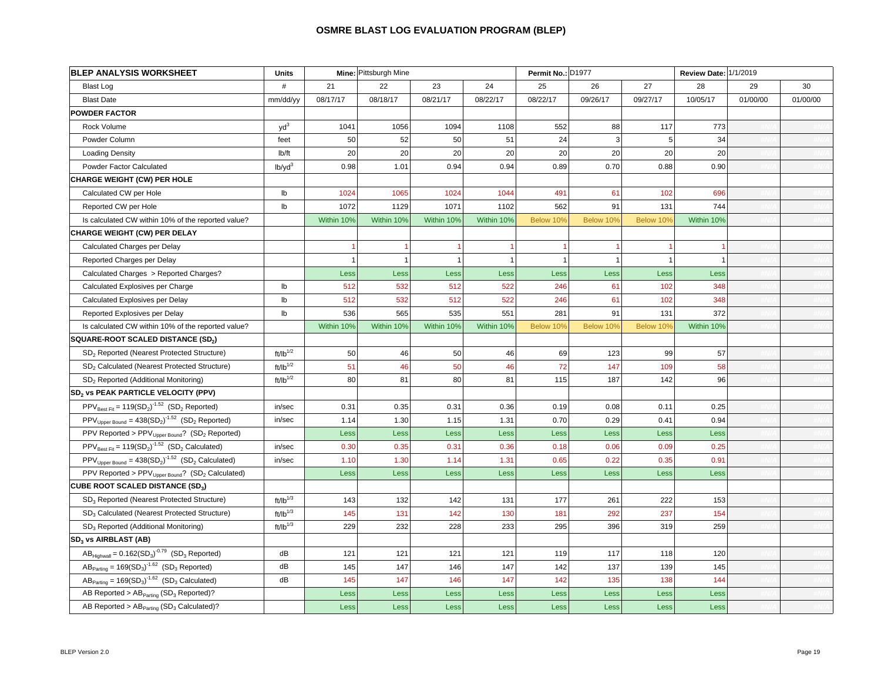# OSMRE BLAST LOG EVALUATION PROGRAM (BLEP)

| BLEP ANALYSIS WORKSHEET | Units | Mine: | Pittsburgh Mine | | | Permit No.: | D1977 | | Review Date: | 1/1/2019 | |
|---|---|---|---|---|---|---|---|---|---|---|---|
| Blast Log | # | 21 | 22 | 23 | 24 | 25 | 26 | 27 | 28 | 29 | 30 |
| Blast Date | mm/dd/yy | 08/17/17 | 08/18/17 | 08/21/17 | 08/22/17 | 08/22/17 | 09/26/17 | 09/27/17 | 10/05/17 | 01/00/00 | 01/00/00 |
| **POWDER FACTOR** | | | | | | | | | | | |
| Rock Volume | $yd^3$ | 1041 | 1056 | 1094 | 1108 | 552 | 88 | 117 | 773 | #N/A | #N/A |
| Powder Column | feet | 50 | 52 | 50 | 51 | 24 | 3 | 5 | 34 | #N/A | #N/A |
| Loading Density | lb/ft | 20 | 20 | 20 | 20 | 20 | 20 | 20 | 20 | #N/A | #N/A |
| Powder Factor Calculated | $lb/yd^3$ | 0.98 | 1.01 | 0.94 | 0.94 | 0.89 | 0.70 | 0.88 | 0.90 | #N/A | #N/A |
| **CHARGE WEIGHT (CW) PER HOLE** | | | | | | | | | | | |
| Calculated CW per Hole | lb | 1024 | 1065 | 1024 | 1044 | 491 | 61 | 102 | 696 | #N/A | #N/A |
| Reported CW per Hole | lb | 1072 | 1129 | 1071 | 1102 | 562 | 91 | 131 | 744 | #N/A | #N/A |
| Is calculated CW within 10% of the reported value? | | Within 10% | Within 10% | Within 10% | Within 10% | Below 10% | Below 10% | Below 10% | Within 10% | #N/A | #N/A |
| **CHARGE WEIGHT (CW) PER DELAY** | | | | | | | | | | | |
| Calculated Charges per Delay | | 1 | 1 | 1 | 1 | 1 | 1 | 1 | 1 | #N/A | #N/A |
| Reported Charges per Delay | | 1 | 1 | 1 | 1 | 1 | 1 | 1 | 1 | #N/A | #N/A |
| Calculated Charges > Reported Charges? | | Less | Less | Less | Less | Less | Less | Less | Less | #N/A | #N/A |
| Calculated Explosives per Charge | lb | 512 | 532 | 512 | 522 | 246 | 61 | 102 | 348 | #N/A | #N/A |
| Calculated Explosives per Delay | lb | 512 | 532 | 512 | 522 | 246 | 61 | 102 | 348 | #N/A | #N/A |
| Reported Explosives per Delay | lb | 536 | 565 | 535 | 551 | 281 | 91 | 131 | 372 | #N/A | #N/A |
| Is calculated CW within 10% of the reported value? | | Within 10% | Within 10% | Within 10% | Within 10% | Below 10% | Below 10% | Below 10% | Within 10% | #N/A | #N/A |
| **SQUARE-ROOT SCALED DISTANCE ($SD_2$)** | | | | | | | | | | | |
| $SD_2$ Reported (Nearest Protected Structure) | $ft/lb^{1/2}$ | 50 | 46 | 50 | 46 | 69 | 123 | 99 | 57 | #N/A | #N/A |
| $SD_2$ Calculated (Nearest Protected Structure) | $ft/lb^{1/2}$ | 51 | 46 | 50 | 46 | 72 | 147 | 109 | 58 | #N/A | #N/A |
| $SD_2$ Reported (Additional Monitoring) | $ft/lb^{1/2}$ | 80 | 81 | 80 | 81 | 115 | 187 | 142 | 96 | #N/A | #N/A |
| **$SD_2$ vs PEAK PARTICLE VELOCITY (PPV)** | | | | | | | | | | | |
| $PPV_{Best\ Fit} = 119(SD_2)^{-1.52}$ ($SD_2$ Reported) | in/sec | 0.31 | 0.35 | 0.31 | 0.36 | 0.19 | 0.08 | 0.11 | 0.25 | #N/A | #N/A |
| $PPV_{Upper\ Bound} = 438(SD_2)^{-1.52}$ ($SD_2$ Reported) | in/sec | 1.14 | 1.30 | 1.15 | 1.31 | 0.70 | 0.29 | 0.41 | 0.94 | #N/A | #N/A |
| PPV Reported > $PPV_{Upper\ Bound}$? ($SD_2$ Reported) | | Less | Less | Less | Less | Less | Less | Less | Less | #N/A | #N/A |
| $PPV_{Best\ Fit} = 119(SD_2)^{-1.52}$ ($SD_2$ Calculated) | in/sec | 0.30 | 0.35 | 0.31 | 0.36 | 0.18 | 0.06 | 0.09 | 0.25 | #N/A | #N/A |
| $PPV_{Upper\ Bound} = 438(SD_2)^{-1.52}$ ($SD_2$ Calculated) | in/sec | 1.10 | 1.30 | 1.14 | 1.31 | 0.65 | 0.22 | 0.35 | 0.91 | #N/A | #N/A |
| PPV Reported > $PPV_{Upper\ Bound}$? ($SD_2$ Calculated) | | Less | Less | Less | Less | Less | Less | Less | Less | #N/A | #N/A |
| **CUBE ROOT SCALED DISTANCE ($SD_3$)** | | | | | | | | | | | |
| $SD_3$ Reported (Nearest Protected Structure) | $ft/lb^{1/3}$ | 143 | 132 | 142 | 131 | 177 | 261 | 222 | 153 | #N/A | #N/A |
| $SD_3$ Calculated (Nearest Protected Structure) | $ft/lb^{1/3}$ | 145 | 131 | 142 | 130 | 181 | 292 | 237 | 154 | #N/A | #N/A |
| $SD_3$ Reported (Additional Monitoring) | $ft/lb^{1/3}$ | 229 | 232 | 228 | 233 | 295 | 396 | 319 | 259 | #N/A | #N/A |
| **$SD_3$ vs AIRBLAST (AB)** | | | | | | | | | | | |
| $AB_{Highwall} = 0.162(SD_3)^{-0.79}$ ($SD_3$ Reported) | dB | 121 | 121 | 121 | 121 | 119 | 117 | 118 | 120 | #N/A | #N/A |
| $AB_{Parting} = 169(SD_3)^{-1.62}$ ($SD_3$ Reported) | dB | 145 | 147 | 146 | 147 | 142 | 137 | 139 | 145 | #N/A | #N/A |
| $AB_{Parting} = 169(SD_3)^{-1.62}$ ($SD_3$ Calculated) | dB | 145 | 147 | 146 | 147 | 142 | 135 | 138 | 144 | #N/A | #N/A |
| AB Reported > $AB_{Parting}$ ($SD_3$ Reported)? | | Less | Less | Less | Less | Less | Less | Less | Less | #N/A | #N/A |
| AB Reported > $AB_{Parting}$ ($SD_3$ Calculated)? | | Less | Less | Less | Less | Less | Less | Less | Less | #N/A | #N/A |

BLEP Version 2.0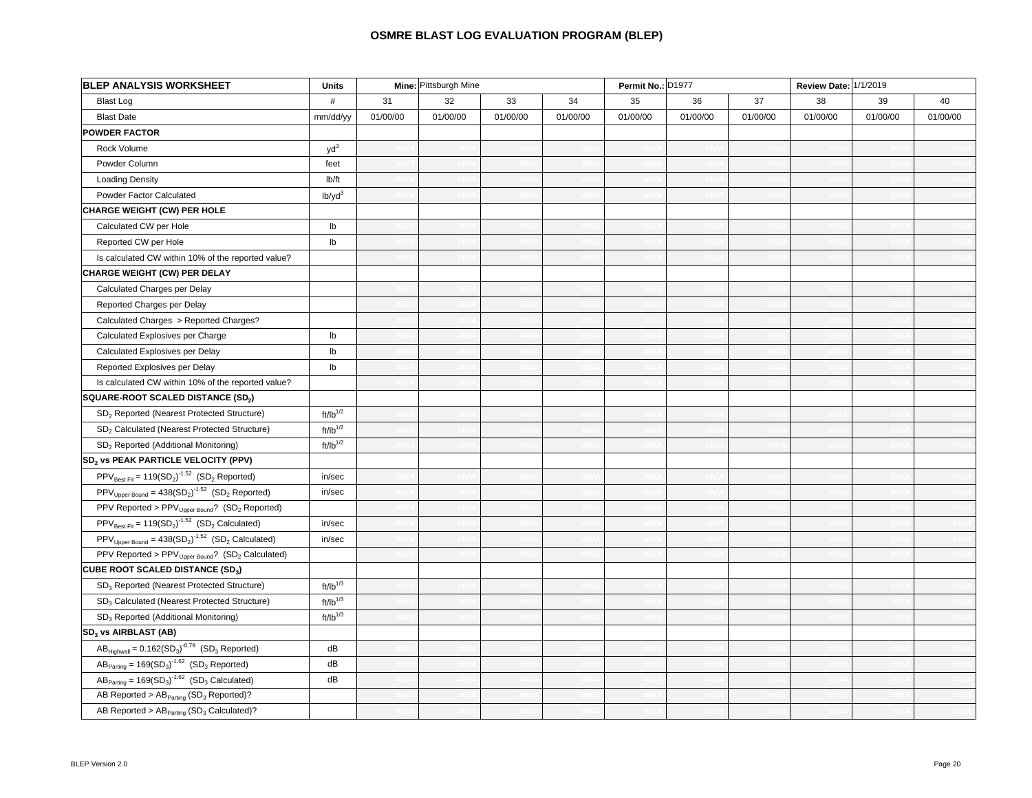## OSMRE BLAST LOG EVALUATION PROGRAM (BLEP)

| BLEP ANALYSIS WORKSHEET | Units | Mine: Pittsburgh Mine | | | | Permit No.: D1977 | | | Review Date: 1/1/2019 | | |
|---|---|---|---|---|---|---|---|---|---|---|---|
| Blast Log | # | 31 | 32 | 33 | 34 | 35 | 36 | 37 | 38 | 39 | 40 |
| Blast Date | mm/dd/yy | 01/00/00 | 01/00/00 | 01/00/00 | 01/00/00 | 01/00/00 | 01/00/00 | 01/00/00 | 01/00/00 | 01/00/00 | 01/00/00 |
| **POWDER FACTOR** | | | | | | | | | | | |
| Rock Volume | $yd^3$ | #N/A | #N/A | #N/A | #N/A | #N/A | #N/A | #N/A | #N/A | #N/A | #N/A |
| Powder Column | feet | #N/A | #N/A | #N/A | #N/A | #N/A | #N/A | #N/A | #N/A | #N/A | #N/A |
| Loading Density | lb/ft | #N/A | #N/A | #N/A | #N/A | #N/A | #N/A | #N/A | #N/A | #N/A | #N/A |
| Powder Factor Calculated | $lb/yd^3$ | #N/A | #N/A | #N/A | #N/A | #N/A | #N/A | #N/A | #N/A | #N/A | #N/A |
| **CHARGE WEIGHT (CW) PER HOLE** | | | | | | | | | | | |
| Calculated CW per Hole | lb | #N/A | #N/A | #N/A | #N/A | #N/A | #N/A | #N/A | #N/A | #N/A | #N/A |
| Reported CW per Hole | lb | #N/A | #N/A | #N/A | #N/A | #N/A | #N/A | #N/A | #N/A | #N/A | #N/A |
| Is calculated CW within 10% of the reported value? | | #N/A | #N/A | #N/A | #N/A | #N/A | #N/A | #N/A | #N/A | #N/A | #N/A |
| **CHARGE WEIGHT (CW) PER DELAY** | | | | | | | | | | | |
| Calculated Charges per Delay | | #N/A | #N/A | #N/A | #N/A | #N/A | #N/A | #N/A | #N/A | #N/A | #N/A |
| Reported Charges per Delay | | #N/A | #N/A | #N/A | #N/A | #N/A | #N/A | #N/A | #N/A | #N/A | #N/A |
| Calculated Charges > Reported Charges? | | #N/A | #N/A | #N/A | #N/A | #N/A | #N/A | #N/A | #N/A | #N/A | #N/A |
| Calculated Explosives per Charge | lb | #N/A | #N/A | #N/A | #N/A | #N/A | #N/A | #N/A | #N/A | #N/A | #N/A |
| Calculated Explosives per Delay | lb | #N/A | #N/A | #N/A | #N/A | #N/A | #N/A | #N/A | #N/A | #N/A | #N/A |
| Reported Explosives per Delay | lb | #N/A | #N/A | #N/A | #N/A | #N/A | #N/A | #N/A | #N/A | #N/A | #N/A |
| Is calculated CW within 10% of the reported value? | | #N/A | #N/A | #N/A | #N/A | #N/A | #N/A | #N/A | #N/A | #N/A | #N/A |
| **SQUARE-ROOT SCALED DISTANCE ($SD_2$)** | | | | | | | | | | | |
| $SD_2$ Reported (Nearest Protected Structure) | $ft/lb^{1/2}$ | #N/A | #N/A | #N/A | #N/A | #N/A | #N/A | #N/A | #N/A | #N/A | #N/A |
| $SD_2$ Calculated (Nearest Protected Structure) | $ft/lb^{1/2}$ | #N/A | #N/A | #N/A | #N/A | #N/A | #N/A | #N/A | #N/A | #N/A | #N/A |
| $SD_2$ Reported (Additional Monitoring) | $ft/lb^{1/2}$ | #N/A | #N/A | #N/A | #N/A | #N/A | #N/A | #N/A | #N/A | #N/A | #N/A |
| **$SD_2$ vs PEAK PARTICLE VELOCITY (PPV)** | | | | | | | | | | | |
| $PPV_{Best\ Fit} = 119(SD_2)^{-1.52}$ ($SD_2$ Reported) | in/sec | #N/A | #N/A | #N/A | #N/A | #N/A | #N/A | #N/A | #N/A | #N/A | #N/A |
| $PPV_{Upper\ Bound} = 438(SD_2)^{-1.52}$ ($SD_2$ Reported) | in/sec | #N/A | #N/A | #N/A | #N/A | #N/A | #N/A | #N/A | #N/A | #N/A | #N/A |
| PPV Reported > $PPV_{Upper\ Bound}$? ($SD_2$ Reported) | | #N/A | #N/A | #N/A | #N/A | #N/A | #N/A | #N/A | #N/A | #N/A | #N/A |
| $PPV_{Best\ Fit} = 119(SD_2)^{-1.52}$ ($SD_2$ Calculated) | in/sec | #N/A | #N/A | #N/A | #N/A | #N/A | #N/A | #N/A | #N/A | #N/A | #N/A |
| $PPV_{Upper\ Bound} = 438(SD_2)^{-1.52}$ ($SD_2$ Calculated) | in/sec | #N/A | #N/A | #N/A | #N/A | #N/A | #N/A | #N/A | #N/A | #N/A | #N/A |
| PPV Reported > $PPV_{Upper\ Bound}$? ($SD_2$ Calculated) | | #N/A | #N/A | #N/A | #N/A | #N/A | #N/A | #N/A | #N/A | #N/A | #N/A |
| **CUBE ROOT SCALED DISTANCE ($SD_3$)** | | | | | | | | | | | |
| $SD_3$ Reported (Nearest Protected Structure) | $ft/lb^{1/3}$ | #N/A | #N/A | #N/A | #N/A | #N/A | #N/A | #N/A | #N/A | #N/A | #N/A |
| $SD_3$ Calculated (Nearest Protected Structure) | $ft/lb^{1/3}$ | #N/A | #N/A | #N/A | #N/A | #N/A | #N/A | #N/A | #N/A | #N/A | #N/A |
| $SD_3$ Reported (Additional Monitoring) | $ft/lb^{1/3}$ | #N/A | #N/A | #N/A | #N/A | #N/A | #N/A | #N/A | #N/A | #N/A | #N/A |
| **$SD_3$ vs AIRBLAST (AB)** | | | | | | | | | | | |
| $AB_{Highwall} = 0.162(SD_3)^{-0.79}$ ($SD_3$ Reported) | dB | #N/A | #N/A | #N/A | #N/A | #N/A | #N/A | #N/A | #N/A | #N/A | #N/A |
| $AB_{Parting} = 169(SD_3)^{-1.62}$ ($SD_3$ Reported) | dB | #N/A | #N/A | #N/A | #N/A | #N/A | #N/A | #N/A | #N/A | #N/A | #N/A |
| $AB_{Parting} = 169(SD_3)^{-1.62}$ ($SD_3$ Calculated) | dB | #N/A | #N/A | #N/A | #N/A | #N/A | #N/A | #N/A | #N/A | #N/A | #N/A |
| AB Reported > $AB_{Parting}$ ($SD_3$ Reported)? | | #N/A | #N/A | #N/A | #N/A | #N/A | #N/A | #N/A | #N/A | #N/A | #N/A |
| AB Reported > $AB_{Parting}$ ($SD_3$ Calculated)? | | #N/A | #N/A | #N/A | #N/A | #N/A | #N/A | #N/A | #N/A | #N/A | #N/A |

BLEP Version 2.0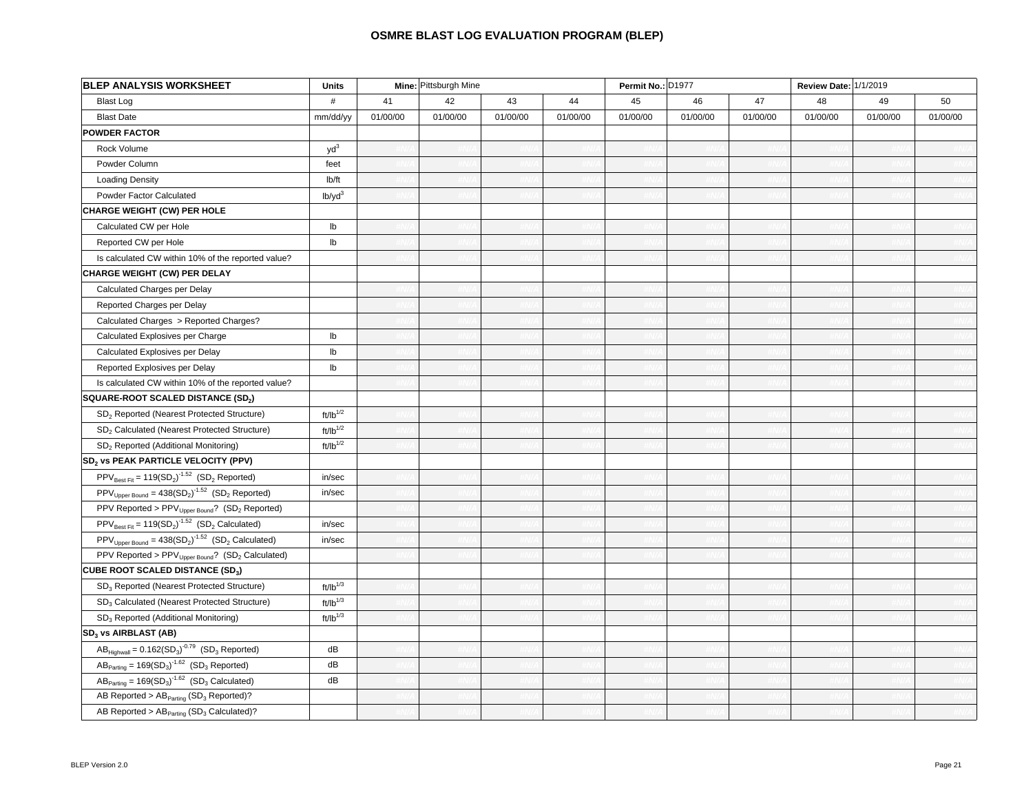# OSMRE BLAST LOG EVALUATION PROGRAM (BLEP)

| BLEP ANALYSIS WORKSHEET | Units | Mine: | Pittsburgh Mine | | | Permit No.: | D1977 | | Review Date: | 1/1/2019 | |
|---|---|---|---|---|---|---|---|---|---|---|---|
| Blast Log | # | 41 | 42 | 43 | 44 | 45 | 46 | 47 | 48 | 49 | 50 |
| Blast Date | mm/dd/yy | 01/00/00 | 01/00/00 | 01/00/00 | 01/00/00 | 01/00/00 | 01/00/00 | 01/00/00 | 01/00/00 | 01/00/00 | 01/00/00 |
| **POWDER FACTOR** | | | | | | | | | | | |
| Rock Volume | $yd^3$ | #N/A | #N/A | #N/A | #N/A | #N/A | #N/A | #N/A | #N/A | #N/A | #N/A |
| Powder Column | feet | #N/A | #N/A | #N/A | #N/A | #N/A | #N/A | #N/A | #N/A | #N/A | #N/A |
| Loading Density | lb/ft | #N/A | #N/A | #N/A | #N/A | #N/A | #N/A | #N/A | #N/A | #N/A | #N/A |
| Powder Factor Calculated | $lb/yd^3$ | #N/A | #N/A | #N/A | #N/A | #N/A | #N/A | #N/A | #N/A | #N/A | #N/A |
| **CHARGE WEIGHT (CW) PER HOLE** | | | | | | | | | | | |
| Calculated CW per Hole | lb | #N/A | #N/A | #N/A | #N/A | #N/A | #N/A | #N/A | #N/A | #N/A | #N/A |
| Reported CW per Hole | lb | #N/A | #N/A | #N/A | #N/A | #N/A | #N/A | #N/A | #N/A | #N/A | #N/A |
| Is calculated CW within 10% of the reported value? | | #N/A | #N/A | #N/A | #N/A | #N/A | #N/A | #N/A | #N/A | #N/A | #N/A |
| **CHARGE WEIGHT (CW) PER DELAY** | | | | | | | | | | | |
| Calculated Charges per Delay | | #N/A | #N/A | #N/A | #N/A | #N/A | #N/A | #N/A | #N/A | #N/A | #N/A |
| Reported Charges per Delay | | #N/A | #N/A | #N/A | #N/A | #N/A | #N/A | #N/A | #N/A | #N/A | #N/A |
| Calculated Charges > Reported Charges? | | #N/A | #N/A | #N/A | #N/A | #N/A | #N/A | #N/A | #N/A | #N/A | #N/A |
| Calculated Explosives per Charge | lb | #N/A | #N/A | #N/A | #N/A | #N/A | #N/A | #N/A | #N/A | #N/A | #N/A |
| Calculated Explosives per Delay | lb | #N/A | #N/A | #N/A | #N/A | #N/A | #N/A | #N/A | #N/A | #N/A | #N/A |
| Reported Explosives per Delay | lb | #N/A | #N/A | #N/A | #N/A | #N/A | #N/A | #N/A | #N/A | #N/A | #N/A |
| Is calculated CW within 10% of the reported value? | | #N/A | #N/A | #N/A | #N/A | #N/A | #N/A | #N/A | #N/A | #N/A | #N/A |
| **SQUARE-ROOT SCALED DISTANCE ($SD_2$)** | | | | | | | | | | | |
| $SD_2$ Reported (Nearest Protected Structure) | $ft/lb^{1/2}$ | #N/A | #N/A | #N/A | #N/A | #N/A | #N/A | #N/A | #N/A | #N/A | #N/A |
| $SD_2$ Calculated (Nearest Protected Structure) | $ft/lb^{1/2}$ | #N/A | #N/A | #N/A | #N/A | #N/A | #N/A | #N/A | #N/A | #N/A | #N/A |
| $SD_2$ Reported (Additional Monitoring) | $ft/lb^{1/2}$ | #N/A | #N/A | #N/A | #N/A | #N/A | #N/A | #N/A | #N/A | #N/A | #N/A |
| **$SD_2$ vs PEAK PARTICLE VELOCITY (PPV)** | | | | | | | | | | | |
| $PPV_{Best\ Fit} = 119(SD_2)^{-1.52}$ ($SD_2$ Reported) | in/sec | #N/A | #N/A | #N/A | #N/A | #N/A | #N/A | #N/A | #N/A | #N/A | #N/A |
| $PPV_{Upper\ Bound} = 438(SD_2)^{-1.52}$ ($SD_2$ Reported) | in/sec | #N/A | #N/A | #N/A | #N/A | #N/A | #N/A | #N/A | #N/A | #N/A | #N/A |
| PPV Reported > $PPV_{Upper\ Bound}$? ($SD_2$ Reported) | | #N/A | #N/A | #N/A | #N/A | #N/A | #N/A | #N/A | #N/A | #N/A | #N/A |
| $PPV_{Best\ Fit} = 119(SD_2)^{-1.52}$ ($SD_2$ Calculated) | in/sec | #N/A | #N/A | #N/A | #N/A | #N/A | #N/A | #N/A | #N/A | #N/A | #N/A |
| $PPV_{Upper\ Bound} = 438(SD_2)^{-1.52}$ ($SD_2$ Calculated) | in/sec | #N/A | #N/A | #N/A | #N/A | #N/A | #N/A | #N/A | #N/A | #N/A | #N/A |
| PPV Reported > $PPV_{Upper\ Bound}$? ($SD_2$ Calculated) | | #N/A | #N/A | #N/A | #N/A | #N/A | #N/A | #N/A | #N/A | #N/A | #N/A |
| **CUBE ROOT SCALED DISTANCE ($SD_3$)** | | | | | | | | | | | |
| $SD_3$ Reported (Nearest Protected Structure) | $ft/lb^{1/3}$ | #N/A | #N/A | #N/A | #N/A | #N/A | #N/A | #N/A | #N/A | #N/A | #N/A |
| $SD_3$ Calculated (Nearest Protected Structure) | $ft/lb^{1/3}$ | #N/A | #N/A | #N/A | #N/A | #N/A | #N/A | #N/A | #N/A | #N/A | #N/A |
| $SD_3$ Reported (Additional Monitoring) | $ft/lb^{1/3}$ | #N/A | #N/A | #N/A | #N/A | #N/A | #N/A | #N/A | #N/A | #N/A | #N/A |
| **$SD_3$ vs AIRBLAST (AB)** | | | | | | | | | | | |
| $AB_{Highwall} = 0.162(SD_3)^{-0.79}$ ($SD_3$ Reported) | dB | #N/A | #N/A | #N/A | #N/A | #N/A | #N/A | #N/A | #N/A | #N/A | #N/A |
| $AB_{Parting} = 169(SD_3)^{-1.62}$ ($SD_3$ Reported) | dB | #N/A | #N/A | #N/A | #N/A | #N/A | #N/A | #N/A | #N/A | #N/A | #N/A |
| $AB_{Parting} = 169(SD_3)^{-1.62}$ ($SD_3$ Calculated) | dB | #N/A | #N/A | #N/A | #N/A | #N/A | #N/A | #N/A | #N/A | #N/A | #N/A |
| AB Reported > $AB_{Parting}$ ($SD_3$ Reported)? | | #N/A | #N/A | #N/A | #N/A | #N/A | #N/A | #N/A | #N/A | #N/A | #N/A |
| AB Reported > $AB_{Parting}$ ($SD_3$ Calculated)? | | #N/A | #N/A | #N/A | #N/A | #N/A | #N/A | #N/A | #N/A | #N/A | #N/A |

BLEP Version 2.0